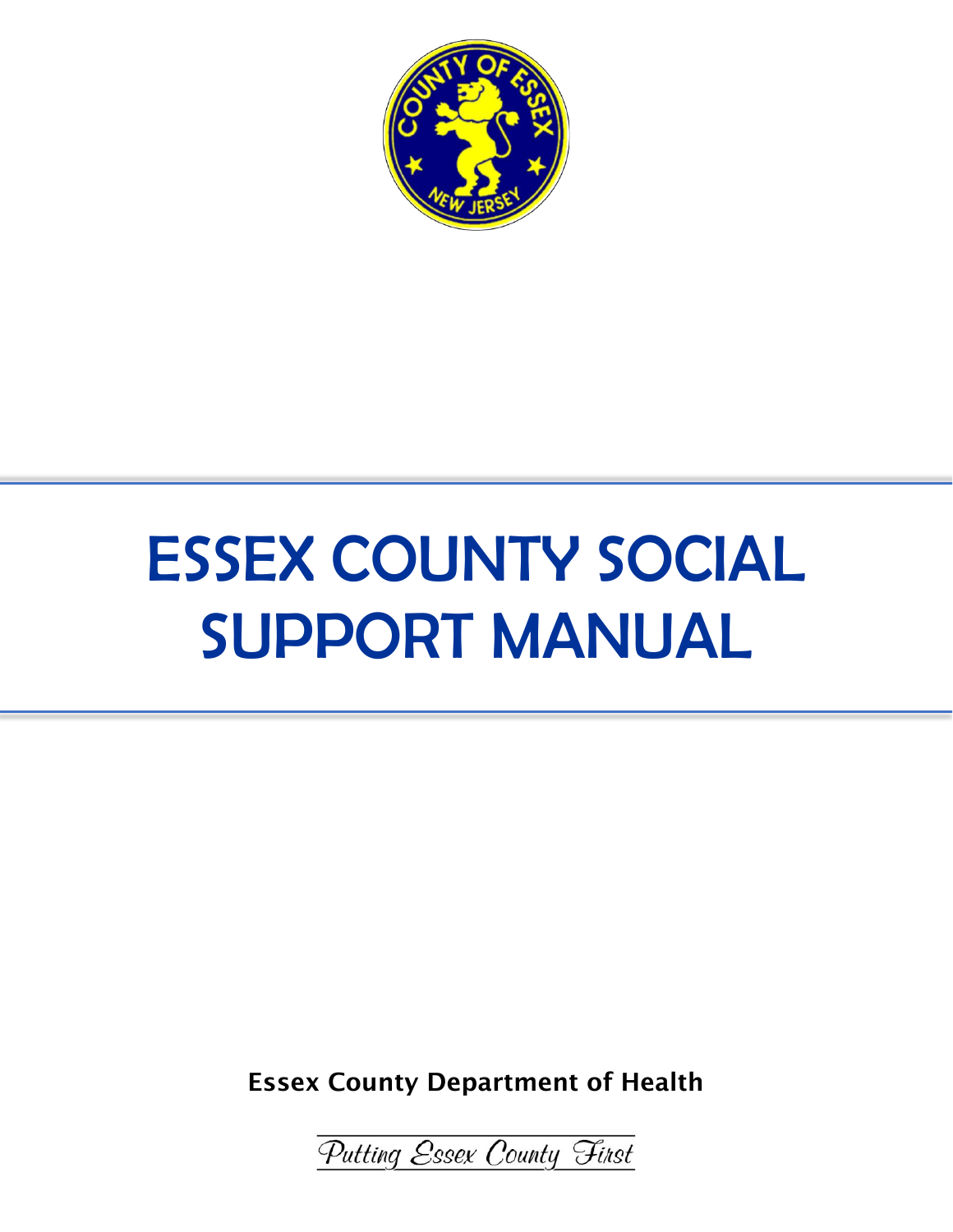# ESSEX COUNTY SOCIAL SUPPORT MANUAL

**Essex County Department of Health**

*Putting Essex County First*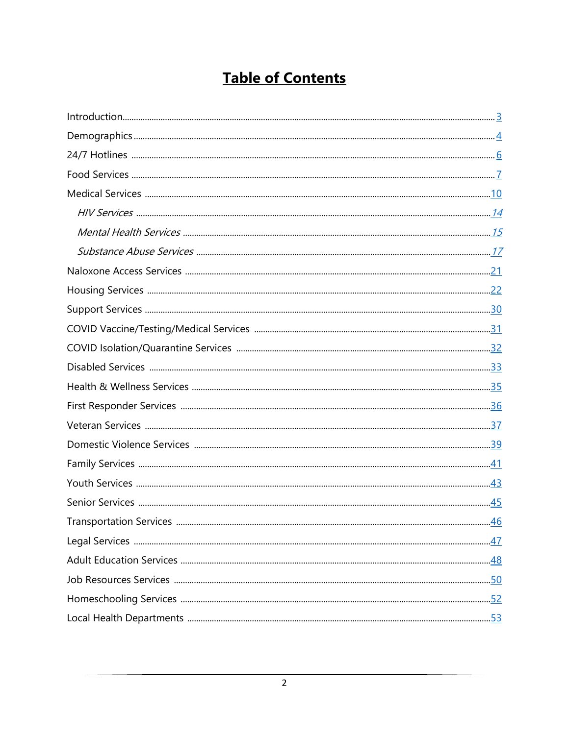# Table of Contents

Introduction .......... 3

Demographics .......... 4

24/7 Hotlines .......... 6

Food Services .......... 7

Medical Services .......... 10

- *HIV Services* .......... *14*
- *Mental Health Services* .......... *15*
- *Substance Abuse Services* .......... *17*

Naloxone Access Services .......... 21

Housing Services .......... 22

Support Services .......... 30

COVID Vaccine/Testing/Medical Services .......... 31

COVID Isolation/Quarantine Services .......... 32

Disabled Services .......... 33

Health & Wellness Services .......... 35

First Responder Services .......... 36

Veteran Services .......... 37

Domestic Violence Services .......... 39

Family Services .......... 41

Youth Services .......... 43

Senior Services .......... 45

Transportation Services .......... 46

Legal Services .......... 47

Adult Education Services .......... 48

Job Resources Services .......... 50

Homeschooling Services .......... 52

Local Health Departments .......... 53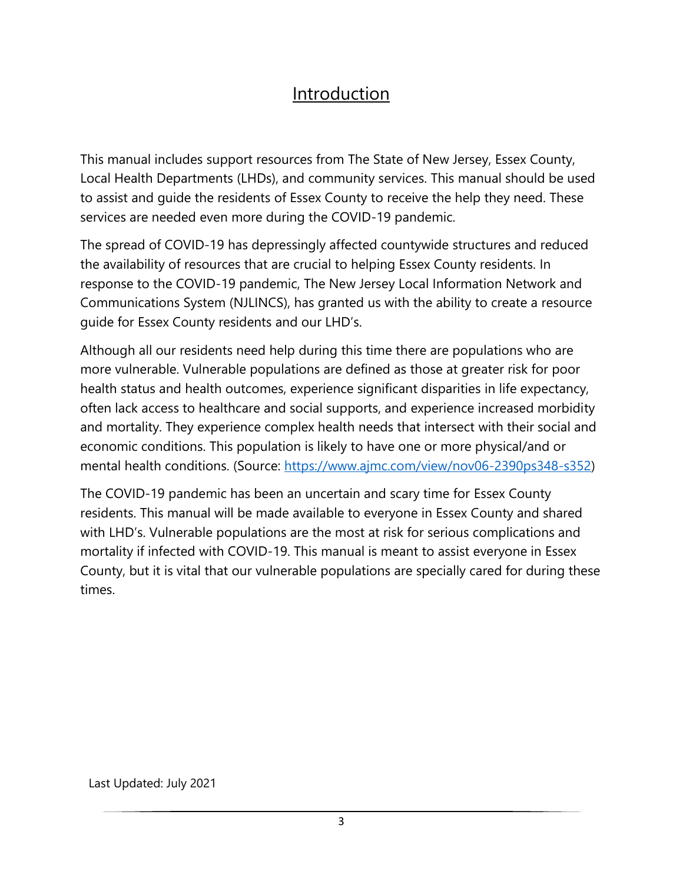# Introduction

This manual includes support resources from The State of New Jersey, Essex County, Local Health Departments (LHDs), and community services. This manual should be used to assist and guide the residents of Essex County to receive the help they need. These services are needed even more during the COVID-19 pandemic.

The spread of COVID-19 has depressingly affected countywide structures and reduced the availability of resources that are crucial to helping Essex County residents. In response to the COVID-19 pandemic, The New Jersey Local Information Network and Communications System (NJLINCS), has granted us with the ability to create a resource guide for Essex County residents and our LHD's.

Although all our residents need help during this time there are populations who are more vulnerable. Vulnerable populations are defined as those at greater risk for poor health status and health outcomes, experience significant disparities in life expectancy, often lack access to healthcare and social supports, and experience increased morbidity and mortality. They experience complex health needs that intersect with their social and economic conditions. This population is likely to have one or more physical/and or mental health conditions. (Source: [https://www.ajmc.com/view/nov06-2390ps348-s352](https://www.ajmc.com/view/nov06-2390ps348-s352))

The COVID-19 pandemic has been an uncertain and scary time for Essex County residents. This manual will be made available to everyone in Essex County and shared with LHD's. Vulnerable populations are the most at risk for serious complications and mortality if infected with COVID-19. This manual is meant to assist everyone in Essex County, but it is vital that our vulnerable populations are specially cared for during these times.

Last Updated: July 2021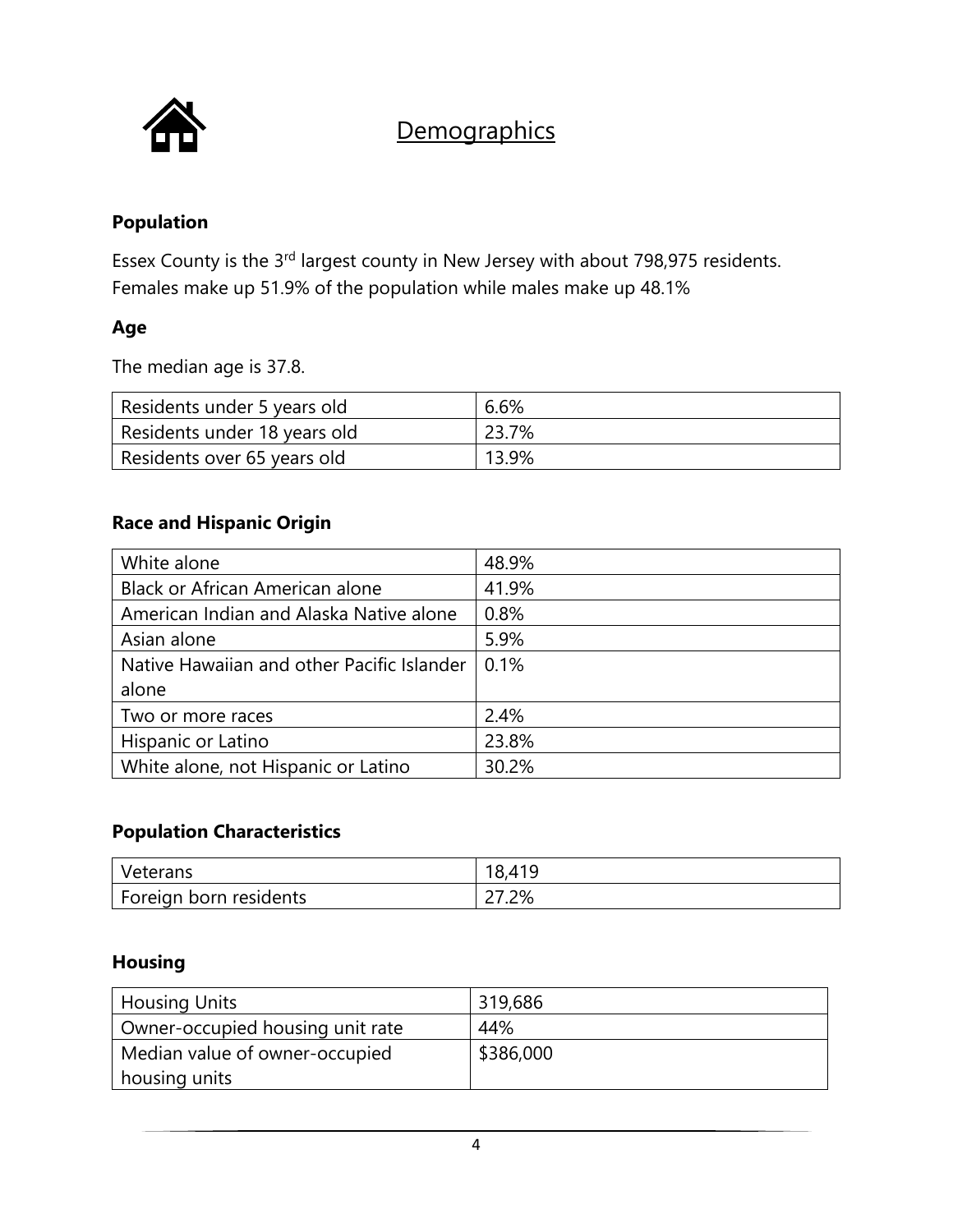# Demographics

### Population

Essex County is the 3rd largest county in New Jersey with about 798,975 residents. Females make up 51.9% of the population while males make up 48.1%

### Age

The median age is 37.8.

| Residents under 5 years old | 6.6% |
|---|---|
| Residents under 18 years old | 23.7% |
| Residents over 65 years old | 13.9% |

### Race and Hispanic Origin

| White alone | 48.9% |
|---|---|
| Black or African American alone | 41.9% |
| American Indian and Alaska Native alone | 0.8% |
| Asian alone | 5.9% |
| Native Hawaiian and other Pacific Islander alone | 0.1% |
| Two or more races | 2.4% |
| Hispanic or Latino | 23.8% |
| White alone, not Hispanic or Latino | 30.2% |

### Population Characteristics

| Veterans | 18,419 |
|---|---|
| Foreign born residents | 27.2% |

### Housing

| Housing Units | 319,686 |
|---|---|
| Owner-occupied housing unit rate | 44% |
| Median value of owner-occupied housing units | $386,000 |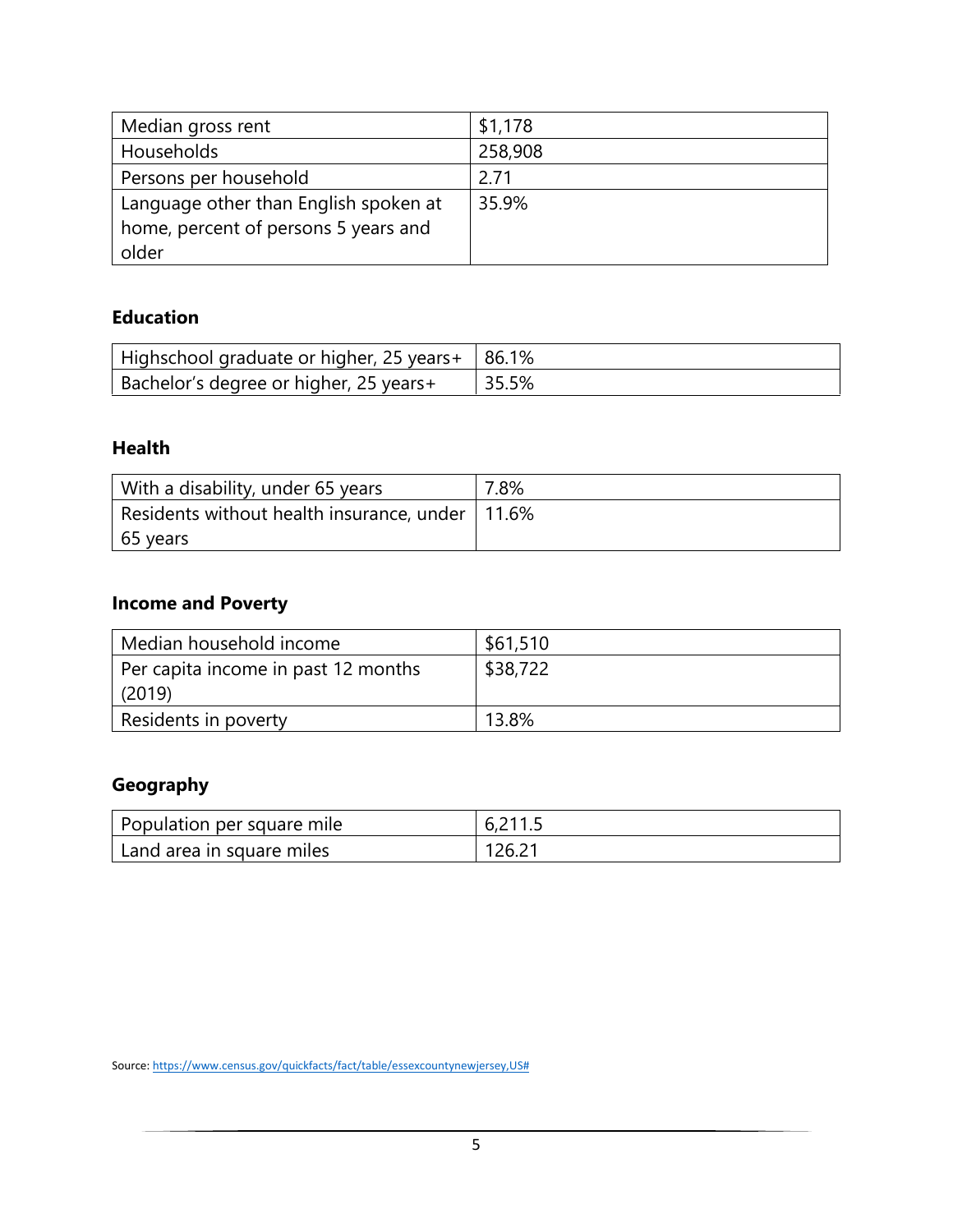| | |
|---|---|
| Median gross rent | $1,178 |
| Households | 258,908 |
| Persons per household | 2.71 |
| Language other than English spoken at home, percent of persons 5 years and older | 35.9% |

### Education

| | |
|---|---|
| Highschool graduate or higher, 25 years+ | 86.1% |
| Bachelor's degree or higher, 25 years+ | 35.5% |

### Health

| | |
|---|---|
| With a disability, under 65 years | 7.8% |
| Residents without health insurance, under 65 years | 11.6% |

### Income and Poverty

| | |
|---|---|
| Median household income | $61,510 |
| Per capita income in past 12 months (2019) | $38,722 |
| Residents in poverty | 13.8% |

### Geography

| | |
|---|---|
| Population per square mile | 6,211.5 |
| Land area in square miles | 126.21 |

Source: https://www.census.gov/quickfacts/fact/table/essexcountynewjersey,US#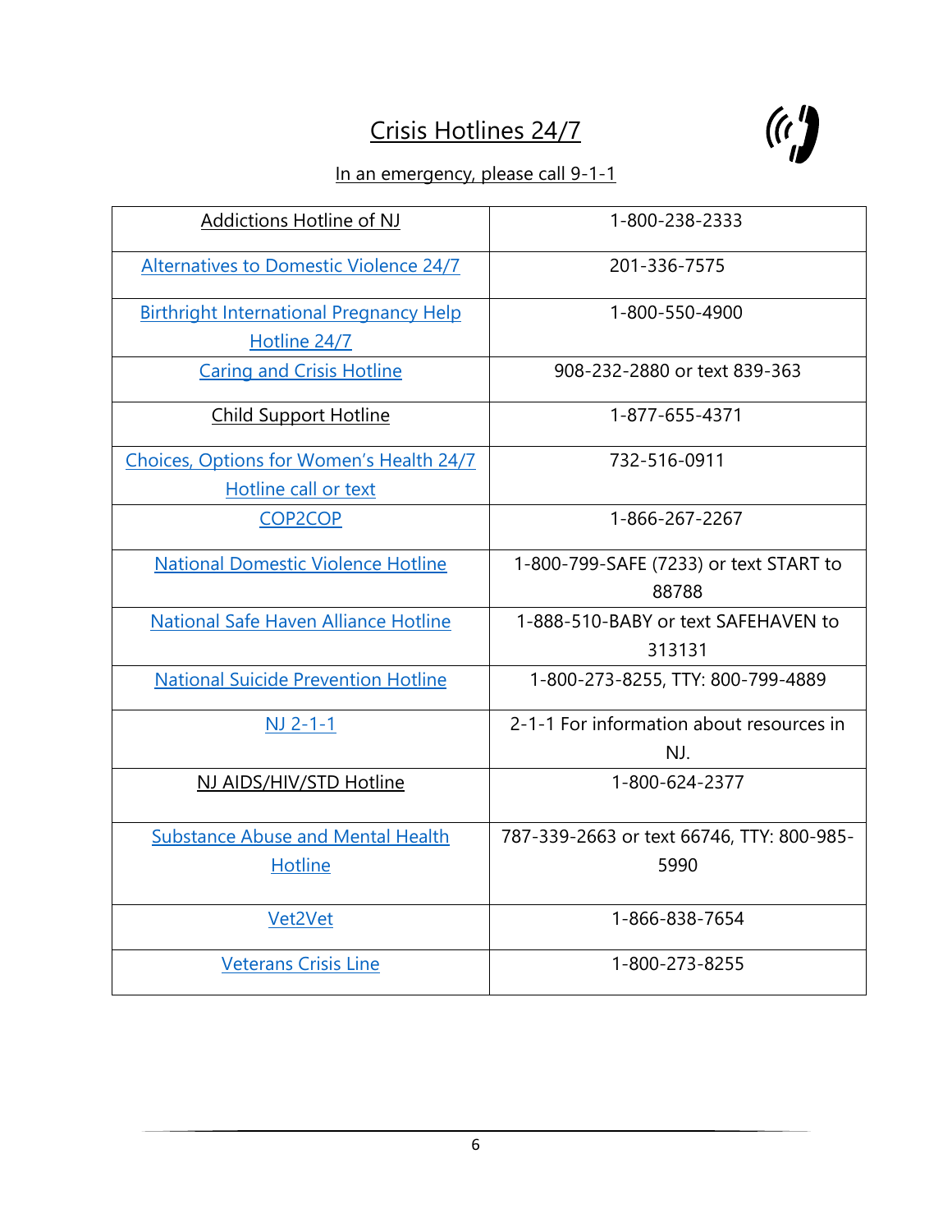# Crisis Hotlines 24/7

In an emergency, please call 9-1-1

| Addictions Hotline of NJ | 1-800-238-2333 |
|---|---|
| Alternatives to Domestic Violence 24/7 | 201-336-7575 |
| Birthright International Pregnancy Help Hotline 24/7 | 1-800-550-4900 |
| Caring and Crisis Hotline | 908-232-2880 or text 839-363 |
| Child Support Hotline | 1-877-655-4371 |
| Choices, Options for Women's Health 24/7 Hotline call or text | 732-516-0911 |
| COP2COP | 1-866-267-2267 |
| National Domestic Violence Hotline | 1-800-799-SAFE (7233) or text START to 88788 |
| National Safe Haven Alliance Hotline | 1-888-510-BABY or text SAFEHAVEN to 313131 |
| National Suicide Prevention Hotline | 1-800-273-8255, TTY: 800-799-4889 |
| NJ 2-1-1 | 2-1-1 For information about resources in NJ. |
| NJ AIDS/HIV/STD Hotline | 1-800-624-2377 |
| Substance Abuse and Mental Health Hotline | 787-339-2663 or text 66746, TTY: 800-985-5990 |
| Vet2Vet | 1-866-838-7654 |
| Veterans Crisis Line | 1-800-273-8255 |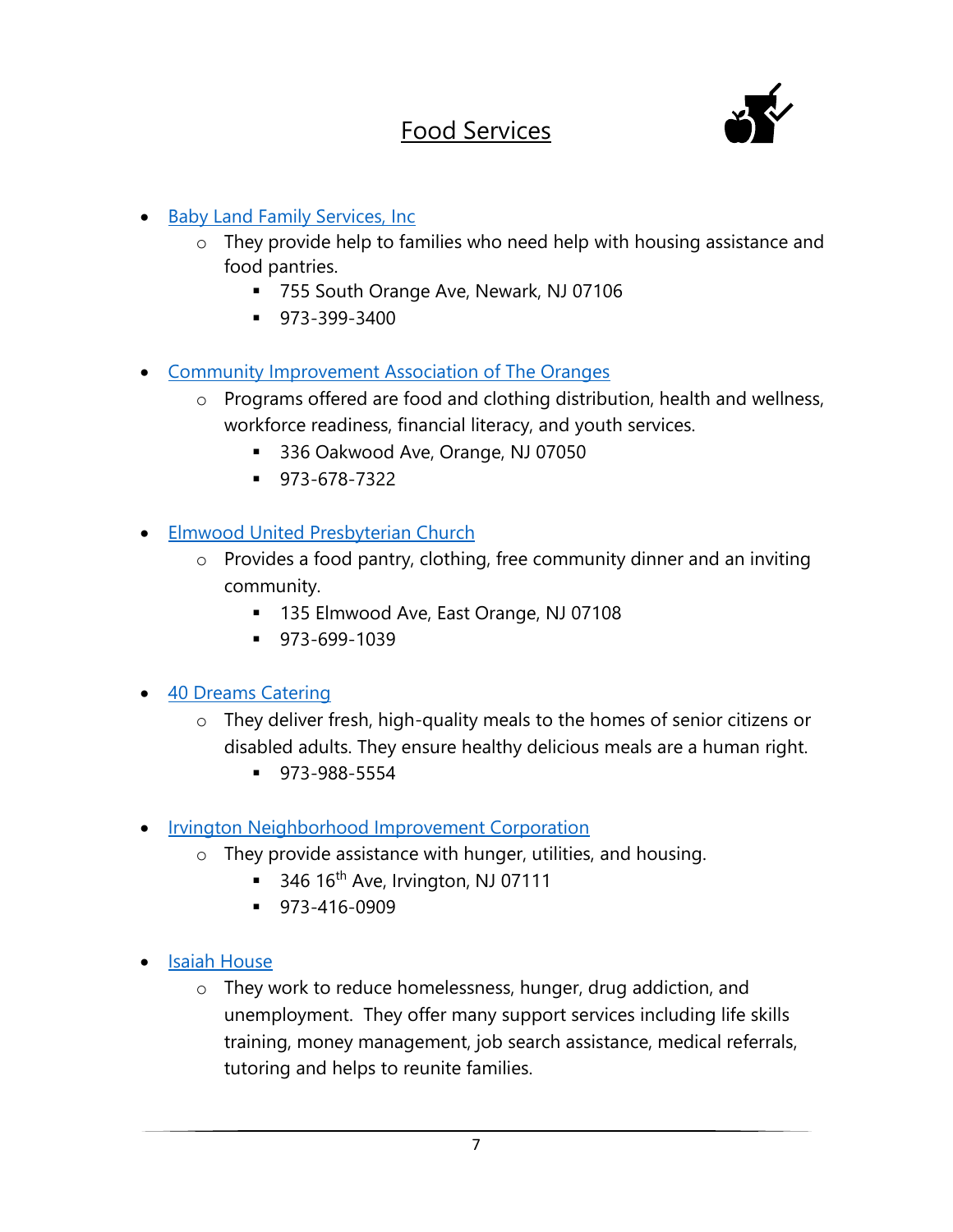# Food Services

- Baby Land Family Services, Inc
  - They provide help to families who need help with housing assistance and food pantries.
    - 755 South Orange Ave, Newark, NJ 07106
    - 973-399-3400

- Community Improvement Association of The Oranges
  - Programs offered are food and clothing distribution, health and wellness, workforce readiness, financial literacy, and youth services.
    - 336 Oakwood Ave, Orange, NJ 07050
    - 973-678-7322

- Elmwood United Presbyterian Church
  - Provides a food pantry, clothing, free community dinner and an inviting community.
    - 135 Elmwood Ave, East Orange, NJ 07108
    - 973-699-1039

- 40 Dreams Catering
  - They deliver fresh, high-quality meals to the homes of senior citizens or disabled adults. They ensure healthy delicious meals are a human right.
    - 973-988-5554

- Irvington Neighborhood Improvement Corporation
  - They provide assistance with hunger, utilities, and housing.
    - 346 16th Ave, Irvington, NJ 07111
    - 973-416-0909

- Isaiah House
  - They work to reduce homelessness, hunger, drug addiction, and unemployment. They offer many support services including life skills training, money management, job search assistance, medical referrals, tutoring and helps to reunite families.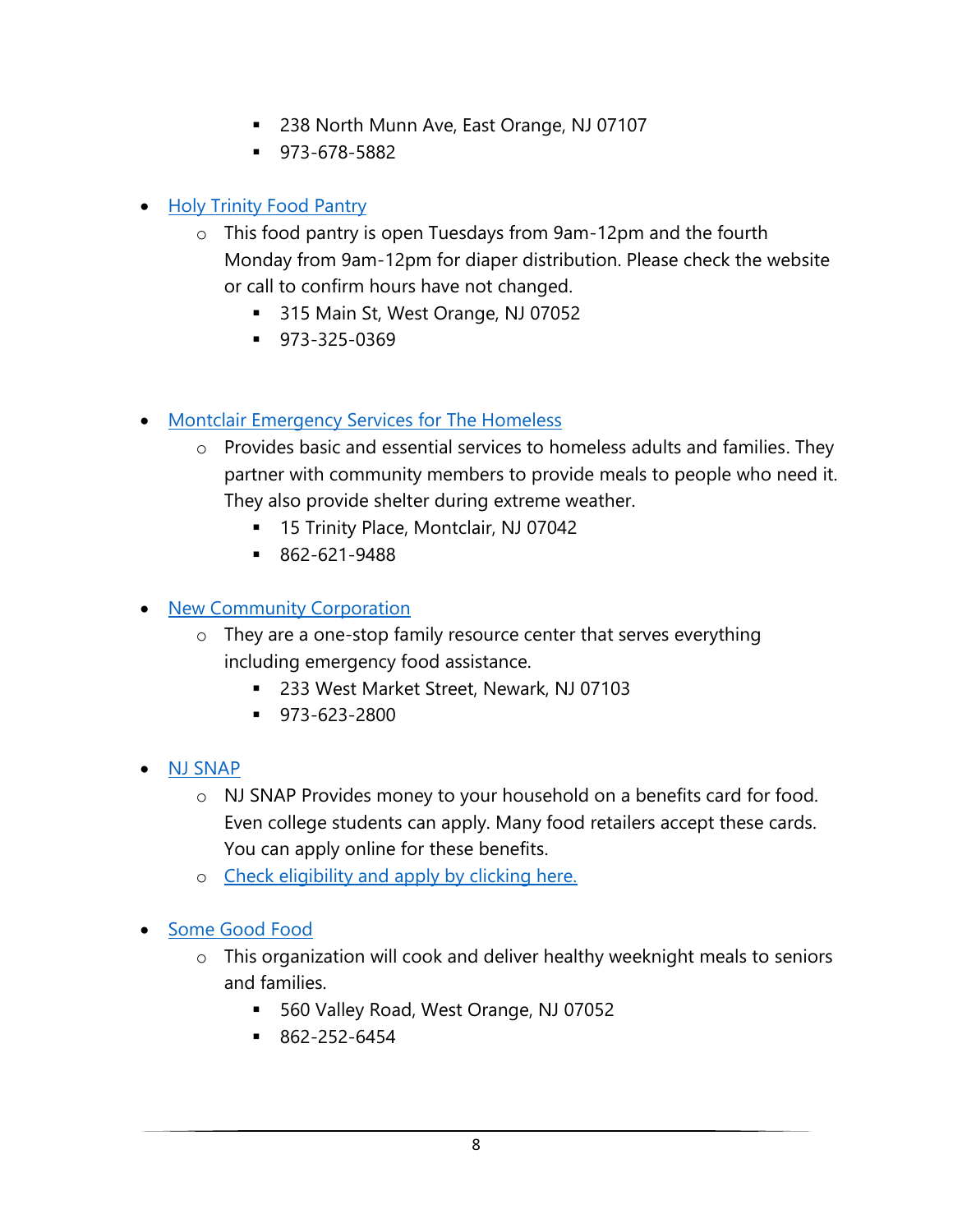- 238 North Munn Ave, East Orange, NJ 07107
        - 973-678-5882

- Holy Trinity Food Pantry
    - This food pantry is open Tuesdays from 9am-12pm and the fourth Monday from 9am-12pm for diaper distribution. Please check the website or call to confirm hours have not changed.
        - 315 Main St, West Orange, NJ 07052
        - 973-325-0369

- Montclair Emergency Services for The Homeless
    - Provides basic and essential services to homeless adults and families. They partner with community members to provide meals to people who need it. They also provide shelter during extreme weather.
        - 15 Trinity Place, Montclair, NJ 07042
        - 862-621-9488

- New Community Corporation
    - They are a one-stop family resource center that serves everything including emergency food assistance.
        - 233 West Market Street, Newark, NJ 07103
        - 973-623-2800

- NJ SNAP
    - NJ SNAP Provides money to your household on a benefits card for food. Even college students can apply. Many food retailers accept these cards. You can apply online for these benefits.
    - Check eligibility and apply by clicking here.

- Some Good Food
    - This organization will cook and deliver healthy weeknight meals to seniors and families.
        - 560 Valley Road, West Orange, NJ 07052
        - 862-252-6454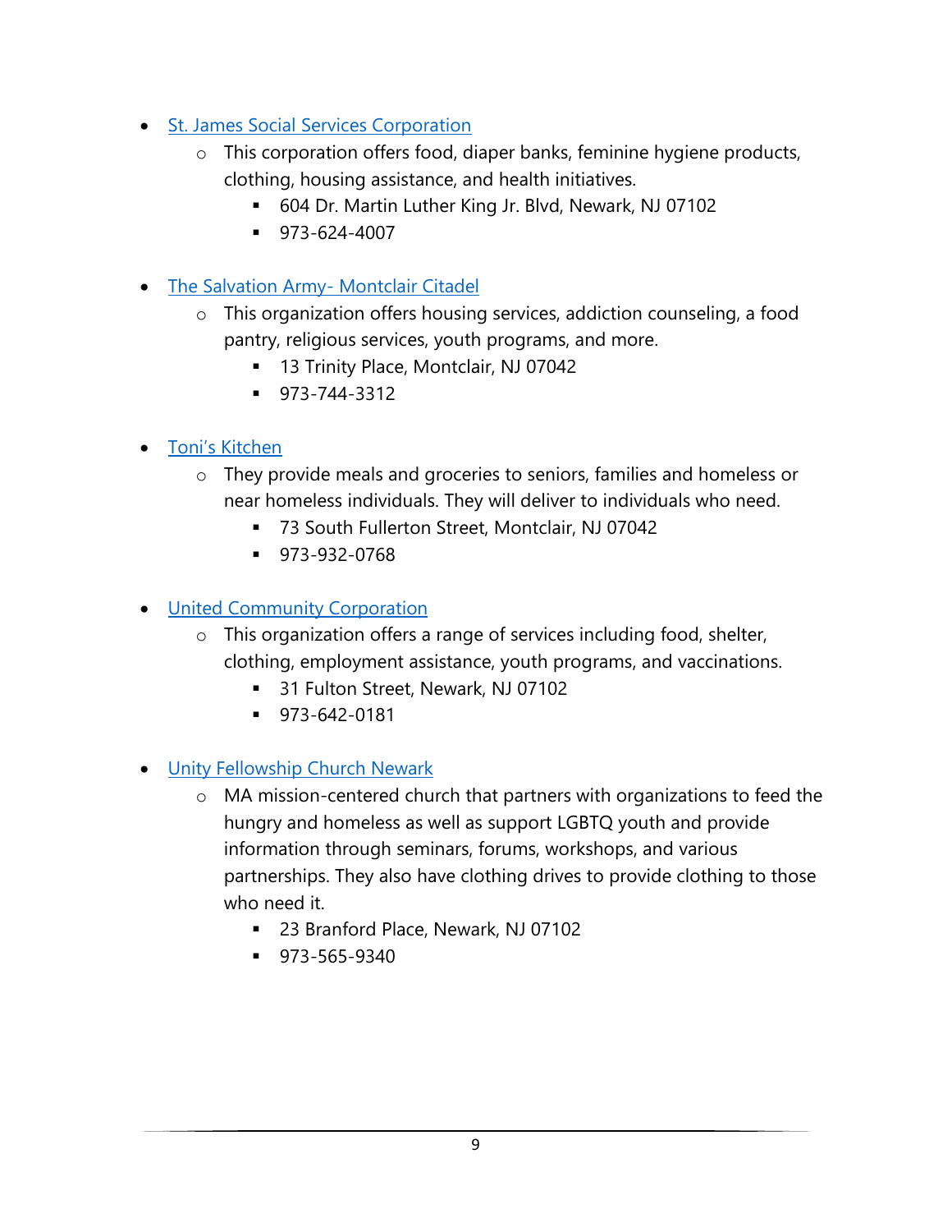- St. James Social Services Corporation
    - This corporation offers food, diaper banks, feminine hygiene products, clothing, housing assistance, and health initiatives.
        - 604 Dr. Martin Luther King Jr. Blvd, Newark, NJ 07102
        - 973-624-4007

- The Salvation Army- Montclair Citadel
    - This organization offers housing services, addiction counseling, a food pantry, religious services, youth programs, and more.
        - 13 Trinity Place, Montclair, NJ 07042
        - 973-744-3312

- Toni's Kitchen
    - They provide meals and groceries to seniors, families and homeless or near homeless individuals. They will deliver to individuals who need.
        - 73 South Fullerton Street, Montclair, NJ 07042
        - 973-932-0768

- United Community Corporation
    - This organization offers a range of services including food, shelter, clothing, employment assistance, youth programs, and vaccinations.
        - 31 Fulton Street, Newark, NJ 07102
        - 973-642-0181

- Unity Fellowship Church Newark
    - MA mission-centered church that partners with organizations to feed the hungry and homeless as well as support LGBTQ youth and provide information through seminars, forums, workshops, and various partnerships. They also have clothing drives to provide clothing to those who need it.
        - 23 Branford Place, Newark, NJ 07102
        - 973-565-9340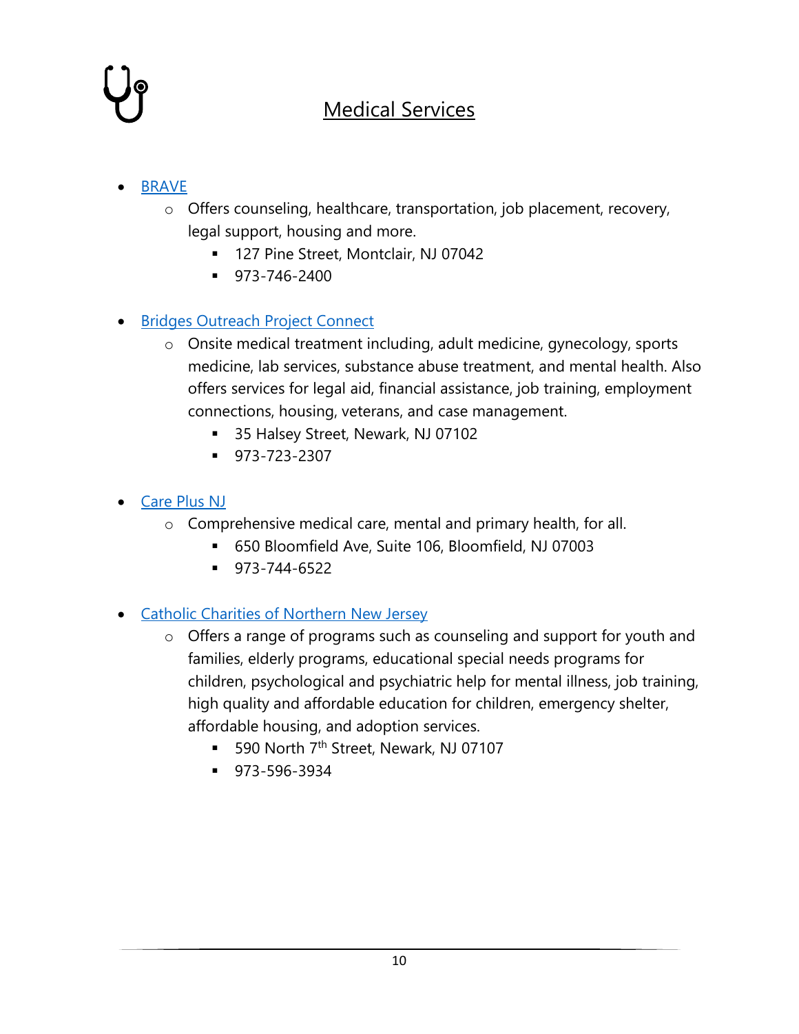## Medical Services

- BRAVE
    - Offers counseling, healthcare, transportation, job placement, recovery, legal support, housing and more.
        - 127 Pine Street, Montclair, NJ 07042
        - 973-746-2400

- Bridges Outreach Project Connect
    - Onsite medical treatment including, adult medicine, gynecology, sports medicine, lab services, substance abuse treatment, and mental health. Also offers services for legal aid, financial assistance, job training, employment connections, housing, veterans, and case management.
        - 35 Halsey Street, Newark, NJ 07102
        - 973-723-2307

- Care Plus NJ
    - Comprehensive medical care, mental and primary health, for all.
        - 650 Bloomfield Ave, Suite 106, Bloomfield, NJ 07003
        - 973-744-6522

- Catholic Charities of Northern New Jersey
    - Offers a range of programs such as counseling and support for youth and families, elderly programs, educational special needs programs for children, psychological and psychiatric help for mental illness, job training, high quality and affordable education for children, emergency shelter, affordable housing, and adoption services.
        - 590 North 7th Street, Newark, NJ 07107
        - 973-596-3934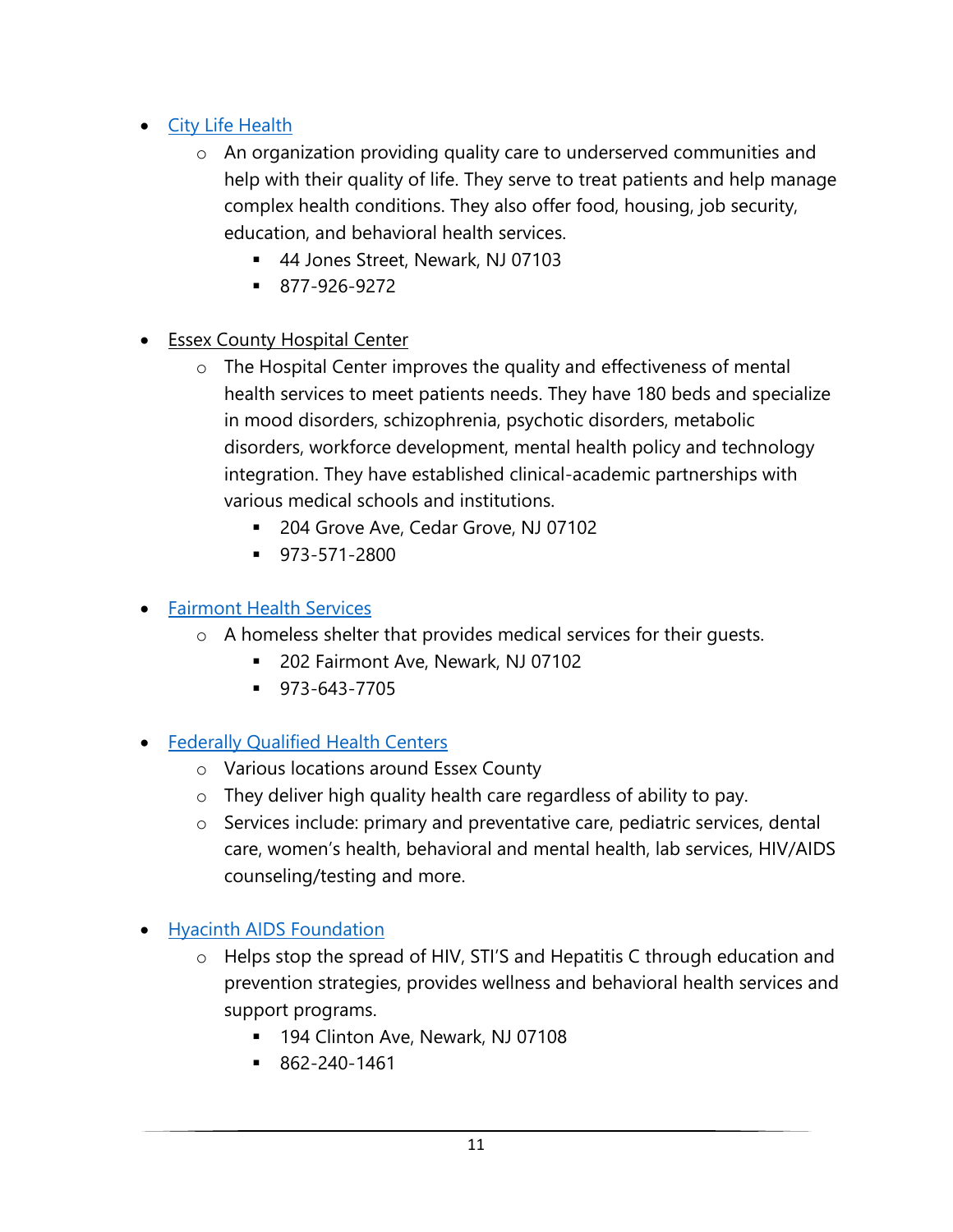- [City Life Health]
    - An organization providing quality care to underserved communities and help with their quality of life. They serve to treat patients and help manage complex health conditions. They also offer food, housing, job security, education, and behavioral health services.
        - 44 Jones Street, Newark, NJ 07103
        - 877-926-9272

- Essex County Hospital Center
    - The Hospital Center improves the quality and effectiveness of mental health services to meet patients needs. They have 180 beds and specialize in mood disorders, schizophrenia, psychotic disorders, metabolic disorders, workforce development, mental health policy and technology integration. They have established clinical-academic partnerships with various medical schools and institutions.
        - 204 Grove Ave, Cedar Grove, NJ 07102
        - 973-571-2800

- [Fairmont Health Services]
    - A homeless shelter that provides medical services for their guests.
        - 202 Fairmont Ave, Newark, NJ 07102
        - 973-643-7705

- [Federally Qualified Health Centers]
    - Various locations around Essex County
    - They deliver high quality health care regardless of ability to pay.
    - Services include: primary and preventative care, pediatric services, dental care, women's health, behavioral and mental health, lab services, HIV/AIDS counseling/testing and more.

- [Hyacinth AIDS Foundation]
    - Helps stop the spread of HIV, STI'S and Hepatitis C through education and prevention strategies, provides wellness and behavioral health services and support programs.
        - 194 Clinton Ave, Newark, NJ 07108
        - 862-240-1461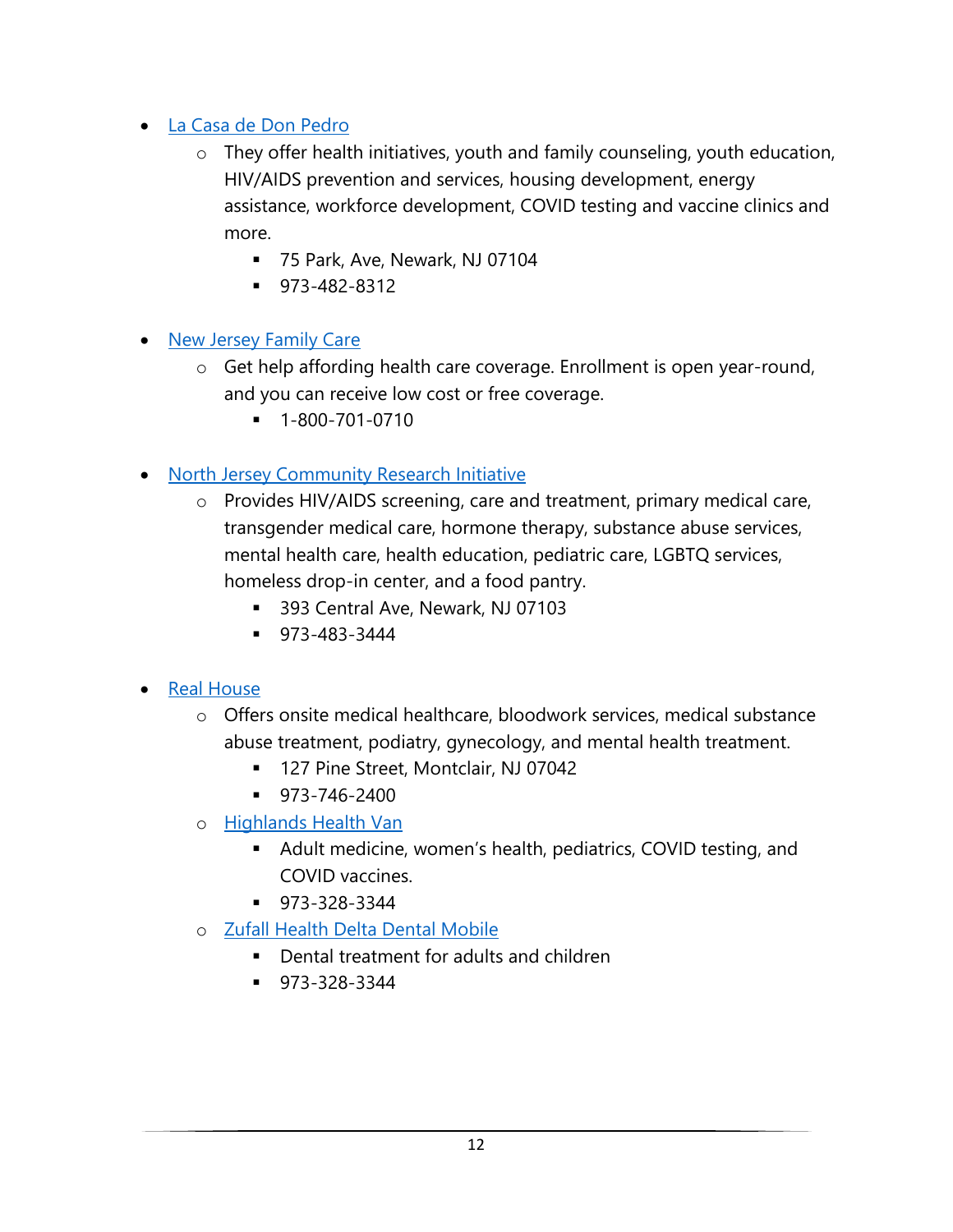- [La Casa de Don Pedro]()
  - They offer health initiatives, youth and family counseling, youth education, HIV/AIDS prevention and services, housing development, energy assistance, workforce development, COVID testing and vaccine clinics and more.
    - 75 Park, Ave, Newark, NJ 07104
    - 973-482-8312

- [New Jersey Family Care]()
  - Get help affording health care coverage. Enrollment is open year-round, and you can receive low cost or free coverage.
    - 1-800-701-0710

- [North Jersey Community Research Initiative]()
  - Provides HIV/AIDS screening, care and treatment, primary medical care, transgender medical care, hormone therapy, substance abuse services, mental health care, health education, pediatric care, LGBTQ services, homeless drop-in center, and a food pantry.
    - 393 Central Ave, Newark, NJ 07103
    - 973-483-3444

- [Real House]()
  - Offers onsite medical healthcare, bloodwork services, medical substance abuse treatment, podiatry, gynecology, and mental health treatment.
    - 127 Pine Street, Montclair, NJ 07042
    - 973-746-2400
  - [Highlands Health Van]()
    - Adult medicine, women's health, pediatrics, COVID testing, and COVID vaccines.
    - 973-328-3344
  - [Zufall Health Delta Dental Mobile]()
    - Dental treatment for adults and children
    - 973-328-3344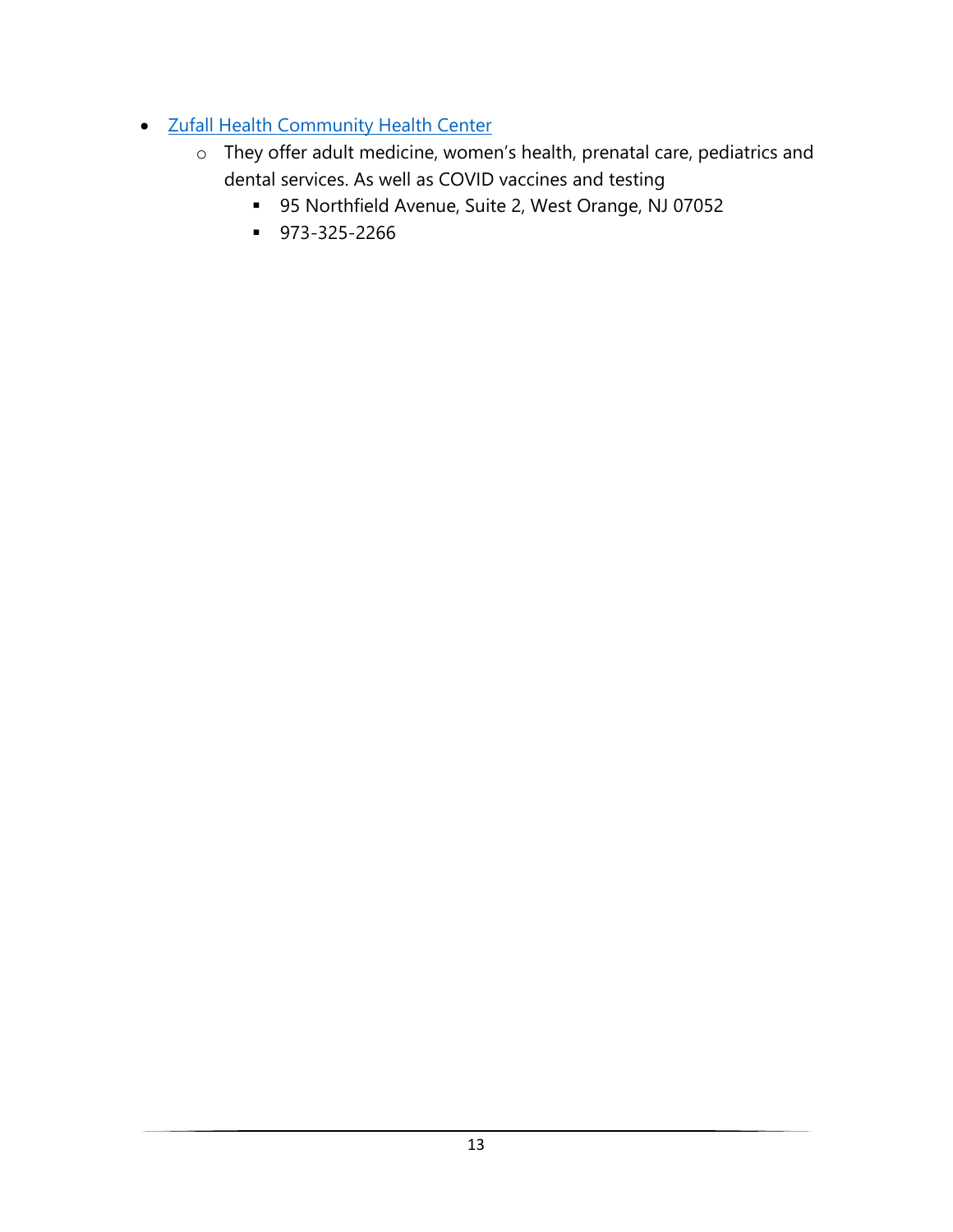- [Zufall Health Community Health Center]()
    - They offer adult medicine, women's health, prenatal care, pediatrics and dental services. As well as COVID vaccines and testing
        - 95 Northfield Avenue, Suite 2, West Orange, NJ 07052
        - 973-325-2266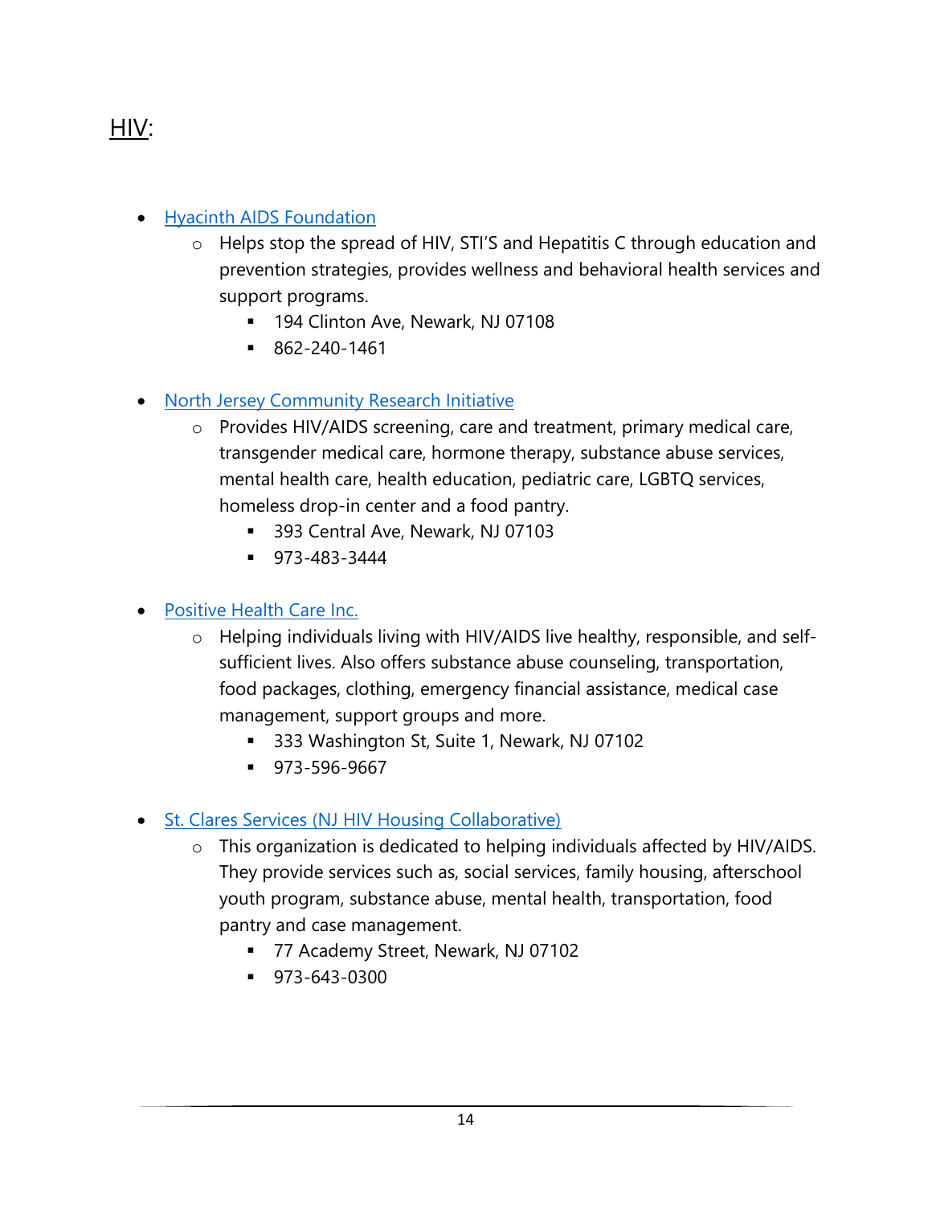## HIV:

- Hyacinth AIDS Foundation
  - Helps stop the spread of HIV, STI'S and Hepatitis C through education and prevention strategies, provides wellness and behavioral health services and support programs.
    - 194 Clinton Ave, Newark, NJ 07108
    - 862-240-1461

- North Jersey Community Research Initiative
  - Provides HIV/AIDS screening, care and treatment, primary medical care, transgender medical care, hormone therapy, substance abuse services, mental health care, health education, pediatric care, LGBTQ services, homeless drop-in center and a food pantry.
    - 393 Central Ave, Newark, NJ 07103
    - 973-483-3444

- Positive Health Care Inc.
  - Helping individuals living with HIV/AIDS live healthy, responsible, and self-sufficient lives. Also offers substance abuse counseling, transportation, food packages, clothing, emergency financial assistance, medical case management, support groups and more.
    - 333 Washington St, Suite 1, Newark, NJ 07102
    - 973-596-9667

- St. Clares Services (NJ HIV Housing Collaborative)
  - This organization is dedicated to helping individuals affected by HIV/AIDS. They provide services such as, social services, family housing, afterschool youth program, substance abuse, mental health, transportation, food pantry and case management.
    - 77 Academy Street, Newark, NJ 07102
    - 973-643-0300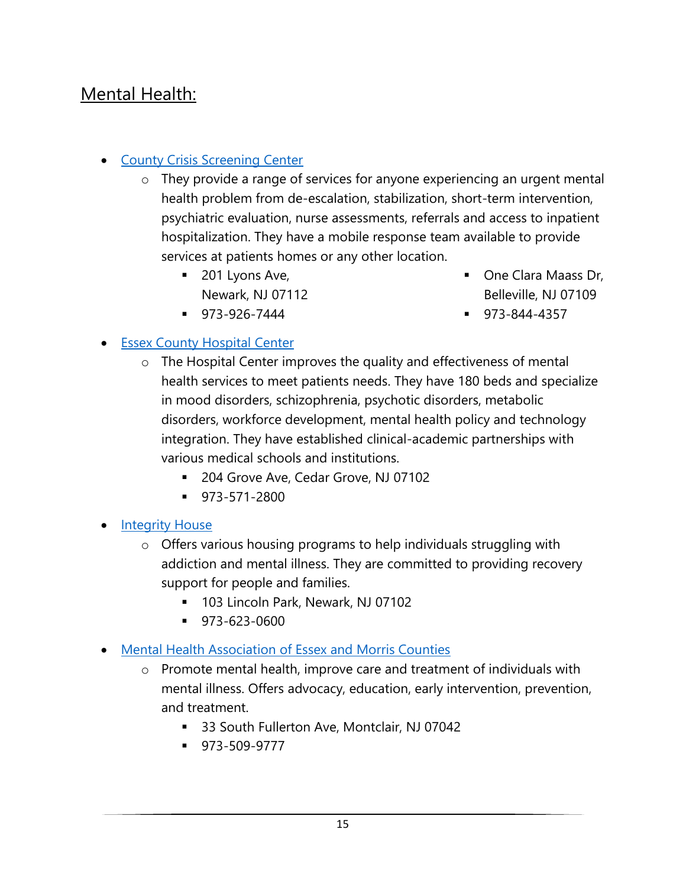## Mental Health:

- County Crisis Screening Center
  - They provide a range of services for anyone experiencing an urgent mental health problem from de-escalation, stabilization, short-term intervention, psychiatric evaluation, nurse assessments, referrals and access to inpatient hospitalization. They have a mobile response team available to provide services at patients homes or any other location.
    - 201 Lyons Ave, Newark, NJ 07112
    - 973-926-7444
    - One Clara Maass Dr, Belleville, NJ 07109
    - 973-844-4357
- Essex County Hospital Center
  - The Hospital Center improves the quality and effectiveness of mental health services to meet patients needs. They have 180 beds and specialize in mood disorders, schizophrenia, psychotic disorders, metabolic disorders, workforce development, mental health policy and technology integration. They have established clinical-academic partnerships with various medical schools and institutions.
    - 204 Grove Ave, Cedar Grove, NJ 07102
    - 973-571-2800
- Integrity House
  - Offers various housing programs to help individuals struggling with addiction and mental illness. They are committed to providing recovery support for people and families.
    - 103 Lincoln Park, Newark, NJ 07102
    - 973-623-0600
- Mental Health Association of Essex and Morris Counties
  - Promote mental health, improve care and treatment of individuals with mental illness. Offers advocacy, education, early intervention, prevention, and treatment.
    - 33 South Fullerton Ave, Montclair, NJ 07042
    - 973-509-9777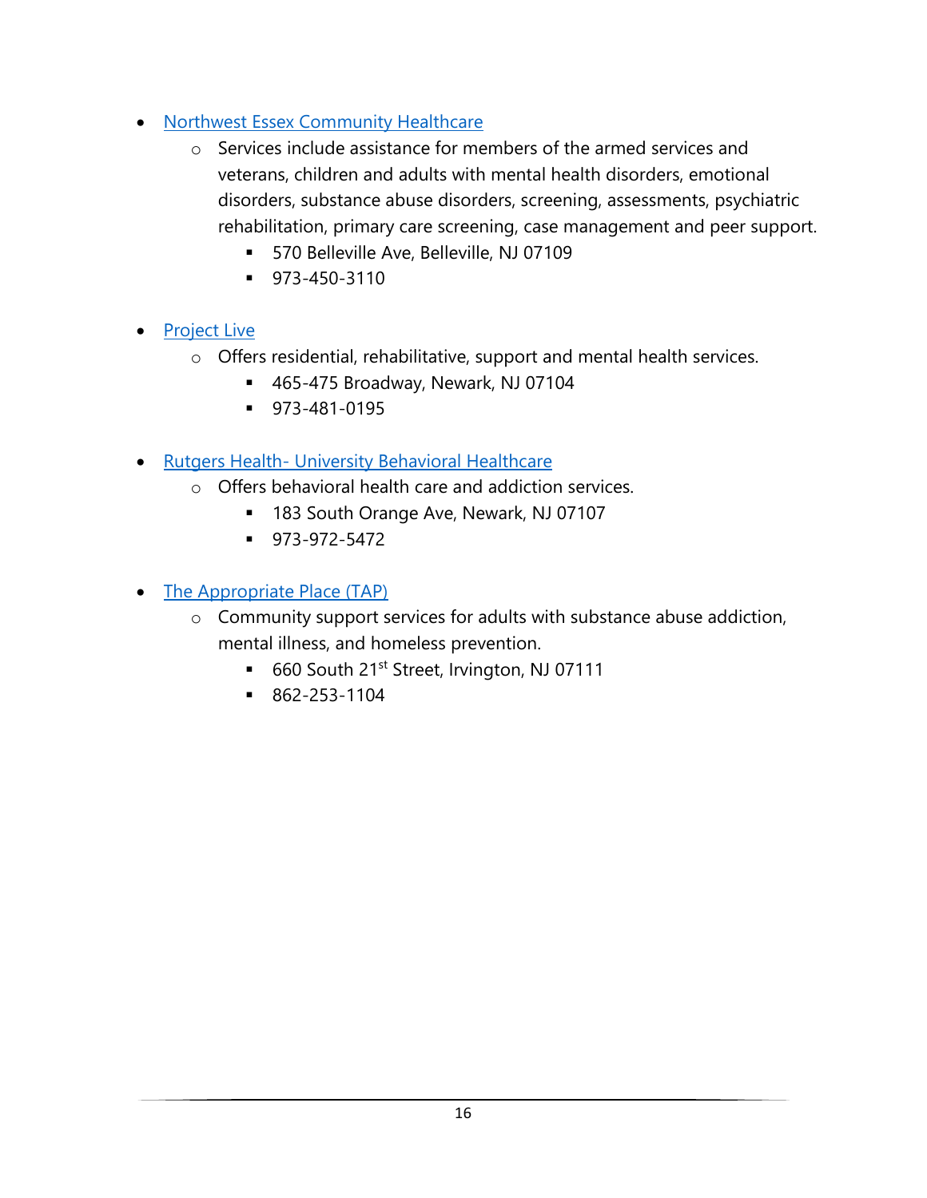- Northwest Essex Community Healthcare
  - Services include assistance for members of the armed services and veterans, children and adults with mental health disorders, emotional disorders, substance abuse disorders, screening, assessments, psychiatric rehabilitation, primary care screening, case management and peer support.
    - 570 Belleville Ave, Belleville, NJ 07109
    - 973-450-3110

- Project Live
  - Offers residential, rehabilitative, support and mental health services.
    - 465-475 Broadway, Newark, NJ 07104
    - 973-481-0195

- Rutgers Health- University Behavioral Healthcare
  - Offers behavioral health care and addiction services.
    - 183 South Orange Ave, Newark, NJ 07107
    - 973-972-5472

- The Appropriate Place (TAP)
  - Community support services for adults with substance abuse addiction, mental illness, and homeless prevention.
    - 660 South 21st Street, Irvington, NJ 07111
    - 862-253-1104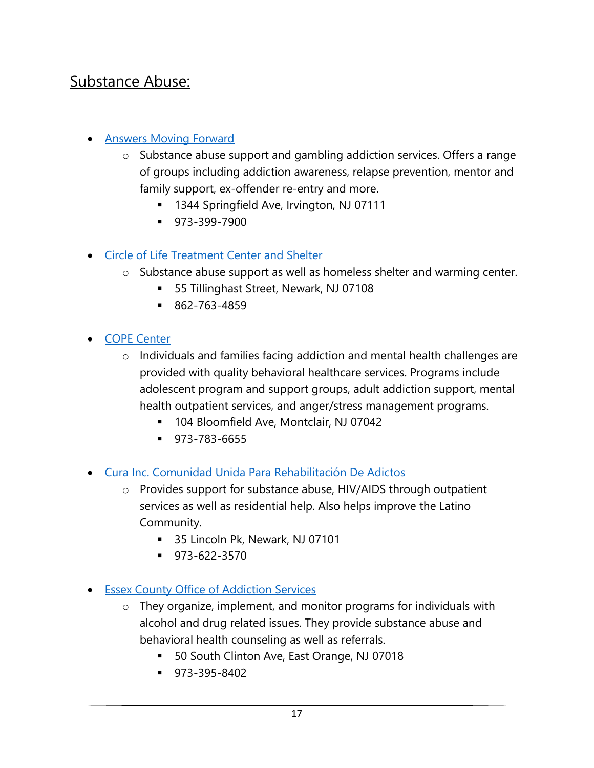## Substance Abuse:

- Answers Moving Forward
  - Substance abuse support and gambling addiction services. Offers a range of groups including addiction awareness, relapse prevention, mentor and family support, ex-offender re-entry and more.
    - 1344 Springfield Ave, Irvington, NJ 07111
    - 973-399-7900

- Circle of Life Treatment Center and Shelter
  - Substance abuse support as well as homeless shelter and warming center.
    - 55 Tillinghast Street, Newark, NJ 07108
    - 862-763-4859

- COPE Center
  - Individuals and families facing addiction and mental health challenges are provided with quality behavioral healthcare services. Programs include adolescent program and support groups, adult addiction support, mental health outpatient services, and anger/stress management programs.
    - 104 Bloomfield Ave, Montclair, NJ 07042
    - 973-783-6655

- Cura Inc. Comunidad Unida Para Rehabilitación De Adictos
  - Provides support for substance abuse, HIV/AIDS through outpatient services as well as residential help. Also helps improve the Latino Community.
    - 35 Lincoln Pk, Newark, NJ 07101
    - 973-622-3570

- Essex County Office of Addiction Services
  - They organize, implement, and monitor programs for individuals with alcohol and drug related issues. They provide substance abuse and behavioral health counseling as well as referrals.
    - 50 South Clinton Ave, East Orange, NJ 07018
    - 973-395-8402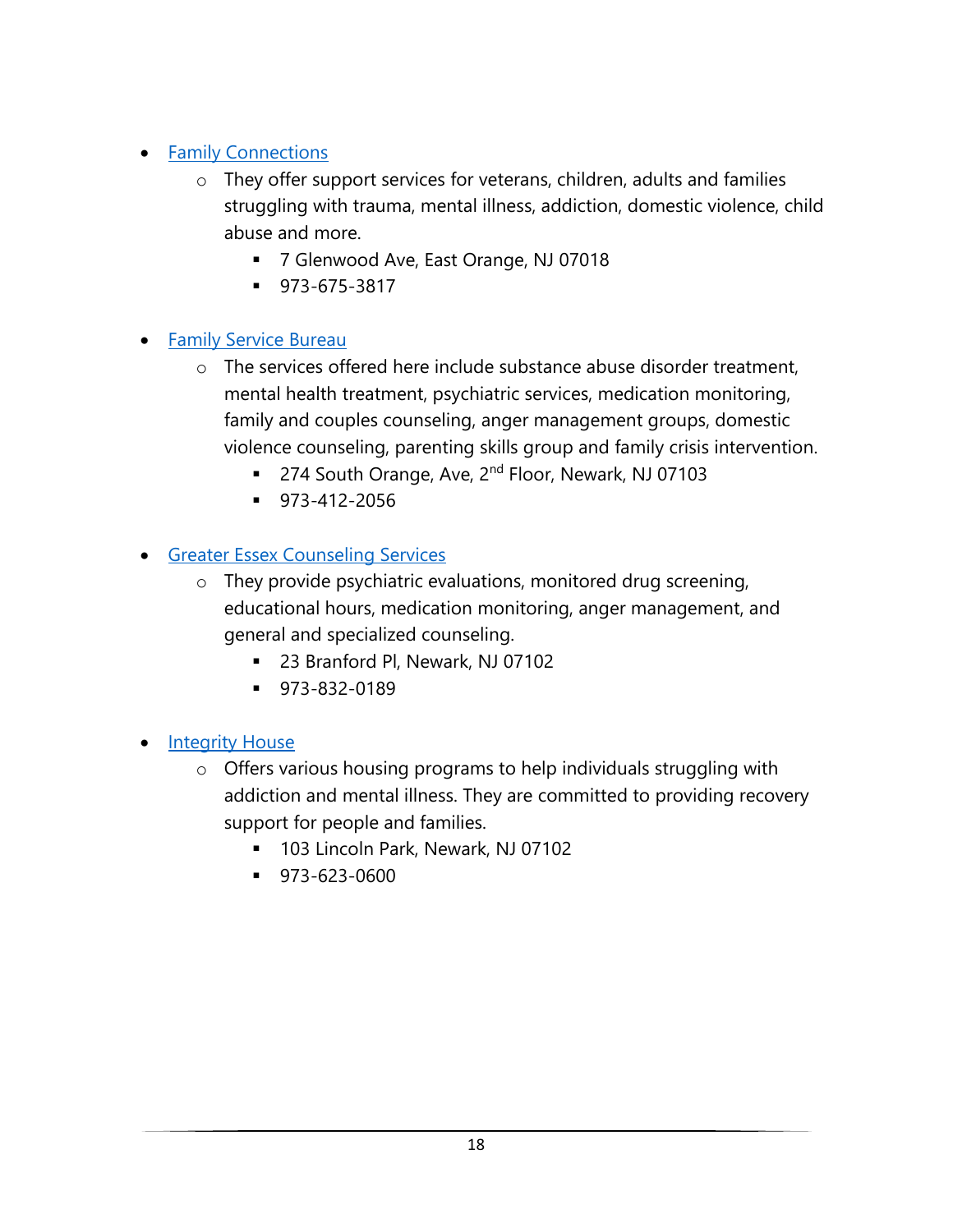- Family Connections
    - They offer support services for veterans, children, adults and families struggling with trauma, mental illness, addiction, domestic violence, child abuse and more.
        - 7 Glenwood Ave, East Orange, NJ 07018
        - 973-675-3817

- Family Service Bureau
    - The services offered here include substance abuse disorder treatment, mental health treatment, psychiatric services, medication monitoring, family and couples counseling, anger management groups, domestic violence counseling, parenting skills group and family crisis intervention.
        - 274 South Orange, Ave, 2nd Floor, Newark, NJ 07103
        - 973-412-2056

- Greater Essex Counseling Services
    - They provide psychiatric evaluations, monitored drug screening, educational hours, medication monitoring, anger management, and general and specialized counseling.
        - 23 Branford Pl, Newark, NJ 07102
        - 973-832-0189

- Integrity House
    - Offers various housing programs to help individuals struggling with addiction and mental illness. They are committed to providing recovery support for people and families.
        - 103 Lincoln Park, Newark, NJ 07102
        - 973-623-0600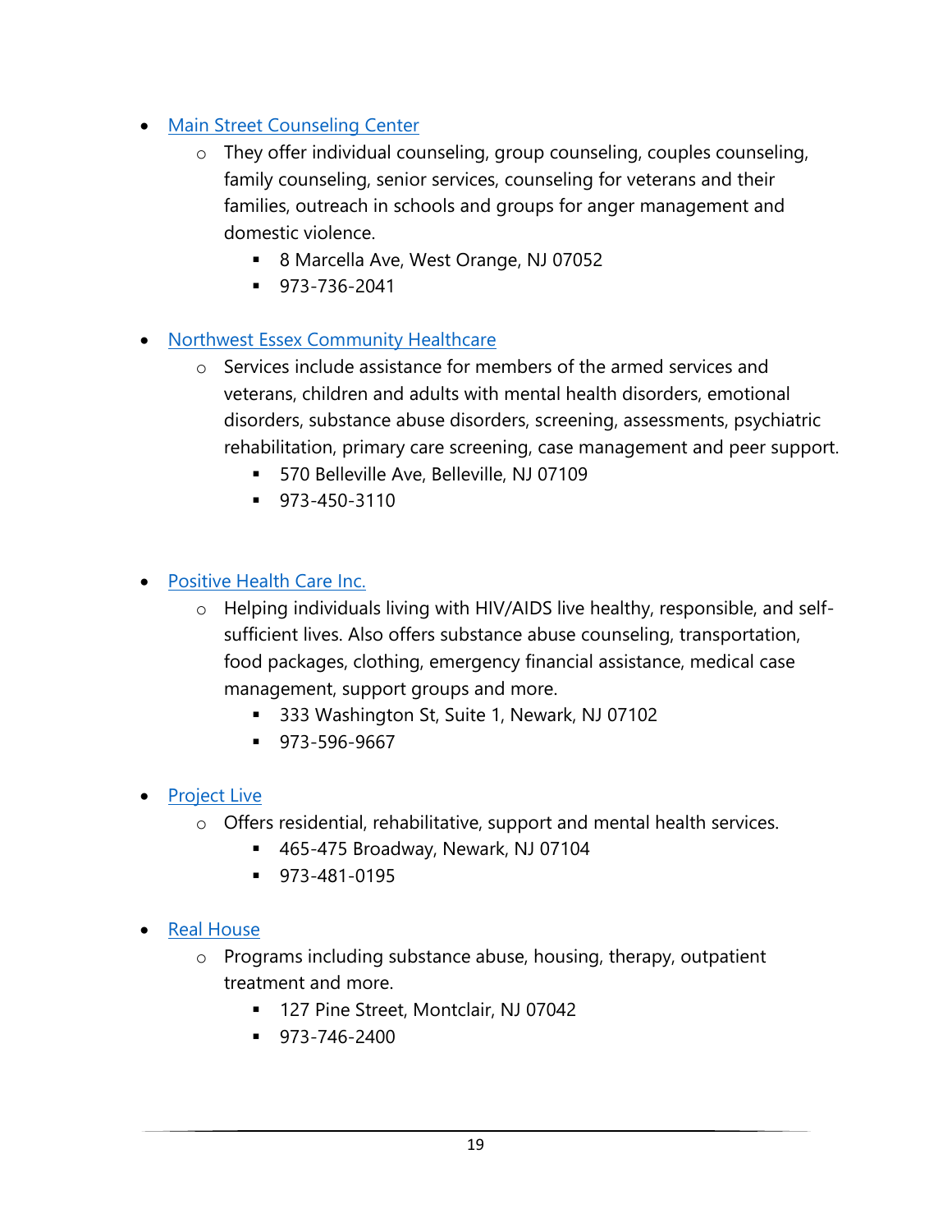- Main Street Counseling Center
    - They offer individual counseling, group counseling, couples counseling, family counseling, senior services, counseling for veterans and their families, outreach in schools and groups for anger management and domestic violence.
        - 8 Marcella Ave, West Orange, NJ 07052
        - 973-736-2041

- Northwest Essex Community Healthcare
    - Services include assistance for members of the armed services and veterans, children and adults with mental health disorders, emotional disorders, substance abuse disorders, screening, assessments, psychiatric rehabilitation, primary care screening, case management and peer support.
        - 570 Belleville Ave, Belleville, NJ 07109
        - 973-450-3110

- Positive Health Care Inc.
    - Helping individuals living with HIV/AIDS live healthy, responsible, and self-sufficient lives. Also offers substance abuse counseling, transportation, food packages, clothing, emergency financial assistance, medical case management, support groups and more.
        - 333 Washington St, Suite 1, Newark, NJ 07102
        - 973-596-9667

- Project Live
    - Offers residential, rehabilitative, support and mental health services.
        - 465-475 Broadway, Newark, NJ 07104
        - 973-481-0195

- Real House
    - Programs including substance abuse, housing, therapy, outpatient treatment and more.
        - 127 Pine Street, Montclair, NJ 07042
        - 973-746-2400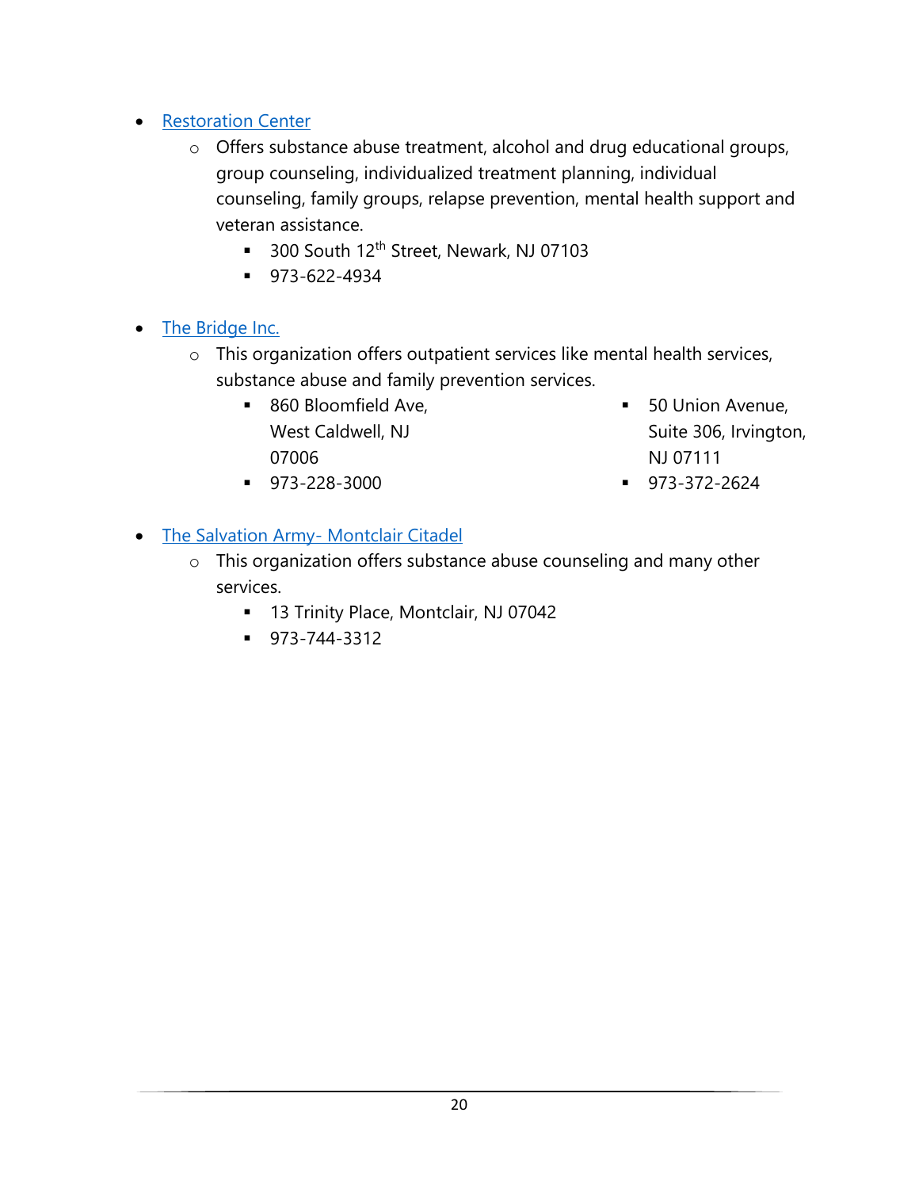- [Restoration Center]
    - Offers substance abuse treatment, alcohol and drug educational groups, group counseling, individualized treatment planning, individual counseling, family groups, relapse prevention, mental health support and veteran assistance.
        - 300 South 12th Street, Newark, NJ 07103
        - 973-622-4934

- [The Bridge Inc.]
    - This organization offers outpatient services like mental health services, substance abuse and family prevention services.
        - 860 Bloomfield Ave, West Caldwell, NJ 07006
        - 973-228-3000
        - 50 Union Avenue, Suite 306, Irvington, NJ 07111
        - 973-372-2624

- [The Salvation Army- Montclair Citadel]
    - This organization offers substance abuse counseling and many other services.
        - 13 Trinity Place, Montclair, NJ 07042
        - 973-744-3312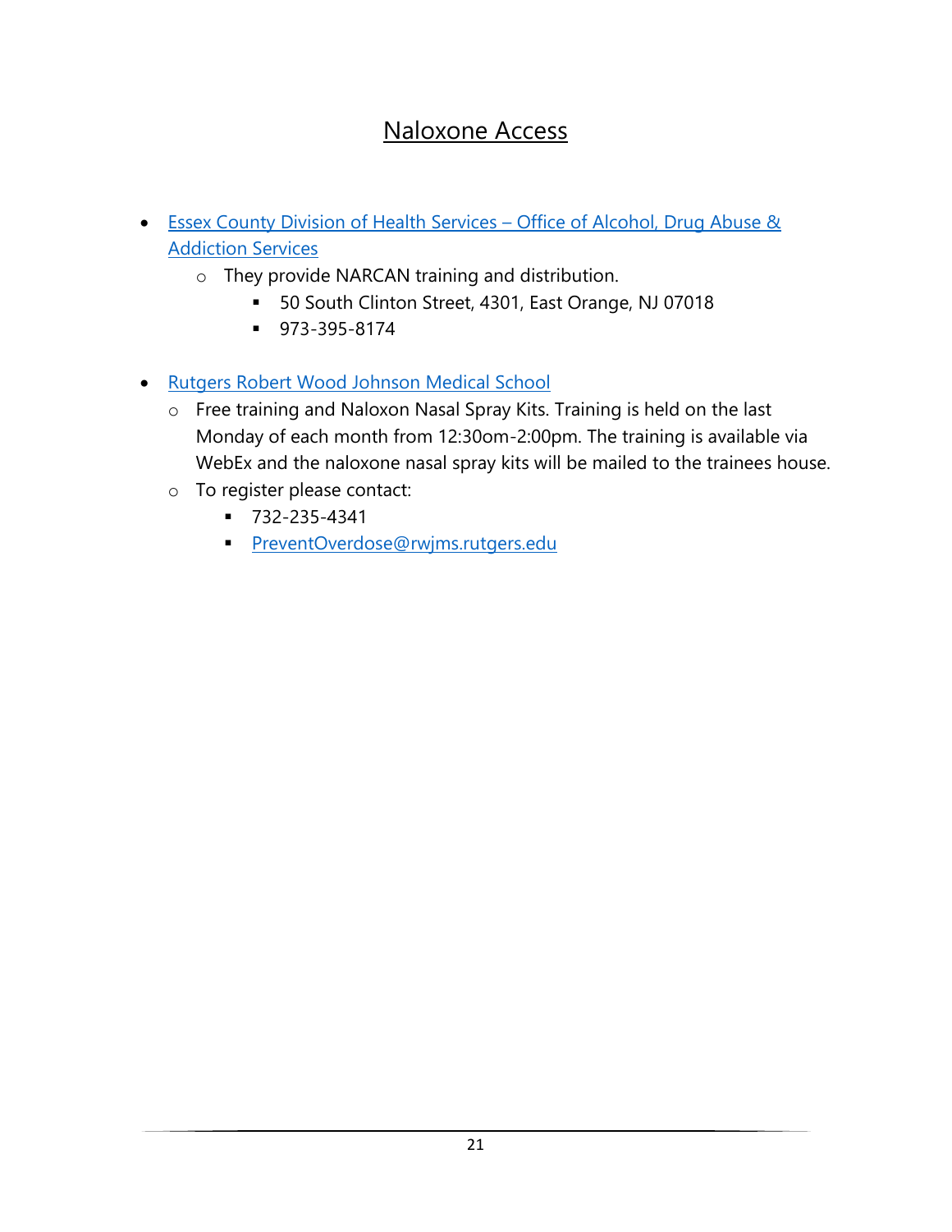# Naloxone Access

- Essex County Division of Health Services – Office of Alcohol, Drug Abuse & Addiction Services
  - They provide NARCAN training and distribution.
    - 50 South Clinton Street, 4301, East Orange, NJ 07018
    - 973-395-8174

- Rutgers Robert Wood Johnson Medical School
  - Free training and Naloxon Nasal Spray Kits. Training is held on the last Monday of each month from 12:30om-2:00pm. The training is available via WebEx and the naloxone nasal spray kits will be mailed to the trainees house.
  - To register please contact:
    - 732-235-4341
    - PreventOverdose@rwjms.rutgers.edu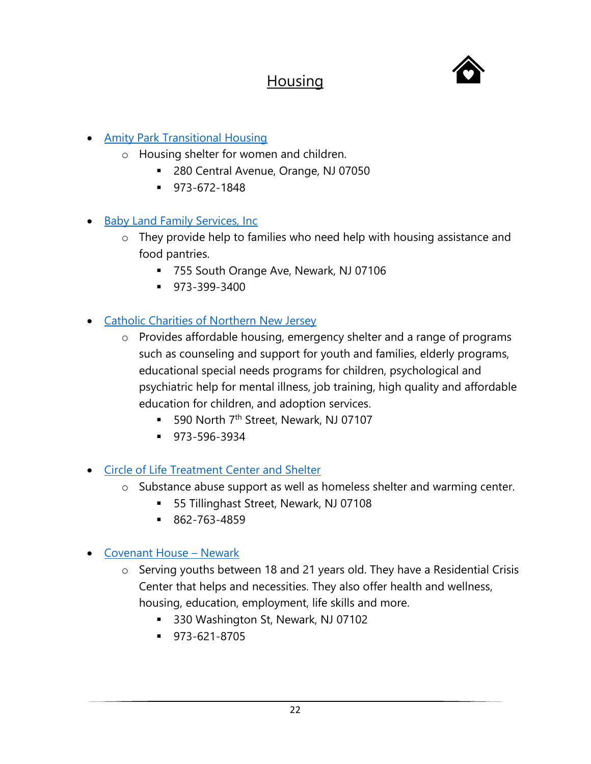# Housing

- Amity Park Transitional Housing
  - Housing shelter for women and children.
    - 280 Central Avenue, Orange, NJ 07050
    - 973-672-1848

- Baby Land Family Services, Inc
  - They provide help to families who need help with housing assistance and food pantries.
    - 755 South Orange Ave, Newark, NJ 07106
    - 973-399-3400

- Catholic Charities of Northern New Jersey
  - Provides affordable housing, emergency shelter and a range of programs such as counseling and support for youth and families, elderly programs, educational special needs programs for children, psychological and psychiatric help for mental illness, job training, high quality and affordable education for children, and adoption services.
    - 590 North 7th Street, Newark, NJ 07107
    - 973-596-3934

- Circle of Life Treatment Center and Shelter
  - Substance abuse support as well as homeless shelter and warming center.
    - 55 Tillinghast Street, Newark, NJ 07108
    - 862-763-4859

- Covenant House – Newark
  - Serving youths between 18 and 21 years old. They have a Residential Crisis Center that helps and necessities. They also offer health and wellness, housing, education, employment, life skills and more.
    - 330 Washington St, Newark, NJ 07102
    - 973-621-8705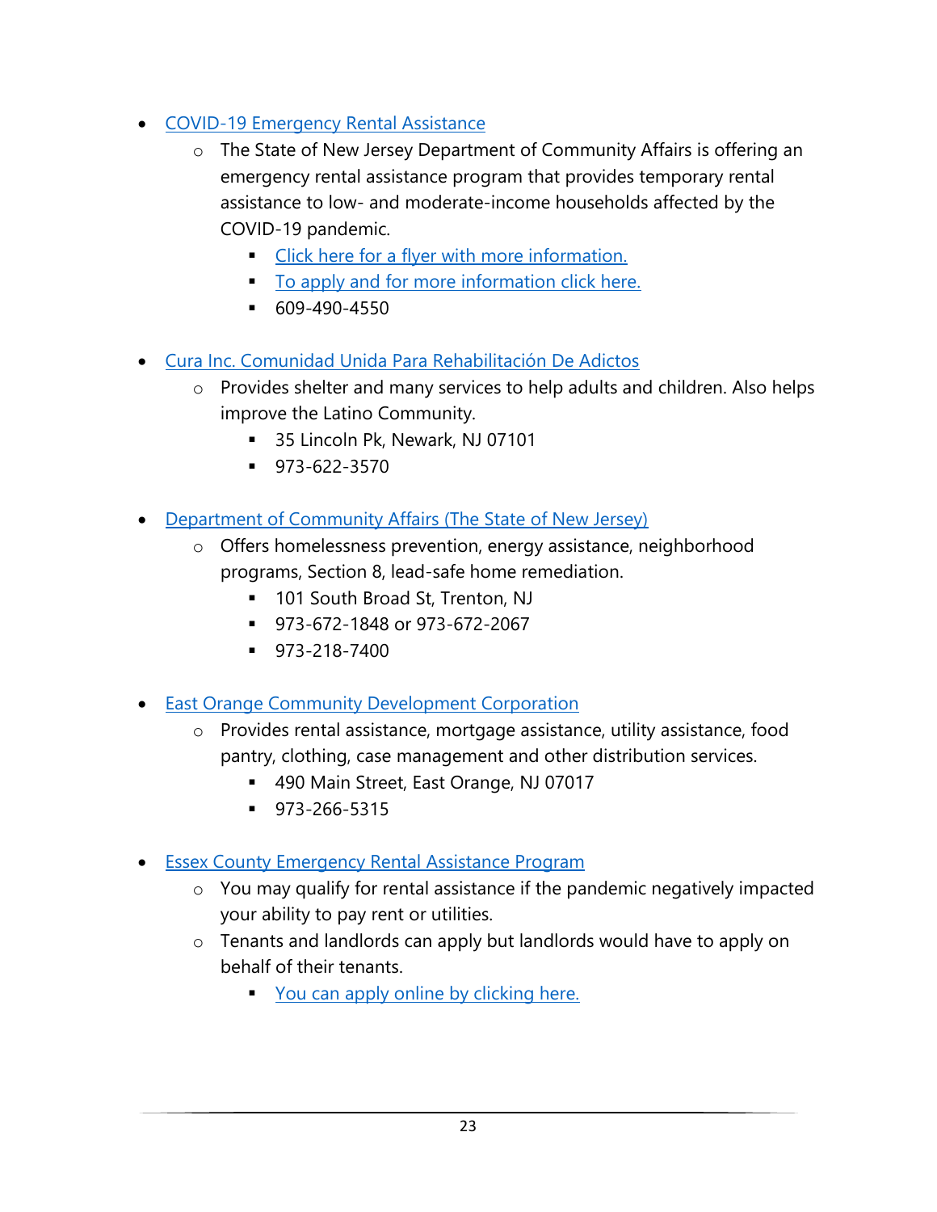- COVID-19 Emergency Rental Assistance
    - The State of New Jersey Department of Community Affairs is offering an emergency rental assistance program that provides temporary rental assistance to low- and moderate-income households affected by the COVID-19 pandemic.
        - Click here for a flyer with more information.
        - To apply and for more information click here.
        - 609-490-4550

- Cura Inc. Comunidad Unida Para Rehabilitación De Adictos
    - Provides shelter and many services to help adults and children. Also helps improve the Latino Community.
        - 35 Lincoln Pk, Newark, NJ 07101
        - 973-622-3570

- Department of Community Affairs (The State of New Jersey)
    - Offers homelessness prevention, energy assistance, neighborhood programs, Section 8, lead-safe home remediation.
        - 101 South Broad St, Trenton, NJ
        - 973-672-1848 or 973-672-2067
        - 973-218-7400

- East Orange Community Development Corporation
    - Provides rental assistance, mortgage assistance, utility assistance, food pantry, clothing, case management and other distribution services.
        - 490 Main Street, East Orange, NJ 07017
        - 973-266-5315

- Essex County Emergency Rental Assistance Program
    - You may qualify for rental assistance if the pandemic negatively impacted your ability to pay rent or utilities.
    - Tenants and landlords can apply but landlords would have to apply on behalf of their tenants.
        - You can apply online by clicking here.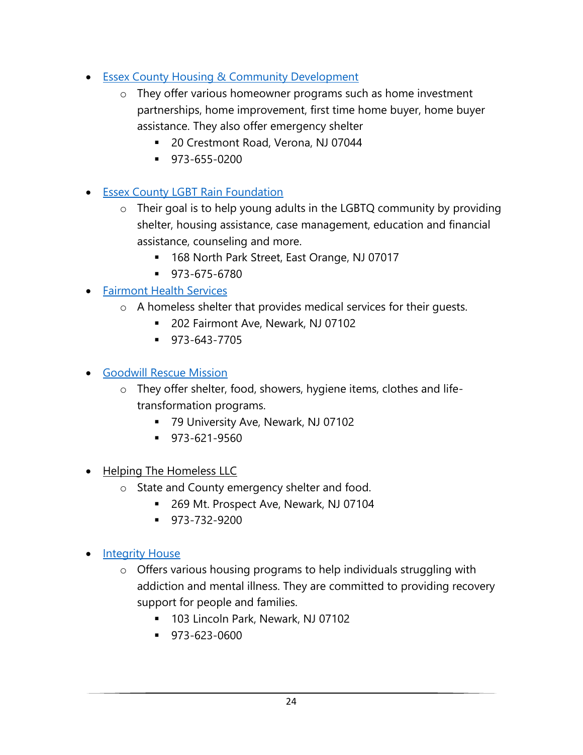- Essex County Housing & Community Development
    - They offer various homeowner programs such as home investment partnerships, home improvement, first time home buyer, home buyer assistance. They also offer emergency shelter
        - 20 Crestmont Road, Verona, NJ 07044
        - 973-655-0200

- Essex County LGBT Rain Foundation
    - Their goal is to help young adults in the LGBTQ community by providing shelter, housing assistance, case management, education and financial assistance, counseling and more.
        - 168 North Park Street, East Orange, NJ 07017
        - 973-675-6780
- Fairmont Health Services
    - A homeless shelter that provides medical services for their guests.
        - 202 Fairmont Ave, Newark, NJ 07102
        - 973-643-7705

- Goodwill Rescue Mission
    - They offer shelter, food, showers, hygiene items, clothes and life-transformation programs.
        - 79 University Ave, Newark, NJ 07102
        - 973-621-9560

- Helping The Homeless LLC
    - State and County emergency shelter and food.
        - 269 Mt. Prospect Ave, Newark, NJ 07104
        - 973-732-9200

- Integrity House
    - Offers various housing programs to help individuals struggling with addiction and mental illness. They are committed to providing recovery support for people and families.
        - 103 Lincoln Park, Newark, NJ 07102
        - 973-623-0600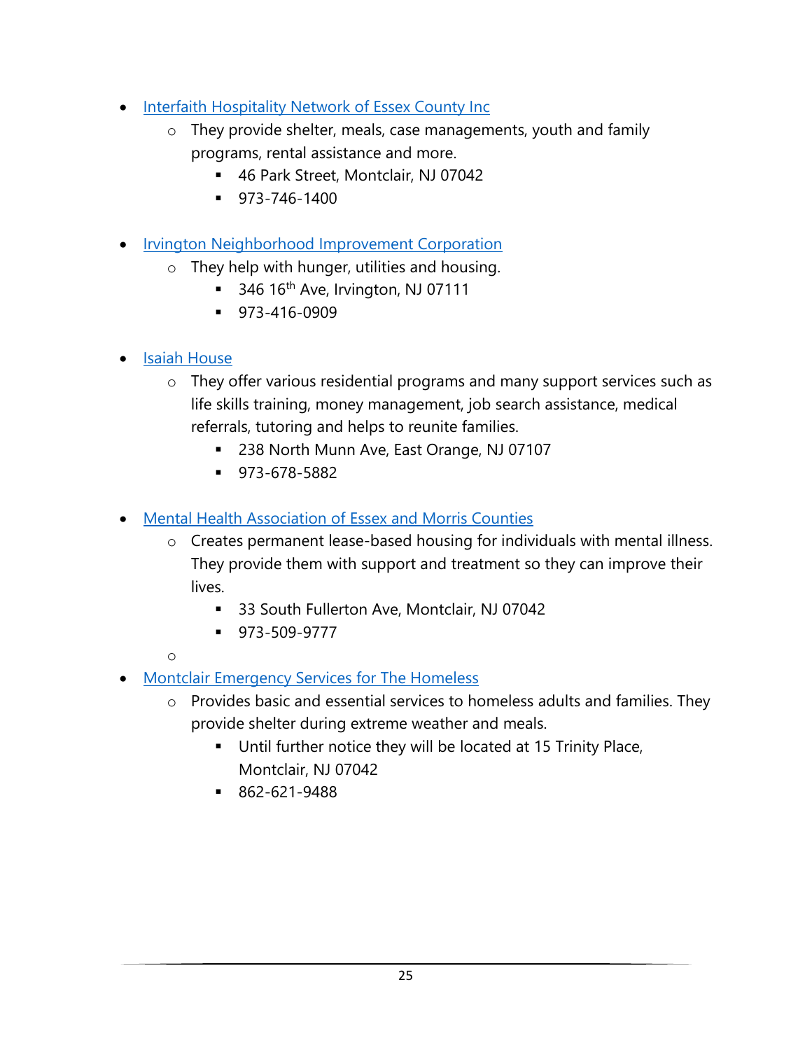- Interfaith Hospitality Network of Essex County Inc
    - They provide shelter, meals, case managements, youth and family programs, rental assistance and more.
        - 46 Park Street, Montclair, NJ 07042
        - 973-746-1400

- Irvington Neighborhood Improvement Corporation
    - They help with hunger, utilities and housing.
        - 346 16th Ave, Irvington, NJ 07111
        - 973-416-0909

- Isaiah House
    - They offer various residential programs and many support services such as life skills training, money management, job search assistance, medical referrals, tutoring and helps to reunite families.
        - 238 North Munn Ave, East Orange, NJ 07107
        - 973-678-5882

- Mental Health Association of Essex and Morris Counties
    - Creates permanent lease-based housing for individuals with mental illness. They provide them with support and treatment so they can improve their lives.
        - 33 South Fullerton Ave, Montclair, NJ 07042
        - 973-509-9777

- Montclair Emergency Services for The Homeless
    - Provides basic and essential services to homeless adults and families. They provide shelter during extreme weather and meals.
        - Until further notice they will be located at 15 Trinity Place, Montclair, NJ 07042
        - 862-621-9488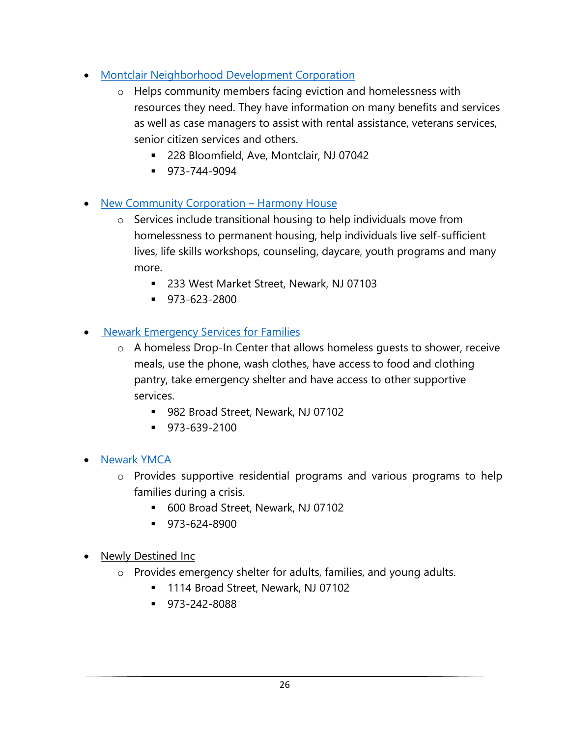- Montclair Neighborhood Development Corporation
    - Helps community members facing eviction and homelessness with resources they need. They have information on many benefits and services as well as case managers to assist with rental assistance, veterans services, senior citizen services and others.
        - 228 Bloomfield, Ave, Montclair, NJ 07042
        - 973-744-9094

- New Community Corporation – Harmony House
    - Services include transitional housing to help individuals move from homelessness to permanent housing, help individuals live self-sufficient lives, life skills workshops, counseling, daycare, youth programs and many more.
        - 233 West Market Street, Newark, NJ 07103
        - 973-623-2800

- Newark Emergency Services for Families
    - A homeless Drop-In Center that allows homeless guests to shower, receive meals, use the phone, wash clothes, have access to food and clothing pantry, take emergency shelter and have access to other supportive services.
        - 982 Broad Street, Newark, NJ 07102
        - 973-639-2100

- Newark YMCA
    - Provides supportive residential programs and various programs to help families during a crisis.
        - 600 Broad Street, Newark, NJ 07102
        - 973-624-8900

- Newly Destined Inc
    - Provides emergency shelter for adults, families, and young adults.
        - 1114 Broad Street, Newark, NJ 07102
        - 973-242-8088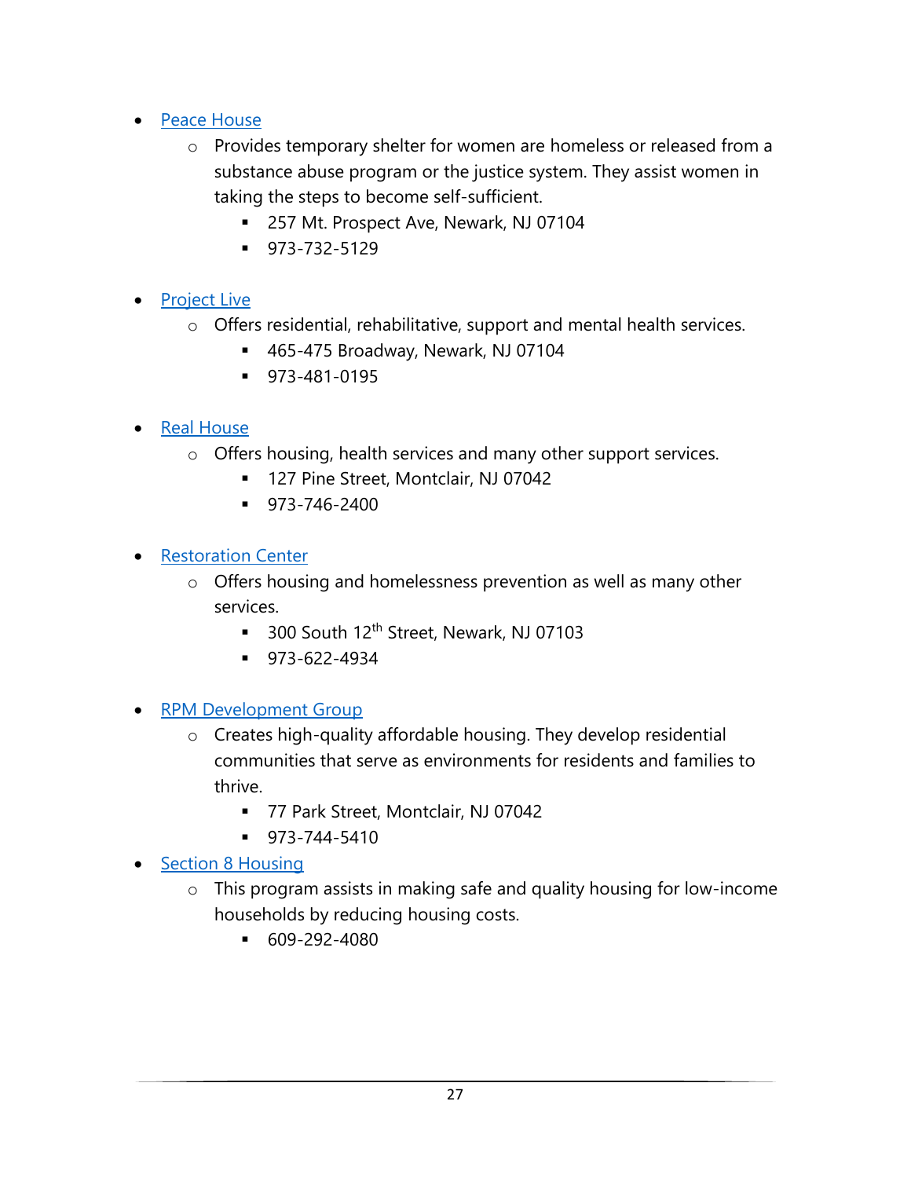- Peace House
    - Provides temporary shelter for women are homeless or released from a substance abuse program or the justice system. They assist women in taking the steps to become self-sufficient.
        - 257 Mt. Prospect Ave, Newark, NJ 07104
        - 973-732-5129

- Project Live
    - Offers residential, rehabilitative, support and mental health services.
        - 465-475 Broadway, Newark, NJ 07104
        - 973-481-0195

- Real House
    - Offers housing, health services and many other support services.
        - 127 Pine Street, Montclair, NJ 07042
        - 973-746-2400

- Restoration Center
    - Offers housing and homelessness prevention as well as many other services.
        - 300 South 12th Street, Newark, NJ 07103
        - 973-622-4934

- RPM Development Group
    - Creates high-quality affordable housing. They develop residential communities that serve as environments for residents and families to thrive.
        - 77 Park Street, Montclair, NJ 07042
        - 973-744-5410
- Section 8 Housing
    - This program assists in making safe and quality housing for low-income households by reducing housing costs.
        - 609-292-4080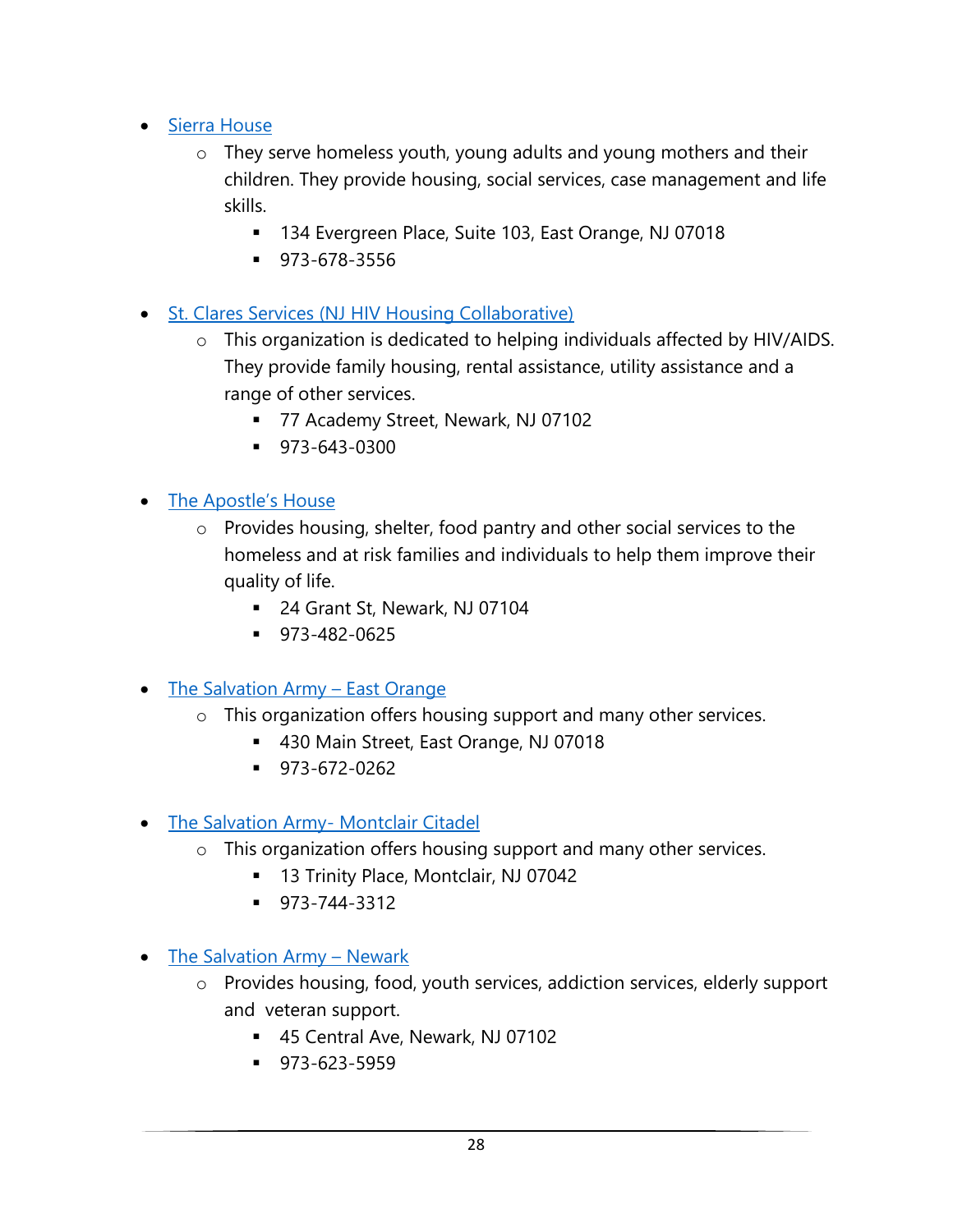- Sierra House
    - They serve homeless youth, young adults and young mothers and their children. They provide housing, social services, case management and life skills.
        - 134 Evergreen Place, Suite 103, East Orange, NJ 07018
        - 973-678-3556

- St. Clares Services (NJ HIV Housing Collaborative)
    - This organization is dedicated to helping individuals affected by HIV/AIDS. They provide family housing, rental assistance, utility assistance and a range of other services.
        - 77 Academy Street, Newark, NJ 07102
        - 973-643-0300

- The Apostle's House
    - Provides housing, shelter, food pantry and other social services to the homeless and at risk families and individuals to help them improve their quality of life.
        - 24 Grant St, Newark, NJ 07104
        - 973-482-0625

- The Salvation Army – East Orange
    - This organization offers housing support and many other services.
        - 430 Main Street, East Orange, NJ 07018
        - 973-672-0262

- The Salvation Army- Montclair Citadel
    - This organization offers housing support and many other services.
        - 13 Trinity Place, Montclair, NJ 07042
        - 973-744-3312

- The Salvation Army – Newark
    - Provides housing, food, youth services, addiction services, elderly support and veteran support.
        - 45 Central Ave, Newark, NJ 07102
        - 973-623-5959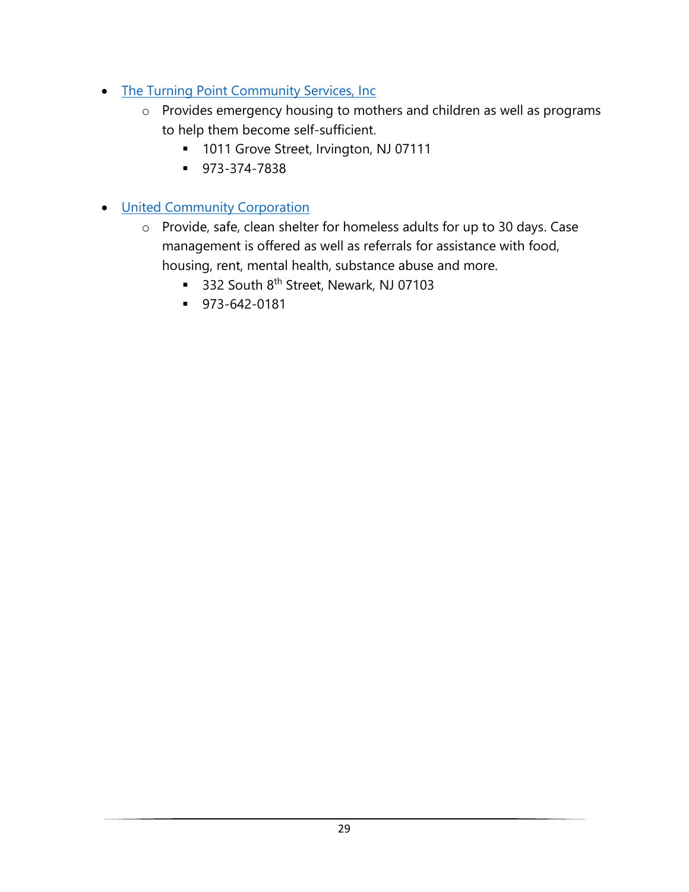- The Turning Point Community Services, Inc
    - Provides emergency housing to mothers and children as well as programs to help them become self-sufficient.
        - 1011 Grove Street, Irvington, NJ 07111
        - 973-374-7838

- United Community Corporation
    - Provide, safe, clean shelter for homeless adults for up to 30 days. Case management is offered as well as referrals for assistance with food, housing, rent, mental health, substance abuse and more.
        - 332 South 8th Street, Newark, NJ 07103
        - 973-642-0181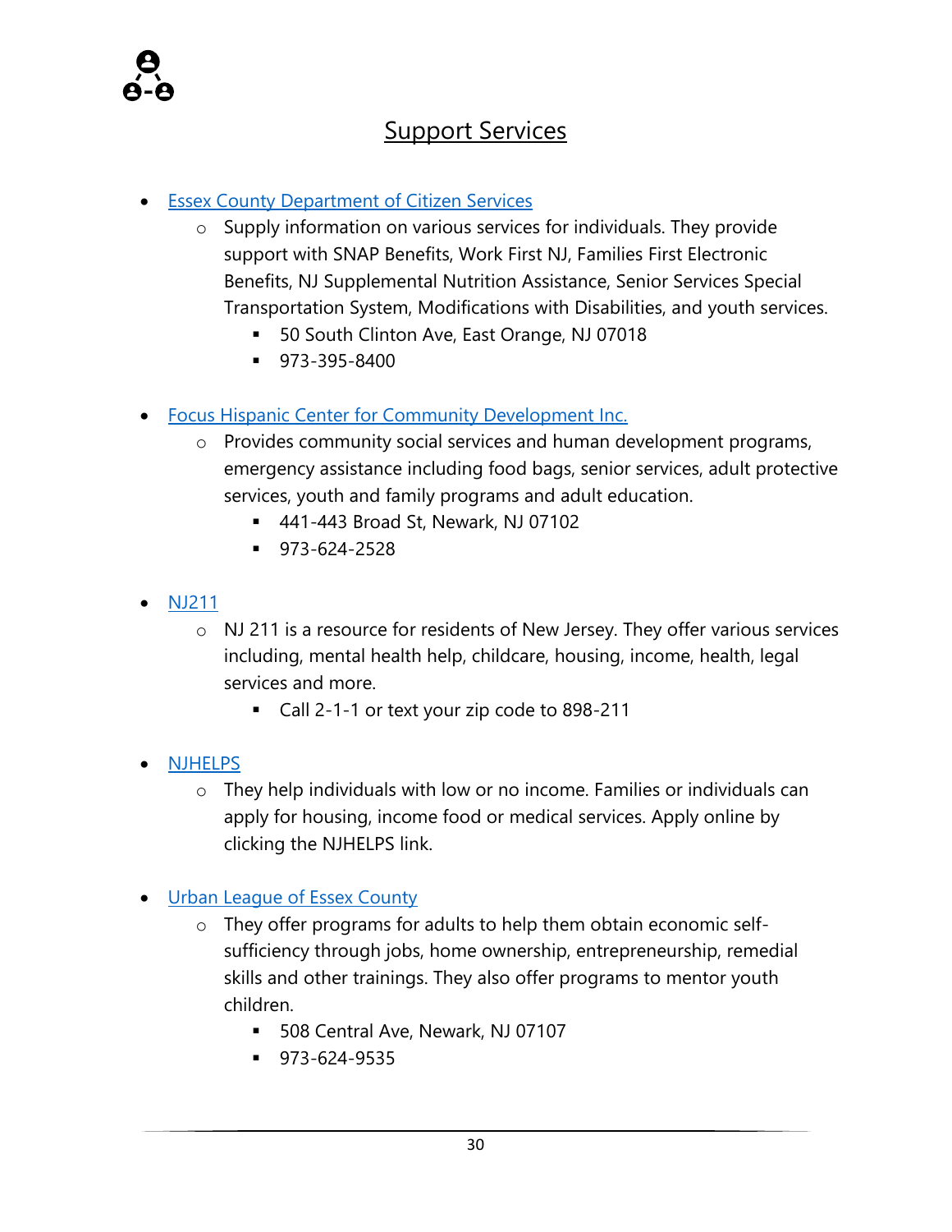# Support Services

- Essex County Department of Citizen Services
    - Supply information on various services for individuals. They provide support with SNAP Benefits, Work First NJ, Families First Electronic Benefits, NJ Supplemental Nutrition Assistance, Senior Services Special Transportation System, Modifications with Disabilities, and youth services.
        - 50 South Clinton Ave, East Orange, NJ 07018
        - 973-395-8400

- Focus Hispanic Center for Community Development Inc.
    - Provides community social services and human development programs, emergency assistance including food bags, senior services, adult protective services, youth and family programs and adult education.
        - 441-443 Broad St, Newark, NJ 07102
        - 973-624-2528

- NJ211
    - NJ 211 is a resource for residents of New Jersey. They offer various services including, mental health help, childcare, housing, income, health, legal services and more.
        - Call 2-1-1 or text your zip code to 898-211

- NJHELPS
    - They help individuals with low or no income. Families or individuals can apply for housing, income food or medical services. Apply online by clicking the NJHELPS link.

- Urban League of Essex County
    - They offer programs for adults to help them obtain economic self-sufficiency through jobs, home ownership, entrepreneurship, remedial skills and other trainings. They also offer programs to mentor youth children.
        - 508 Central Ave, Newark, NJ 07107
        - 973-624-9535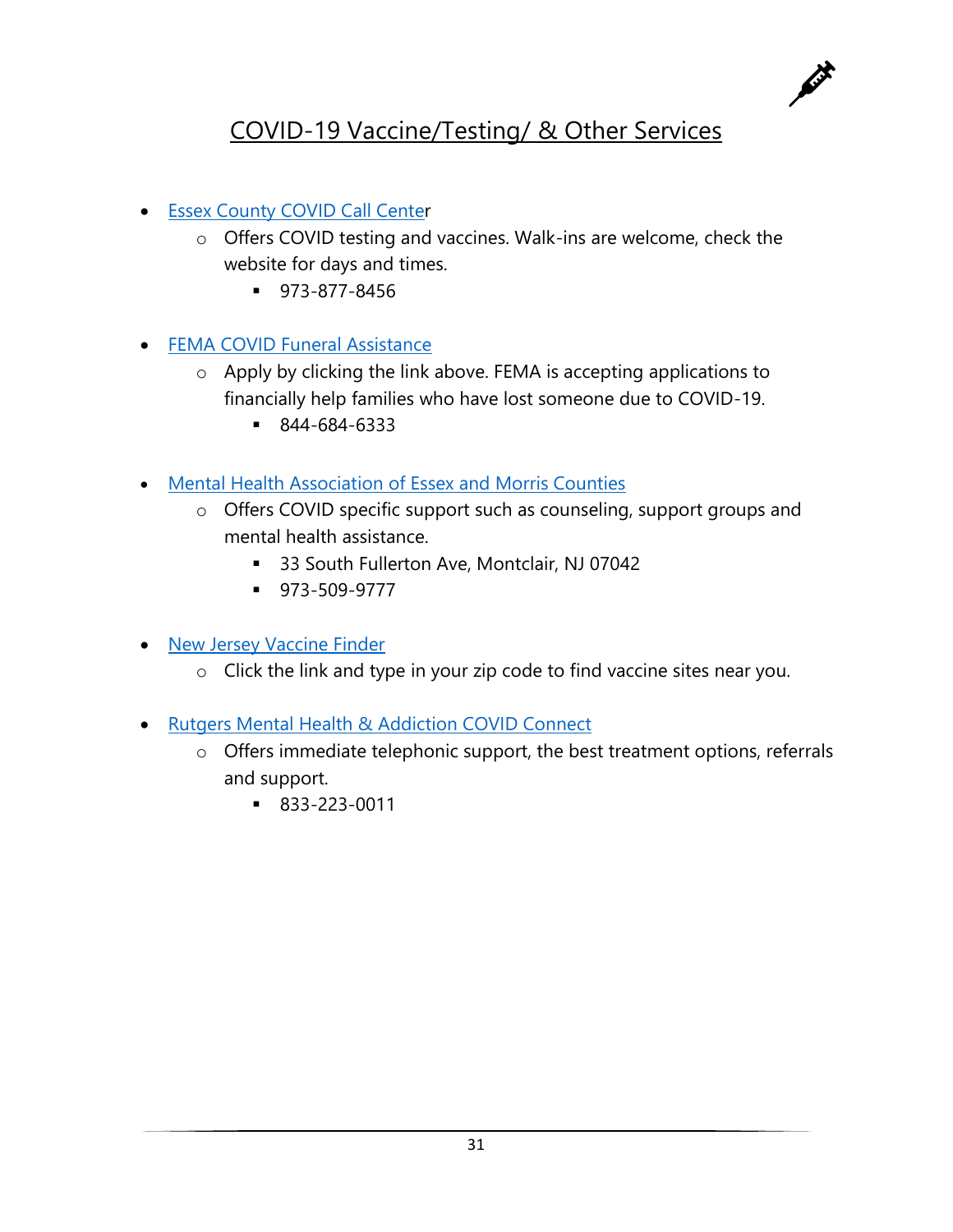# COVID-19 Vaccine/Testing/ & Other Services

- Essex County COVID Call Center
  - Offers COVID testing and vaccines. Walk-ins are welcome, check the website for days and times.
    - 973-877-8456

- FEMA COVID Funeral Assistance
  - Apply by clicking the link above. FEMA is accepting applications to financially help families who have lost someone due to COVID-19.
    - 844-684-6333

- Mental Health Association of Essex and Morris Counties
  - Offers COVID specific support such as counseling, support groups and mental health assistance.
    - 33 South Fullerton Ave, Montclair, NJ 07042
    - 973-509-9777

- New Jersey Vaccine Finder
  - Click the link and type in your zip code to find vaccine sites near you.

- Rutgers Mental Health & Addiction COVID Connect
  - Offers immediate telephonic support, the best treatment options, referrals and support.
    - 833-223-0011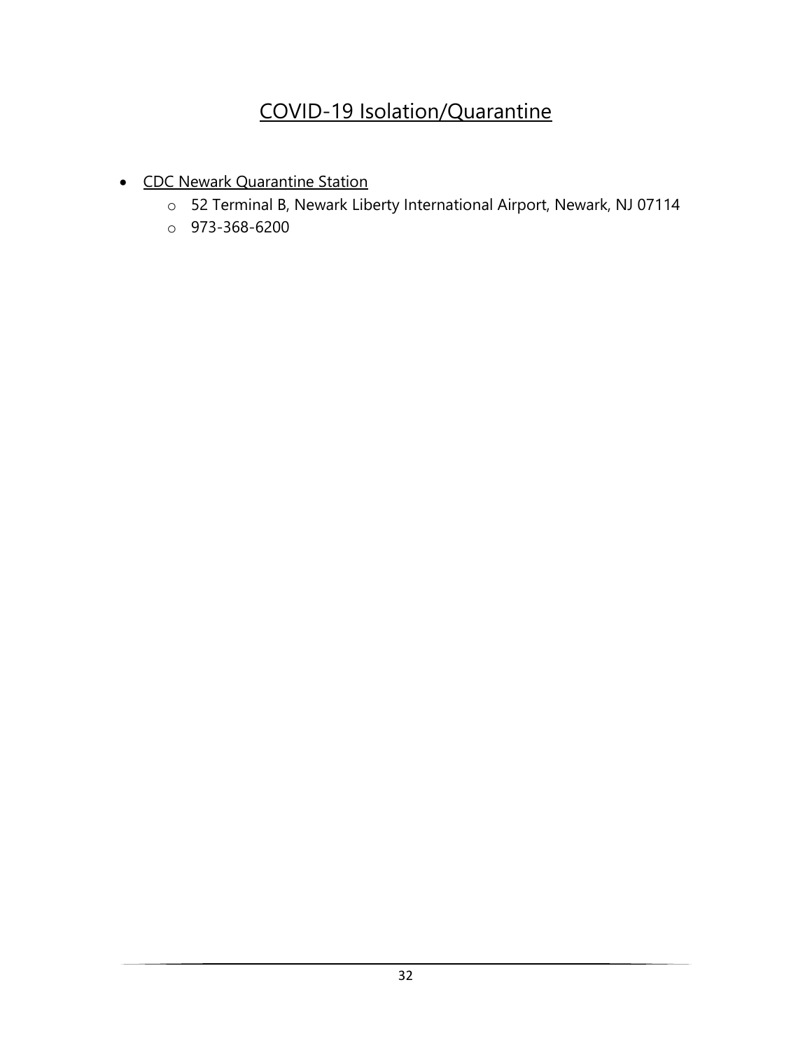# COVID-19 Isolation/Quarantine

- CDC Newark Quarantine Station
  - 52 Terminal B, Newark Liberty International Airport, Newark, NJ 07114
  - 973-368-6200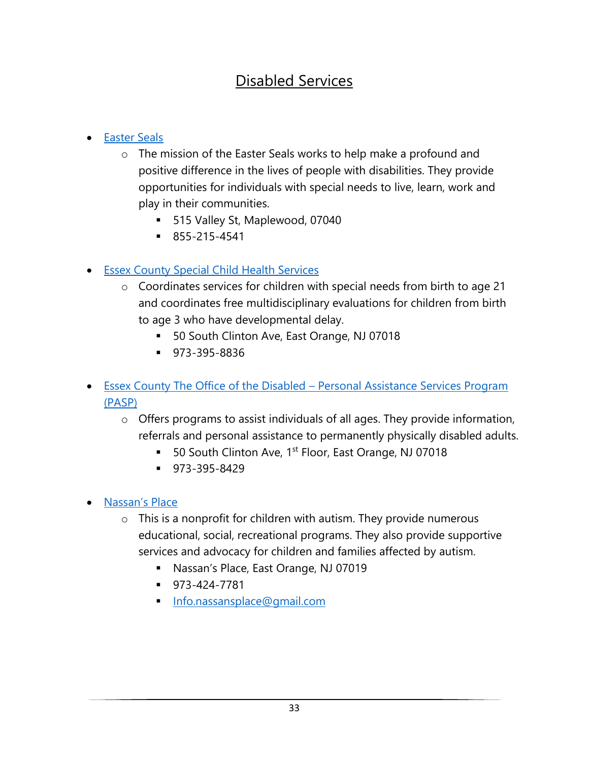# Disabled Services

- Easter Seals
  - The mission of the Easter Seals works to help make a profound and positive difference in the lives of people with disabilities. They provide opportunities for individuals with special needs to live, learn, work and play in their communities.
    - 515 Valley St, Maplewood, 07040
    - 855-215-4541

- Essex County Special Child Health Services
  - Coordinates services for children with special needs from birth to age 21 and coordinates free multidisciplinary evaluations for children from birth to age 3 who have developmental delay.
    - 50 South Clinton Ave, East Orange, NJ 07018
    - 973-395-8836

- Essex County The Office of the Disabled – Personal Assistance Services Program (PASP)
  - Offers programs to assist individuals of all ages. They provide information, referrals and personal assistance to permanently physically disabled adults.
    - 50 South Clinton Ave, 1st Floor, East Orange, NJ 07018
    - 973-395-8429

- Nassan's Place
  - This is a nonprofit for children with autism. They provide numerous educational, social, recreational programs. They also provide supportive services and advocacy for children and families affected by autism.
    - Nassan's Place, East Orange, NJ 07019
    - 973-424-7781
    - Info.nassansplace@gmail.com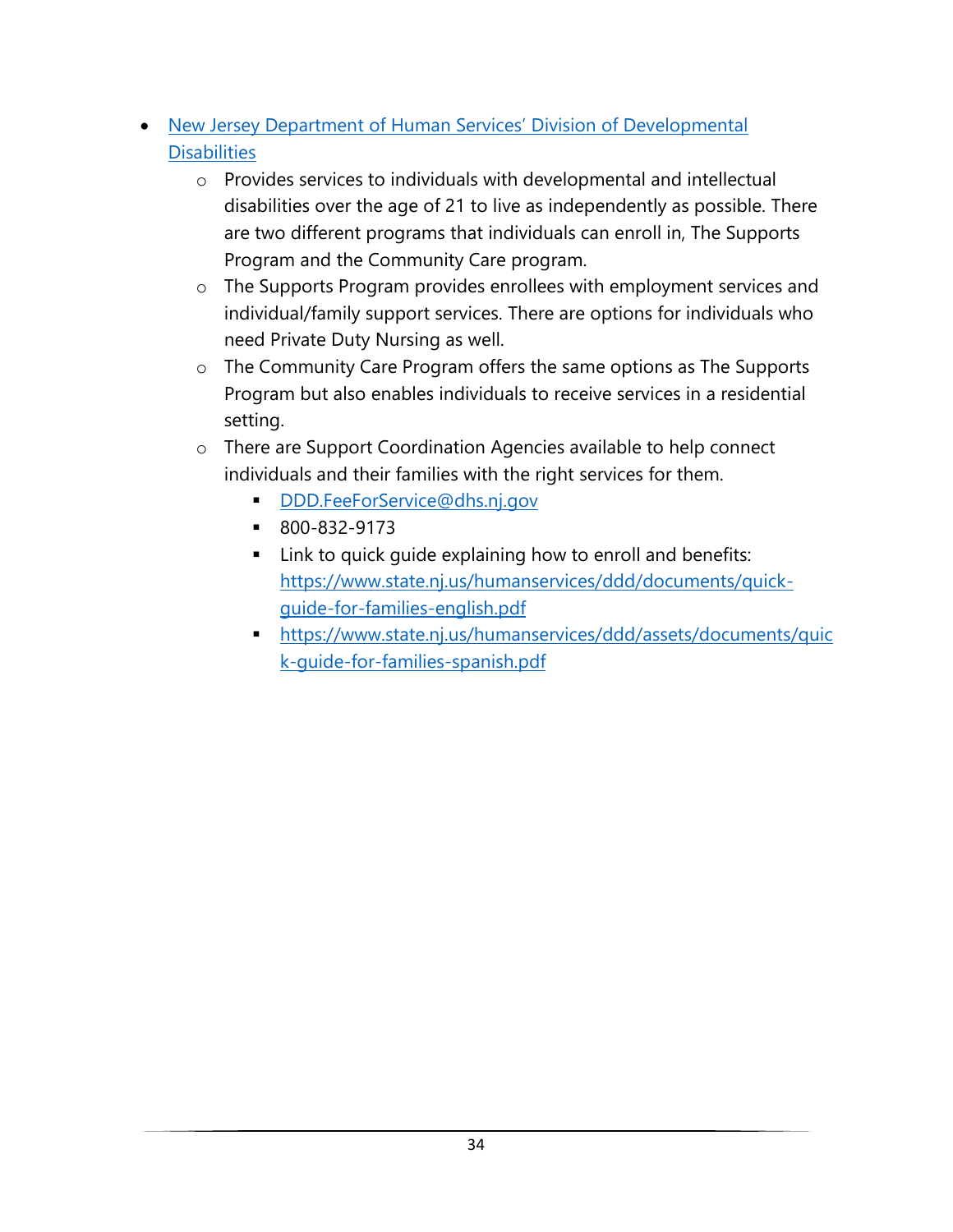- [New Jersey Department of Human Services' Division of Developmental Disabilities](https://www.state.nj.us/humanservices/ddd/)
  - Provides services to individuals with developmental and intellectual disabilities over the age of 21 to live as independently as possible. There are two different programs that individuals can enroll in, The Supports Program and the Community Care program.
  - The Supports Program provides enrollees with employment services and individual/family support services. There are options for individuals who need Private Duty Nursing as well.
  - The Community Care Program offers the same options as The Supports Program but also enables individuals to receive services in a residential setting.
  - There are Support Coordination Agencies available to help connect individuals and their families with the right services for them.
    - [DDD.FeeForService@dhs.nj.gov](mailto:DDD.FeeForService@dhs.nj.gov)
    - 800-832-9173
    - Link to quick guide explaining how to enroll and benefits: [https://www.state.nj.us/humanservices/ddd/documents/quick-guide-for-families-english.pdf](https://www.state.nj.us/humanservices/ddd/documents/quick-guide-for-families-english.pdf)
    - [https://www.state.nj.us/humanservices/ddd/assets/documents/quick-guide-for-families-spanish.pdf](https://www.state.nj.us/humanservices/ddd/assets/documents/quick-guide-for-families-spanish.pdf)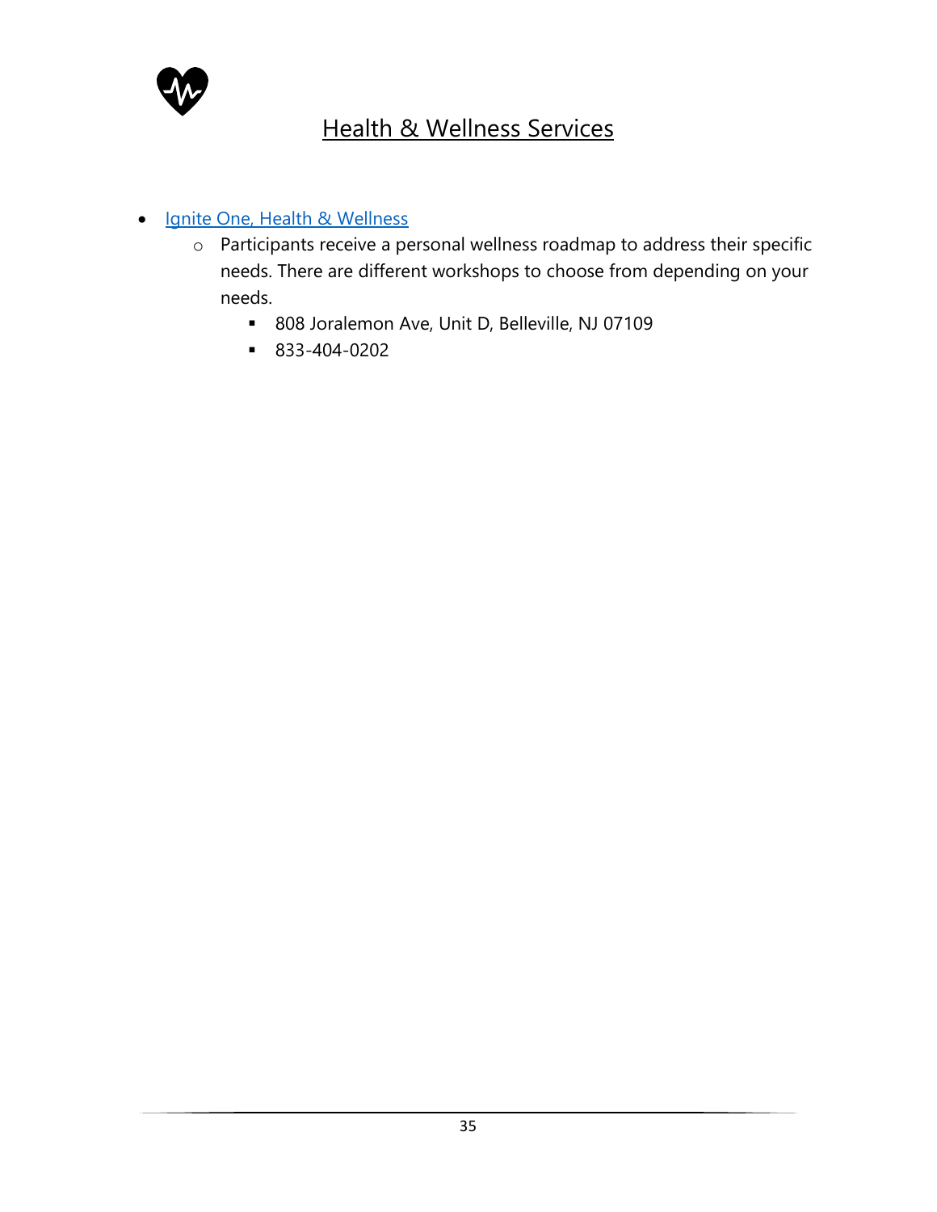# Health & Wellness Services

- Ignite One, Health & Wellness
    - Participants receive a personal wellness roadmap to address their specific needs. There are different workshops to choose from depending on your needs.
        - 808 Joralemon Ave, Unit D, Belleville, NJ 07109
        - 833-404-0202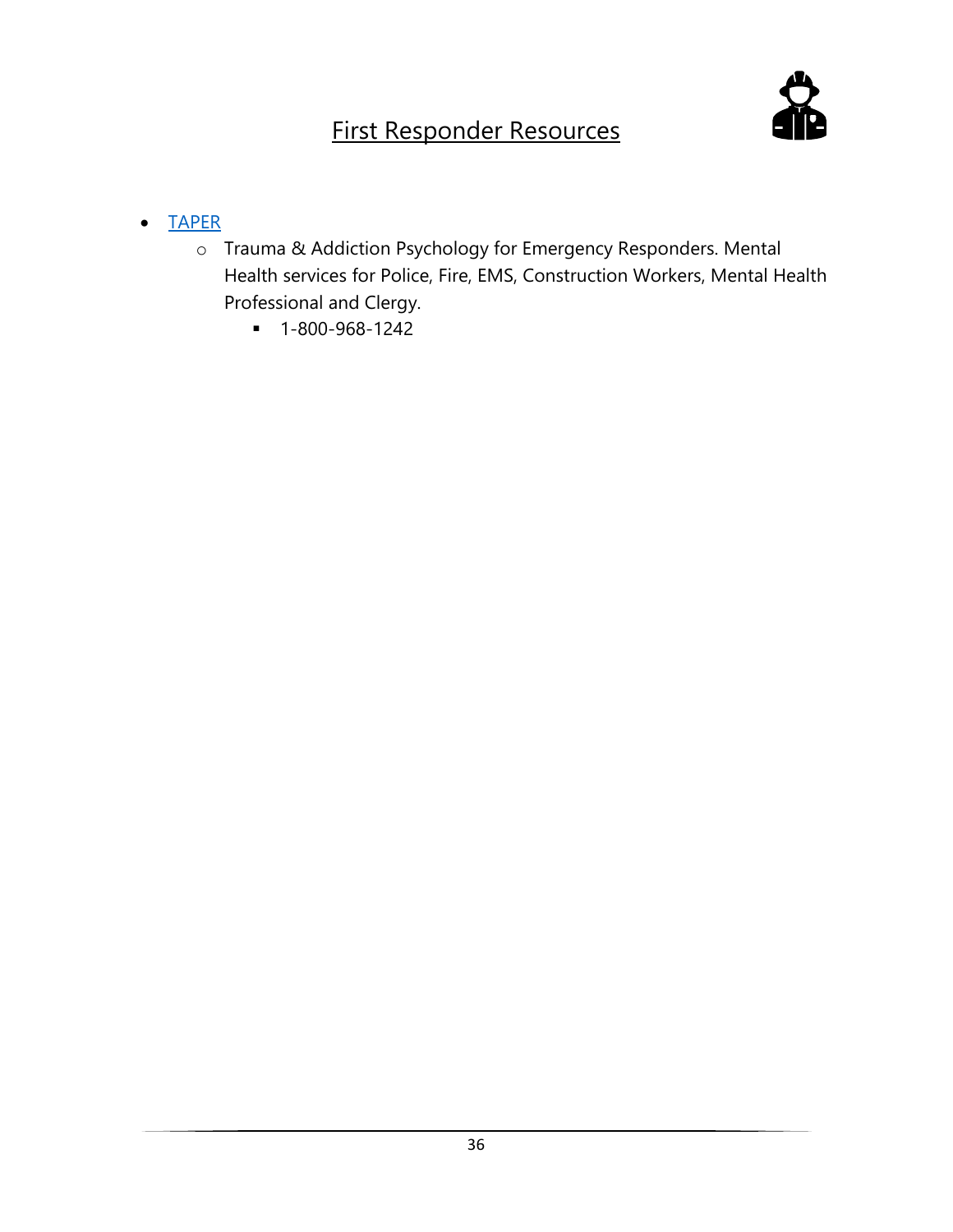# First Responder Resources

- TAPER
  - Trauma & Addiction Psychology for Emergency Responders. Mental Health services for Police, Fire, EMS, Construction Workers, Mental Health Professional and Clergy.
    - 1-800-968-1242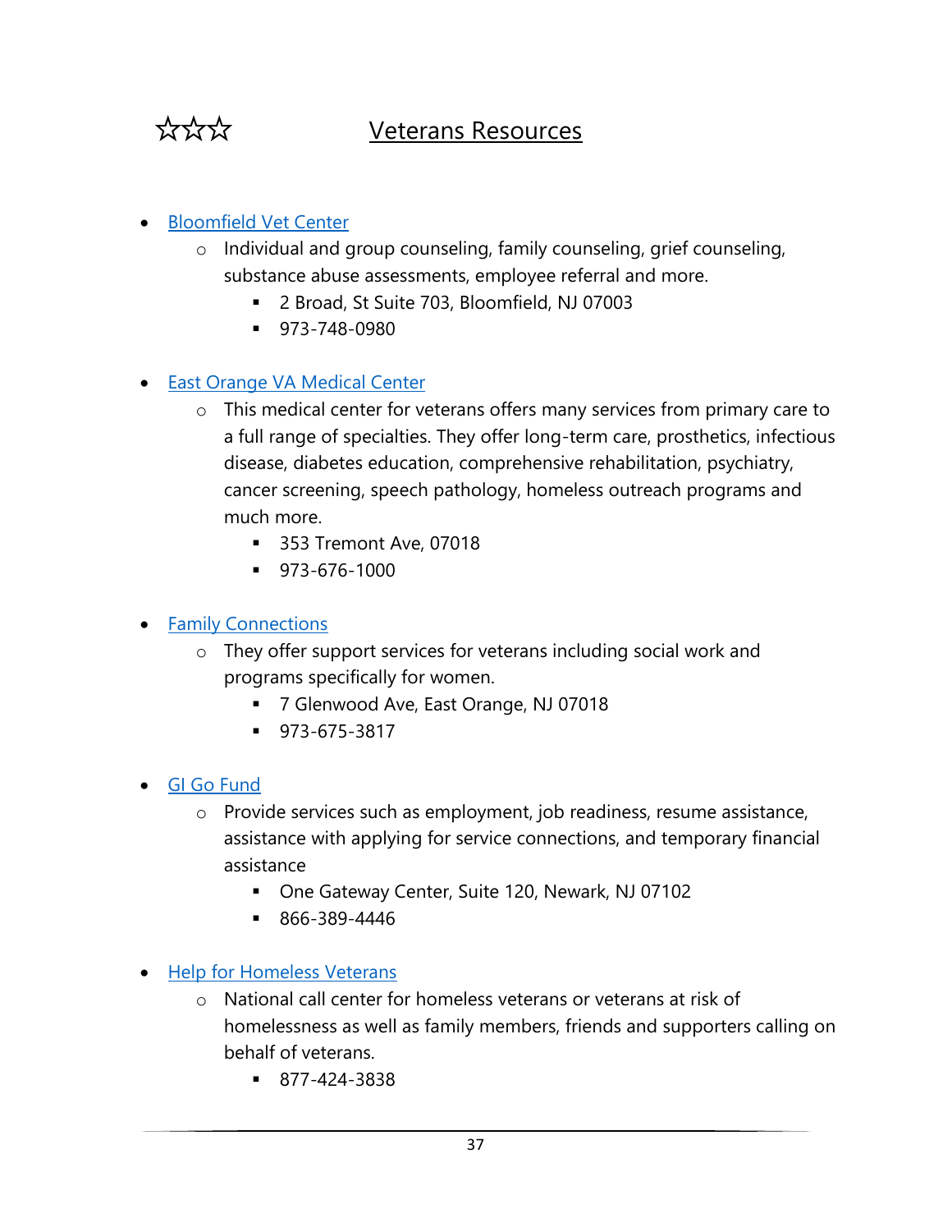# ☆☆☆ Veterans Resources

- Bloomfield Vet Center
  - Individual and group counseling, family counseling, grief counseling, substance abuse assessments, employee referral and more.
    - 2 Broad, St Suite 703, Bloomfield, NJ 07003
    - 973-748-0980

- East Orange VA Medical Center
  - This medical center for veterans offers many services from primary care to a full range of specialties. They offer long-term care, prosthetics, infectious disease, diabetes education, comprehensive rehabilitation, psychiatry, cancer screening, speech pathology, homeless outreach programs and much more.
    - 353 Tremont Ave, 07018
    - 973-676-1000

- Family Connections
  - They offer support services for veterans including social work and programs specifically for women.
    - 7 Glenwood Ave, East Orange, NJ 07018
    - 973-675-3817

- GI Go Fund
  - Provide services such as employment, job readiness, resume assistance, assistance with applying for service connections, and temporary financial assistance
    - One Gateway Center, Suite 120, Newark, NJ 07102
    - 866-389-4446

- Help for Homeless Veterans
  - National call center for homeless veterans or veterans at risk of homelessness as well as family members, friends and supporters calling on behalf of veterans.
    - 877-424-3838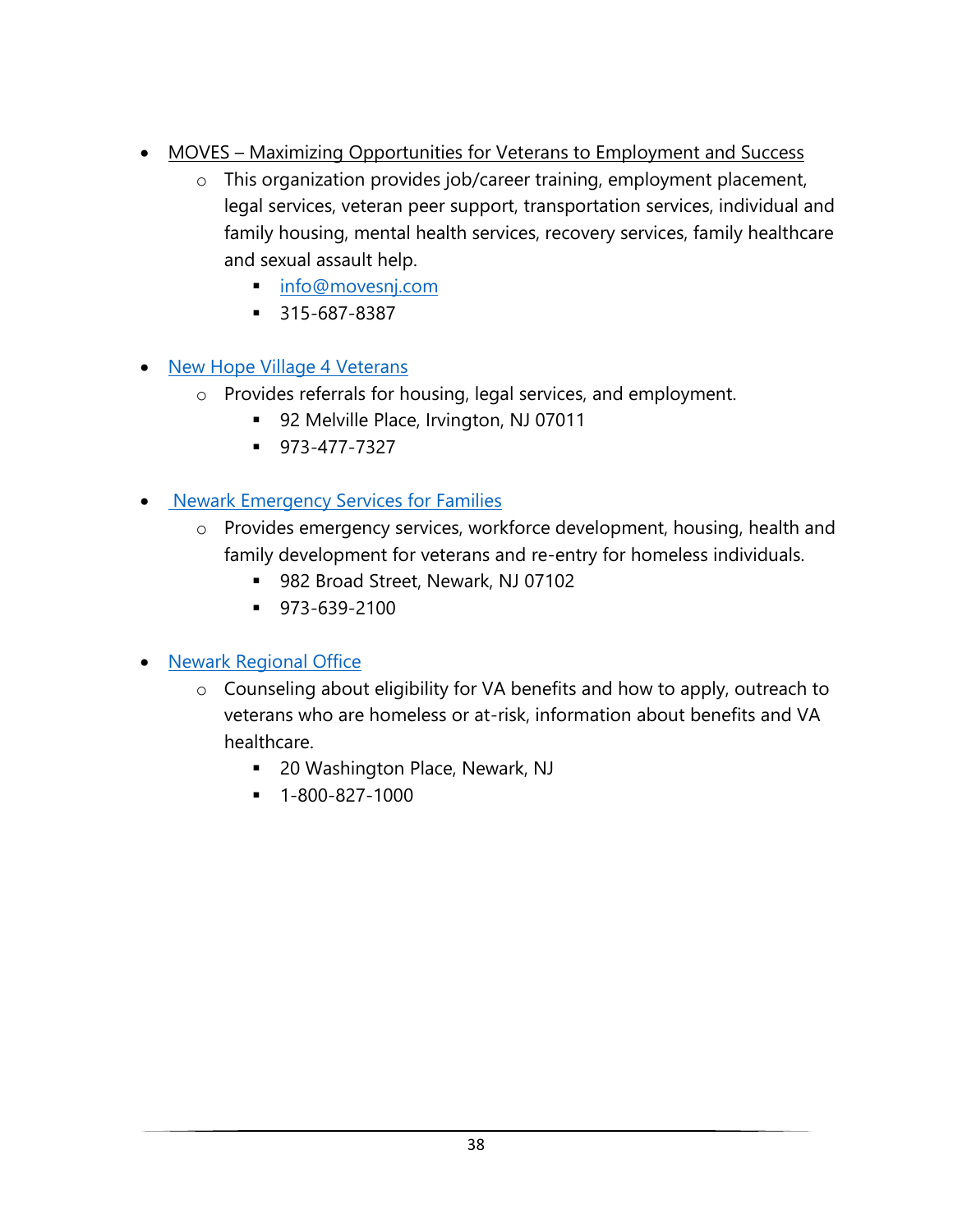- MOVES – Maximizing Opportunities for Veterans to Employment and Success
    - This organization provides job/career training, employment placement, legal services, veteran peer support, transportation services, individual and family housing, mental health services, recovery services, family healthcare and sexual assault help.
        - info@movesnj.com
        - 315-687-8387

- New Hope Village 4 Veterans
    - Provides referrals for housing, legal services, and employment.
        - 92 Melville Place, Irvington, NJ 07011
        - 973-477-7327

- Newark Emergency Services for Families
    - Provides emergency services, workforce development, housing, health and family development for veterans and re-entry for homeless individuals.
        - 982 Broad Street, Newark, NJ 07102
        - 973-639-2100

- Newark Regional Office
    - Counseling about eligibility for VA benefits and how to apply, outreach to veterans who are homeless or at-risk, information about benefits and VA healthcare.
        - 20 Washington Place, Newark, NJ
        - 1-800-827-1000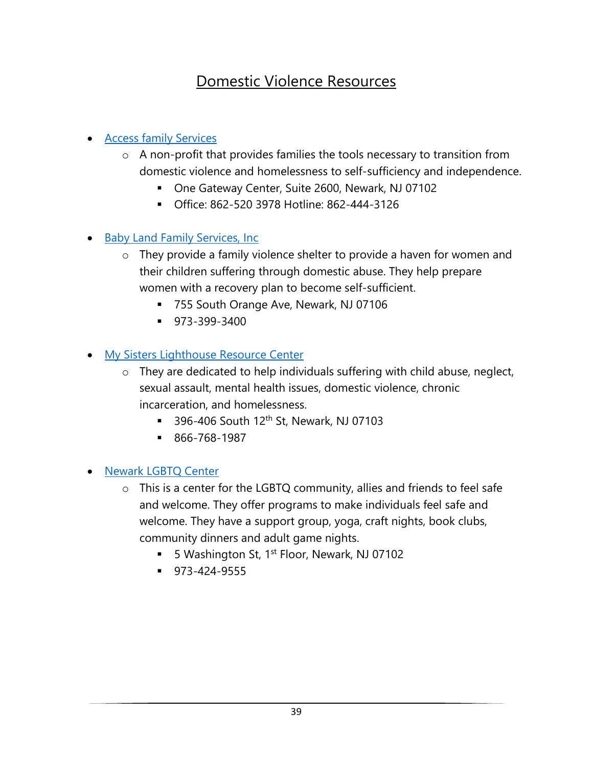# Domestic Violence Resources

- Access family Services
  - A non-profit that provides families the tools necessary to transition from domestic violence and homelessness to self-sufficiency and independence.
    - One Gateway Center, Suite 2600, Newark, NJ 07102
    - Office: 862-520 3978 Hotline: 862-444-3126

- Baby Land Family Services, Inc
  - They provide a family violence shelter to provide a haven for women and their children suffering through domestic abuse. They help prepare women with a recovery plan to become self-sufficient.
    - 755 South Orange Ave, Newark, NJ 07106
    - 973-399-3400

- My Sisters Lighthouse Resource Center
  - They are dedicated to help individuals suffering with child abuse, neglect, sexual assault, mental health issues, domestic violence, chronic incarceration, and homelessness.
    - 396-406 South 12th St, Newark, NJ 07103
    - 866-768-1987

- Newark LGBTQ Center
  - This is a center for the LGBTQ community, allies and friends to feel safe and welcome. They offer programs to make individuals feel safe and welcome. They have a support group, yoga, craft nights, book clubs, community dinners and adult game nights.
    - 5 Washington St, 1st Floor, Newark, NJ 07102
    - 973-424-9555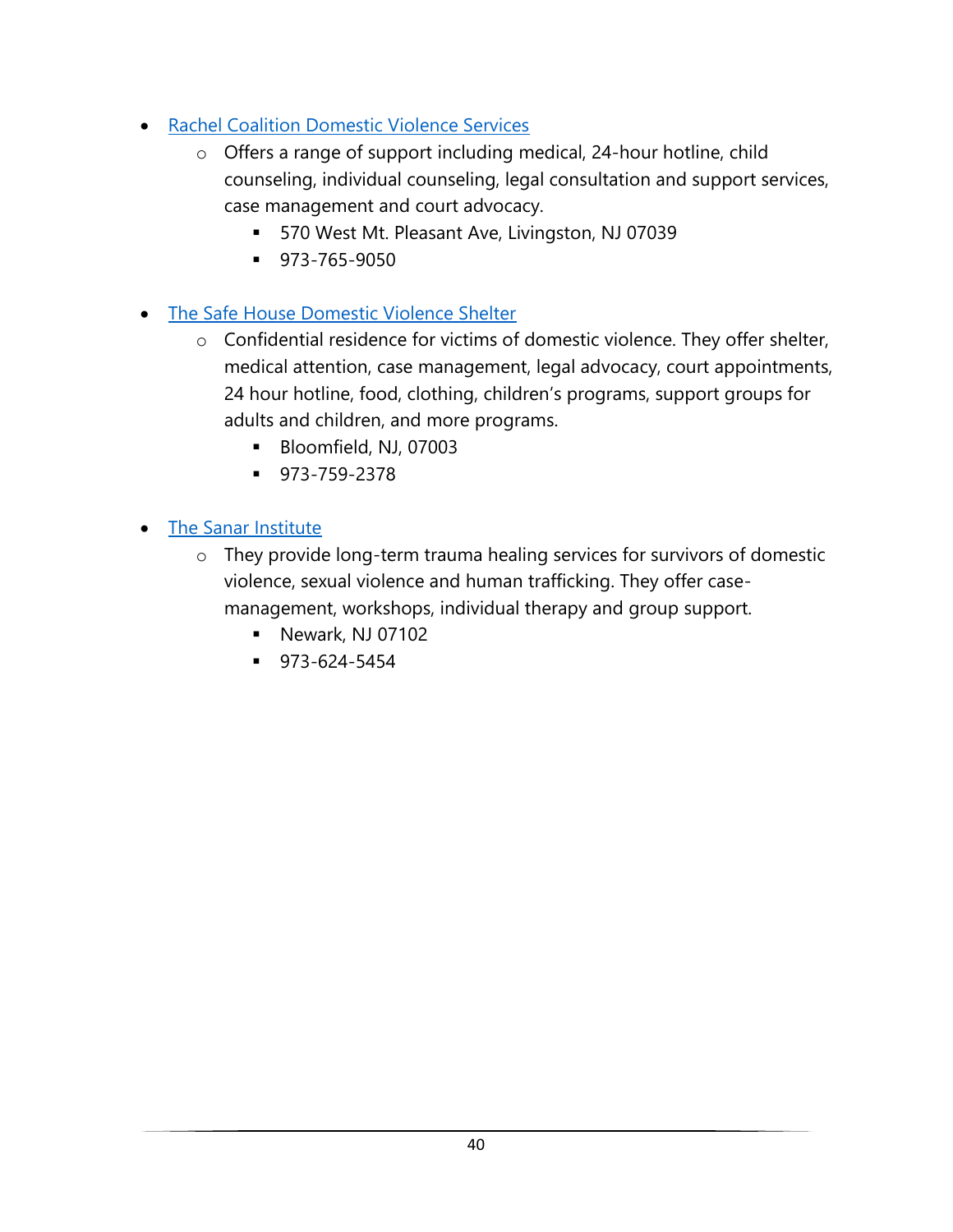- [Rachel Coalition Domestic Violence Services]()
    - Offers a range of support including medical, 24-hour hotline, child counseling, individual counseling, legal consultation and support services, case management and court advocacy.
        - 570 West Mt. Pleasant Ave, Livingston, NJ 07039
        - 973-765-9050

- [The Safe House Domestic Violence Shelter]()
    - Confidential residence for victims of domestic violence. They offer shelter, medical attention, case management, legal advocacy, court appointments, 24 hour hotline, food, clothing, children's programs, support groups for adults and children, and more programs.
        - Bloomfield, NJ, 07003
        - 973-759-2378

- [The Sanar Institute]()
    - They provide long-term trauma healing services for survivors of domestic violence, sexual violence and human trafficking. They offer case-management, workshops, individual therapy and group support.
        - Newark, NJ 07102
        - 973-624-5454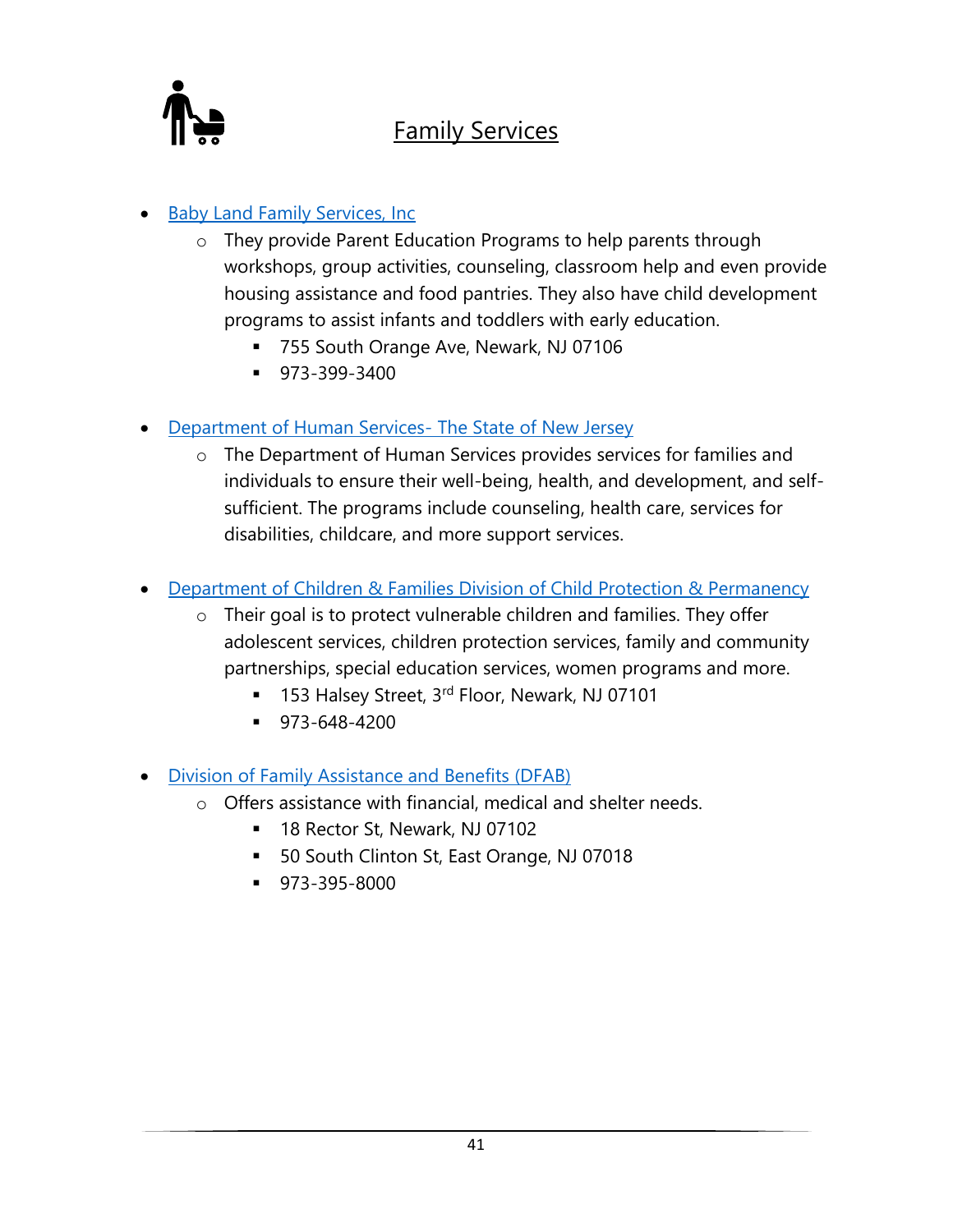# Family Services

- Baby Land Family Services, Inc
  - They provide Parent Education Programs to help parents through workshops, group activities, counseling, classroom help and even provide housing assistance and food pantries. They also have child development programs to assist infants and toddlers with early education.
    - 755 South Orange Ave, Newark, NJ 07106
    - 973-399-3400

- Department of Human Services- The State of New Jersey
  - The Department of Human Services provides services for families and individuals to ensure their well-being, health, and development, and self-sufficient. The programs include counseling, health care, services for disabilities, childcare, and more support services.

- Department of Children & Families Division of Child Protection & Permanency
  - Their goal is to protect vulnerable children and families. They offer adolescent services, children protection services, family and community partnerships, special education services, women programs and more.
    - 153 Halsey Street, 3rd Floor, Newark, NJ 07101
    - 973-648-4200

- Division of Family Assistance and Benefits (DFAB)
  - Offers assistance with financial, medical and shelter needs.
    - 18 Rector St, Newark, NJ 07102
    - 50 South Clinton St, East Orange, NJ 07018
    - 973-395-8000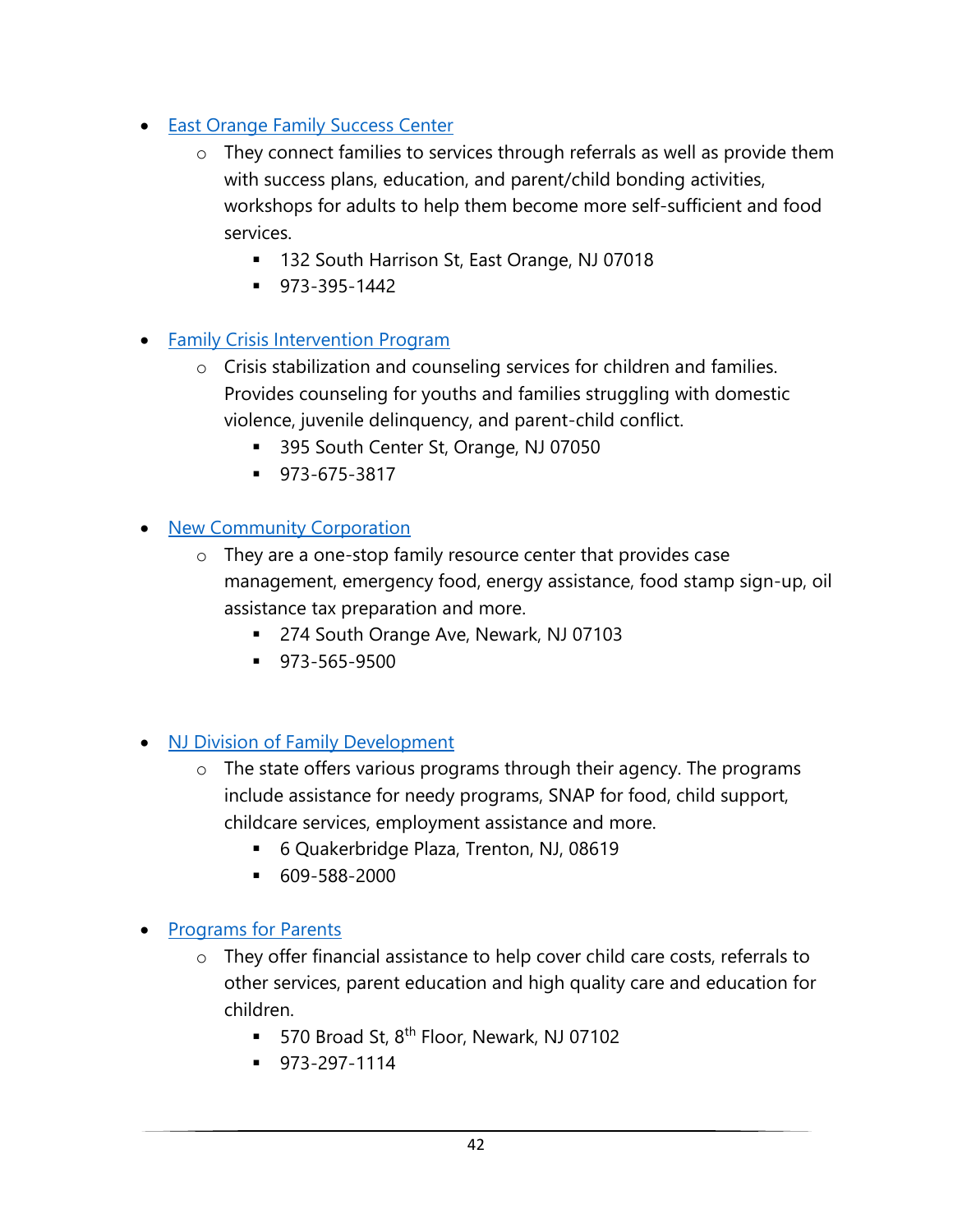- East Orange Family Success Center
  - They connect families to services through referrals as well as provide them with success plans, education, and parent/child bonding activities, workshops for adults to help them become more self-sufficient and food services.
    - 132 South Harrison St, East Orange, NJ 07018
    - 973-395-1442

- Family Crisis Intervention Program
  - Crisis stabilization and counseling services for children and families. Provides counseling for youths and families struggling with domestic violence, juvenile delinquency, and parent-child conflict.
    - 395 South Center St, Orange, NJ 07050
    - 973-675-3817

- New Community Corporation
  - They are a one-stop family resource center that provides case management, emergency food, energy assistance, food stamp sign-up, oil assistance tax preparation and more.
    - 274 South Orange Ave, Newark, NJ 07103
    - 973-565-9500

- NJ Division of Family Development
  - The state offers various programs through their agency. The programs include assistance for needy programs, SNAP for food, child support, childcare services, employment assistance and more.
    - 6 Quakerbridge Plaza, Trenton, NJ, 08619
    - 609-588-2000

- Programs for Parents
  - They offer financial assistance to help cover child care costs, referrals to other services, parent education and high quality care and education for children.
    - 570 Broad St, 8th Floor, Newark, NJ 07102
    - 973-297-1114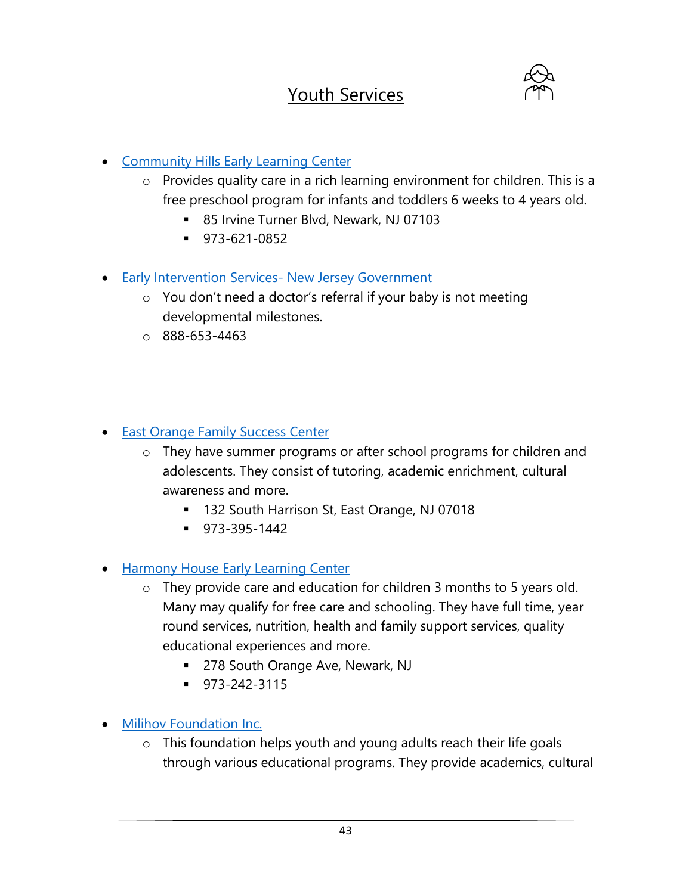## Youth Services

- Community Hills Early Learning Center
  - Provides quality care in a rich learning environment for children. This is a free preschool program for infants and toddlers 6 weeks to 4 years old.
    - 85 Irvine Turner Blvd, Newark, NJ 07103
    - 973-621-0852

- Early Intervention Services- New Jersey Government
  - You don't need a doctor's referral if your baby is not meeting developmental milestones.
  - 888-653-4463

- East Orange Family Success Center
  - They have summer programs or after school programs for children and adolescents. They consist of tutoring, academic enrichment, cultural awareness and more.
    - 132 South Harrison St, East Orange, NJ 07018
    - 973-395-1442

- Harmony House Early Learning Center
  - They provide care and education for children 3 months to 5 years old. Many may qualify for free care and schooling. They have full time, year round services, nutrition, health and family support services, quality educational experiences and more.
    - 278 South Orange Ave, Newark, NJ
    - 973-242-3115

- Milihov Foundation Inc.
  - This foundation helps youth and young adults reach their life goals through various educational programs. They provide academics, cultural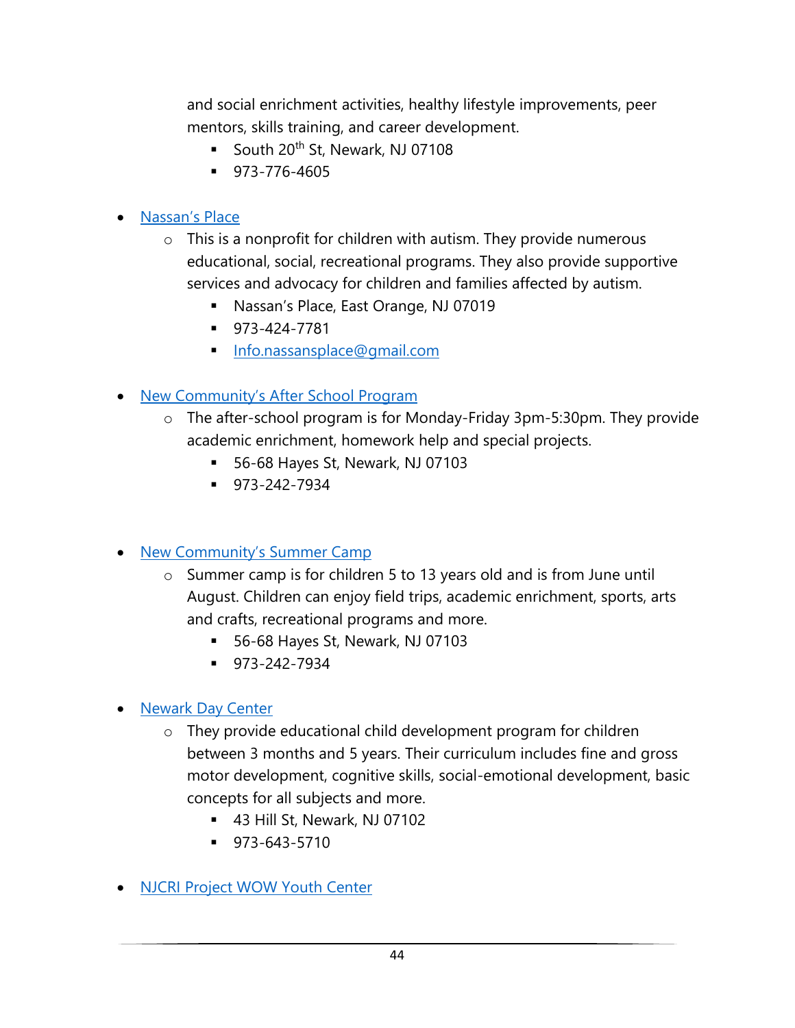and social enrichment activities, healthy lifestyle improvements, peer mentors, skills training, and career development.
        - South 20th St, Newark, NJ 07108
        - 973-776-4605

- [Nassan's Place]()
    - This is a nonprofit for children with autism. They provide numerous educational, social, recreational programs. They also provide supportive services and advocacy for children and families affected by autism.
        - Nassan's Place, East Orange, NJ 07019
        - 973-424-7781
        - [Info.nassansplace@gmail.com](mailto:Info.nassansplace@gmail.com)

- [New Community's After School Program]()
    - The after-school program is for Monday-Friday 3pm-5:30pm. They provide academic enrichment, homework help and special projects.
        - 56-68 Hayes St, Newark, NJ 07103
        - 973-242-7934

- [New Community's Summer Camp]()
    - Summer camp is for children 5 to 13 years old and is from June until August. Children can enjoy field trips, academic enrichment, sports, arts and crafts, recreational programs and more.
        - 56-68 Hayes St, Newark, NJ 07103
        - 973-242-7934

- [Newark Day Center]()
    - They provide educational child development program for children between 3 months and 5 years. Their curriculum includes fine and gross motor development, cognitive skills, social-emotional development, basic concepts for all subjects and more.
        - 43 Hill St, Newark, NJ 07102
        - 973-643-5710

- [NJCRI Project WOW Youth Center]()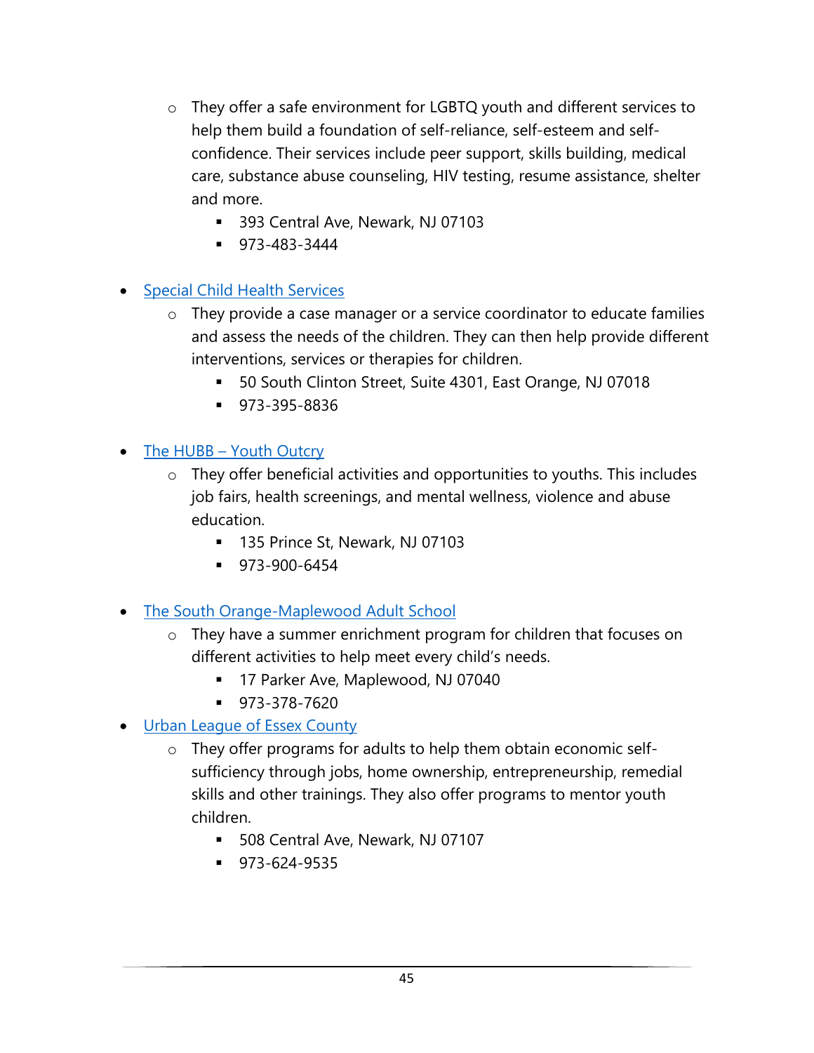- They offer a safe environment for LGBTQ youth and different services to help them build a foundation of self-reliance, self-esteem and self-confidence. Their services include peer support, skills building, medical care, substance abuse counseling, HIV testing, resume assistance, shelter and more.
        - 393 Central Ave, Newark, NJ 07103
        - 973-483-3444

- Special Child Health Services
    - They provide a case manager or a service coordinator to educate families and assess the needs of the children. They can then help provide different interventions, services or therapies for children.
        - 50 South Clinton Street, Suite 4301, East Orange, NJ 07018
        - 973-395-8836

- The HUBB – Youth Outcry
    - They offer beneficial activities and opportunities to youths. This includes job fairs, health screenings, and mental wellness, violence and abuse education.
        - 135 Prince St, Newark, NJ 07103
        - 973-900-6454

- The South Orange-Maplewood Adult School
    - They have a summer enrichment program for children that focuses on different activities to help meet every child's needs.
        - 17 Parker Ave, Maplewood, NJ 07040
        - 973-378-7620
- Urban League of Essex County
    - They offer programs for adults to help them obtain economic self-sufficiency through jobs, home ownership, entrepreneurship, remedial skills and other trainings. They also offer programs to mentor youth children.
        - 508 Central Ave, Newark, NJ 07107
        - 973-624-9535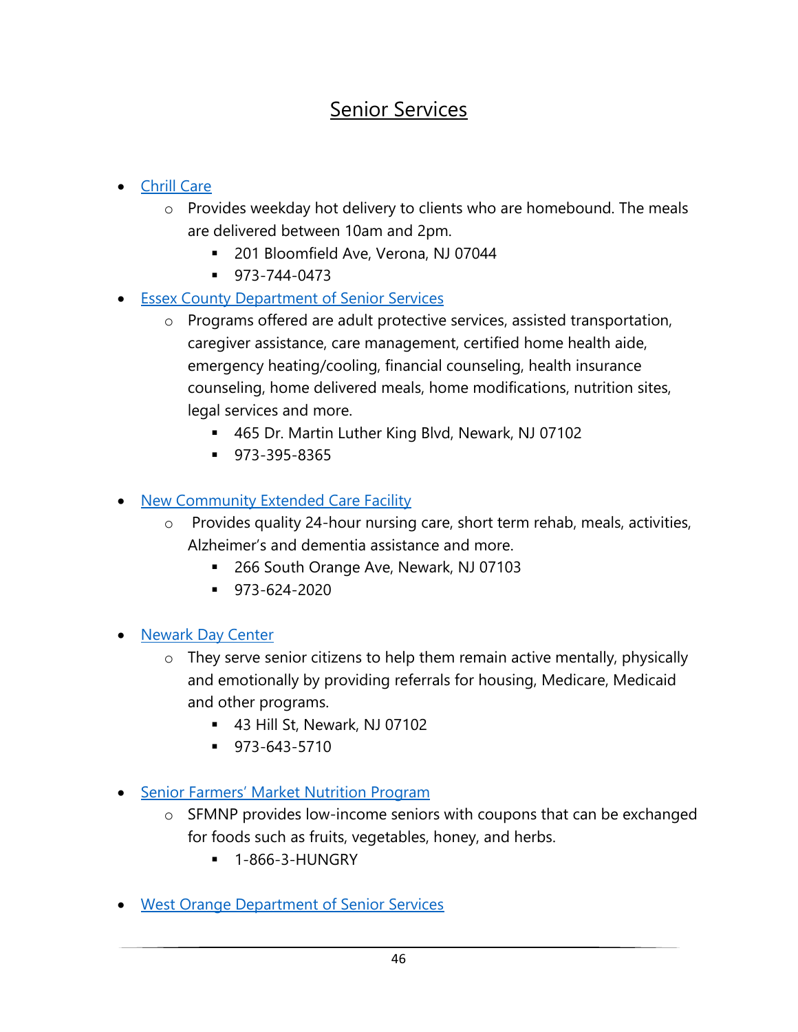# Senior Services

- Chrill Care
  - Provides weekday hot delivery to clients who are homebound. The meals are delivered between 10am and 2pm.
    - 201 Bloomfield Ave, Verona, NJ 07044
    - 973-744-0473
- Essex County Department of Senior Services
  - Programs offered are adult protective services, assisted transportation, caregiver assistance, care management, certified home health aide, emergency heating/cooling, financial counseling, health insurance counseling, home delivered meals, home modifications, nutrition sites, legal services and more.
    - 465 Dr. Martin Luther King Blvd, Newark, NJ 07102
    - 973-395-8365

- New Community Extended Care Facility
  - Provides quality 24-hour nursing care, short term rehab, meals, activities, Alzheimer's and dementia assistance and more.
    - 266 South Orange Ave, Newark, NJ 07103
    - 973-624-2020

- Newark Day Center
  - They serve senior citizens to help them remain active mentally, physically and emotionally by providing referrals for housing, Medicare, Medicaid and other programs.
    - 43 Hill St, Newark, NJ 07102
    - 973-643-5710

- Senior Farmers' Market Nutrition Program
  - SFMNP provides low-income seniors with coupons that can be exchanged for foods such as fruits, vegetables, honey, and herbs.
    - 1-866-3-HUNGRY

- West Orange Department of Senior Services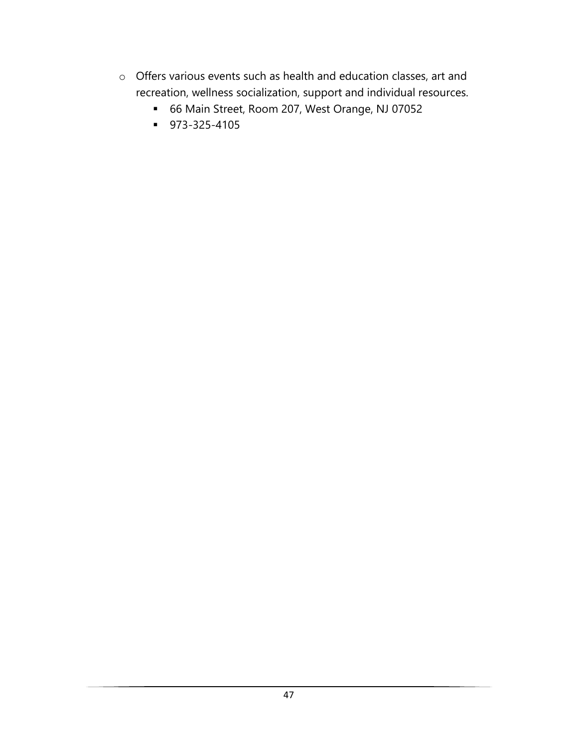- Offers various events such as health and education classes, art and recreation, wellness socialization, support and individual resources.
    - 66 Main Street, Room 207, West Orange, NJ 07052
    - 973-325-4105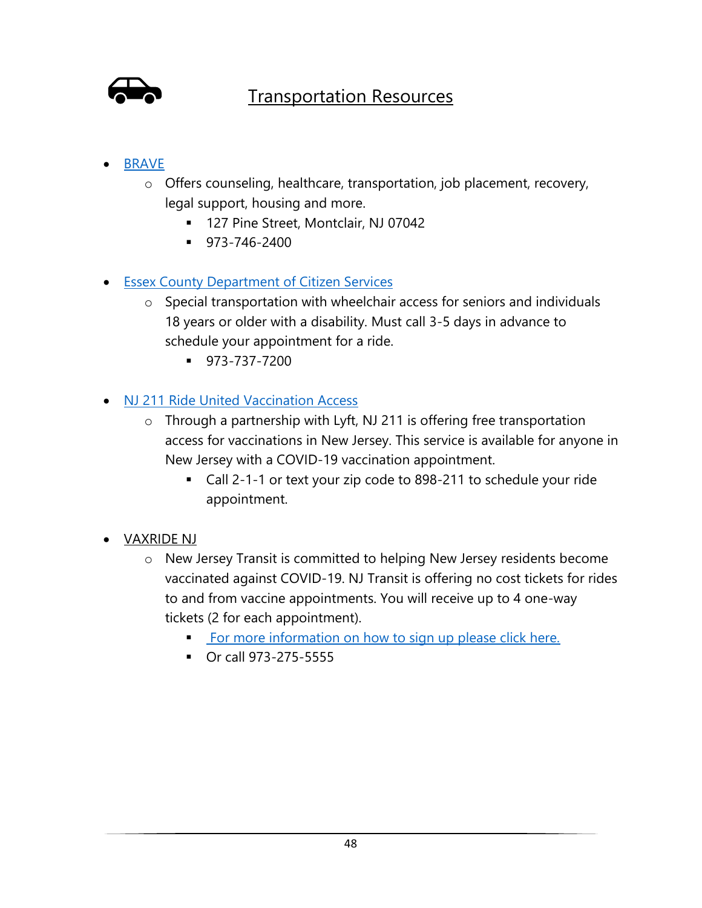# Transportation Resources

- BRAVE
  - Offers counseling, healthcare, transportation, job placement, recovery, legal support, housing and more.
    - 127 Pine Street, Montclair, NJ 07042
    - 973-746-2400

- Essex County Department of Citizen Services
  - Special transportation with wheelchair access for seniors and individuals 18 years or older with a disability. Must call 3-5 days in advance to schedule your appointment for a ride.
    - 973-737-7200

- NJ 211 Ride United Vaccination Access
  - Through a partnership with Lyft, NJ 211 is offering free transportation access for vaccinations in New Jersey. This service is available for anyone in New Jersey with a COVID-19 vaccination appointment.
    - Call 2-1-1 or text your zip code to 898-211 to schedule your ride appointment.

- VAXRIDE NJ
  - New Jersey Transit is committed to helping New Jersey residents become vaccinated against COVID-19. NJ Transit is offering no cost tickets for rides to and from vaccine appointments. You will receive up to 4 one-way tickets (2 for each appointment).
    - For more information on how to sign up please click here.
    - Or call 973-275-5555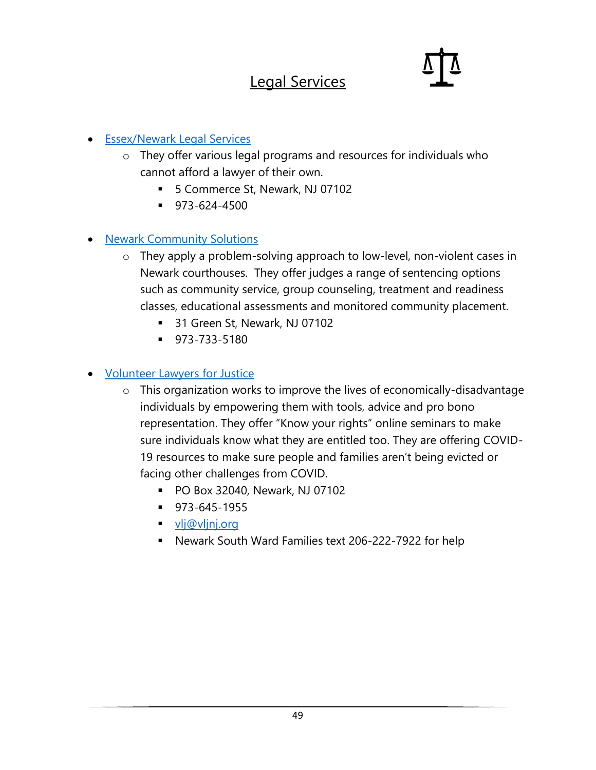# Legal Services

- Essex/Newark Legal Services
  - They offer various legal programs and resources for individuals who cannot afford a lawyer of their own.
    - 5 Commerce St, Newark, NJ 07102
    - 973-624-4500

- Newark Community Solutions
  - They apply a problem-solving approach to low-level, non-violent cases in Newark courthouses. They offer judges a range of sentencing options such as community service, group counseling, treatment and readiness classes, educational assessments and monitored community placement.
    - 31 Green St, Newark, NJ 07102
    - 973-733-5180

- Volunteer Lawyers for Justice
  - This organization works to improve the lives of economically-disadvantage individuals by empowering them with tools, advice and pro bono representation. They offer "Know your rights" online seminars to make sure individuals know what they are entitled too. They are offering COVID-19 resources to make sure people and families aren't being evicted or facing other challenges from COVID.
    - PO Box 32040, Newark, NJ 07102
    - 973-645-1955
    - vlj@vljnj.org
    - Newark South Ward Families text 206-222-7922 for help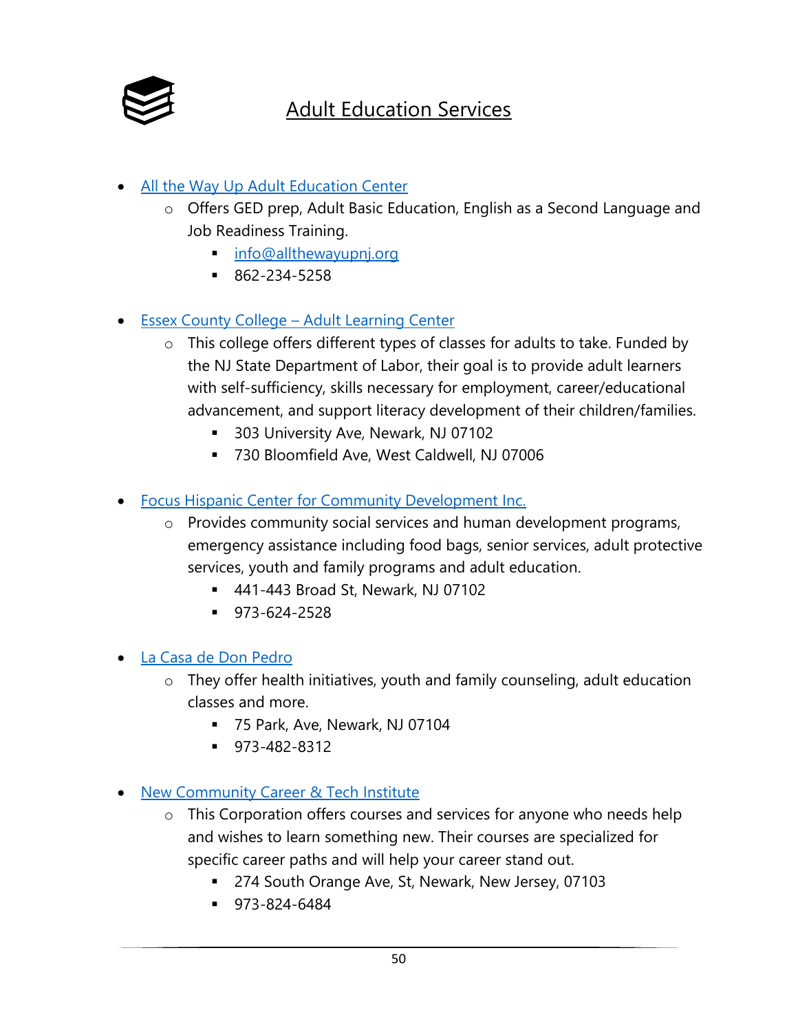# Adult Education Services

- All the Way Up Adult Education Center
  - Offers GED prep, Adult Basic Education, English as a Second Language and Job Readiness Training.
    - info@allthewayupnj.org
    - 862-234-5258

- Essex County College – Adult Learning Center
  - This college offers different types of classes for adults to take. Funded by the NJ State Department of Labor, their goal is to provide adult learners with self-sufficiency, skills necessary for employment, career/educational advancement, and support literacy development of their children/families.
    - 303 University Ave, Newark, NJ 07102
    - 730 Bloomfield Ave, West Caldwell, NJ 07006

- Focus Hispanic Center for Community Development Inc.
  - Provides community social services and human development programs, emergency assistance including food bags, senior services, adult protective services, youth and family programs and adult education.
    - 441-443 Broad St, Newark, NJ 07102
    - 973-624-2528

- La Casa de Don Pedro
  - They offer health initiatives, youth and family counseling, adult education classes and more.
    - 75 Park, Ave, Newark, NJ 07104
    - 973-482-8312

- New Community Career & Tech Institute
  - This Corporation offers courses and services for anyone who needs help and wishes to learn something new. Their courses are specialized for specific career paths and will help your career stand out.
    - 274 South Orange Ave, St, Newark, New Jersey, 07103
    - 973-824-6484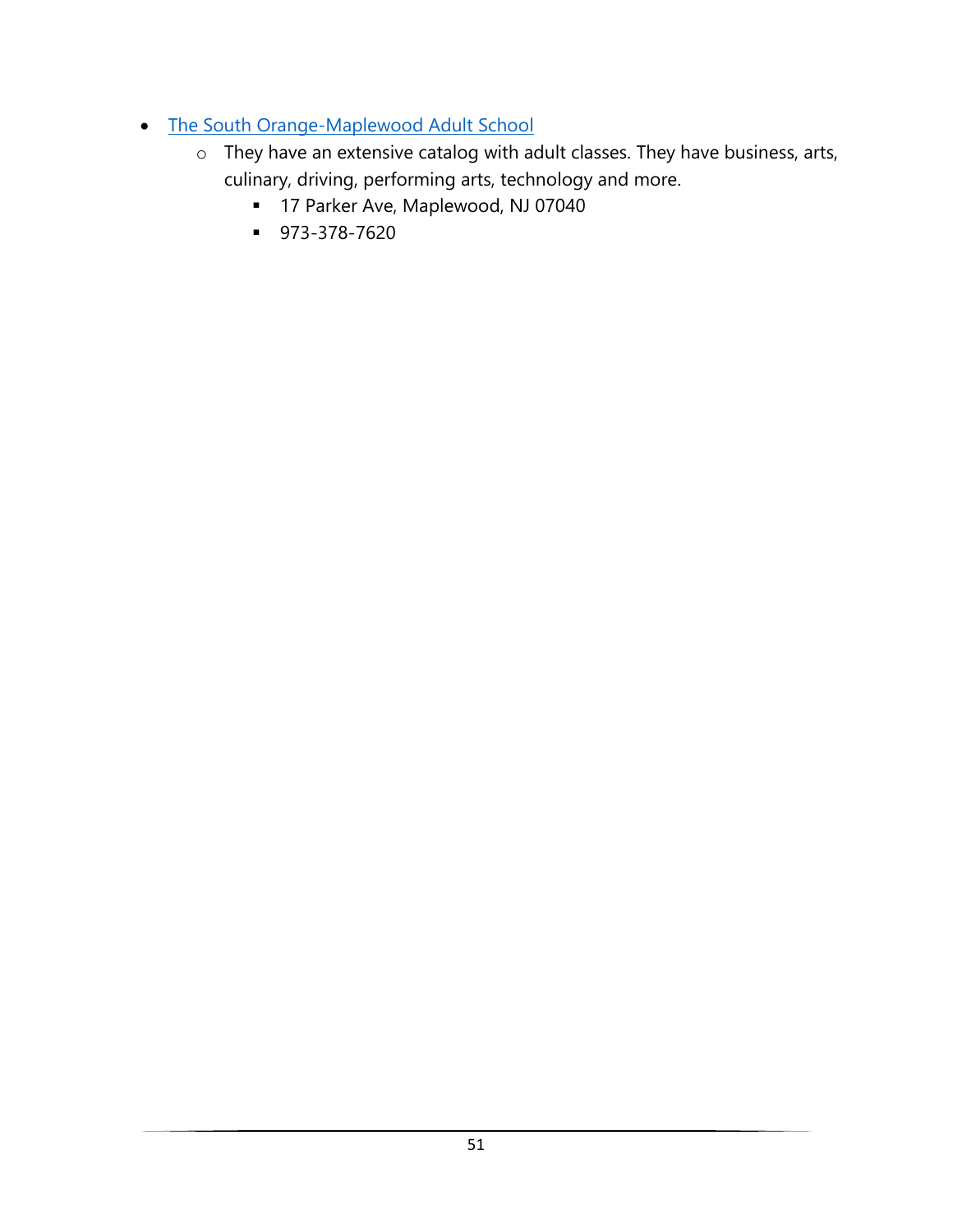- The South Orange-Maplewood Adult School
  - They have an extensive catalog with adult classes. They have business, arts, culinary, driving, performing arts, technology and more.
    - 17 Parker Ave, Maplewood, NJ 07040
    - 973-378-7620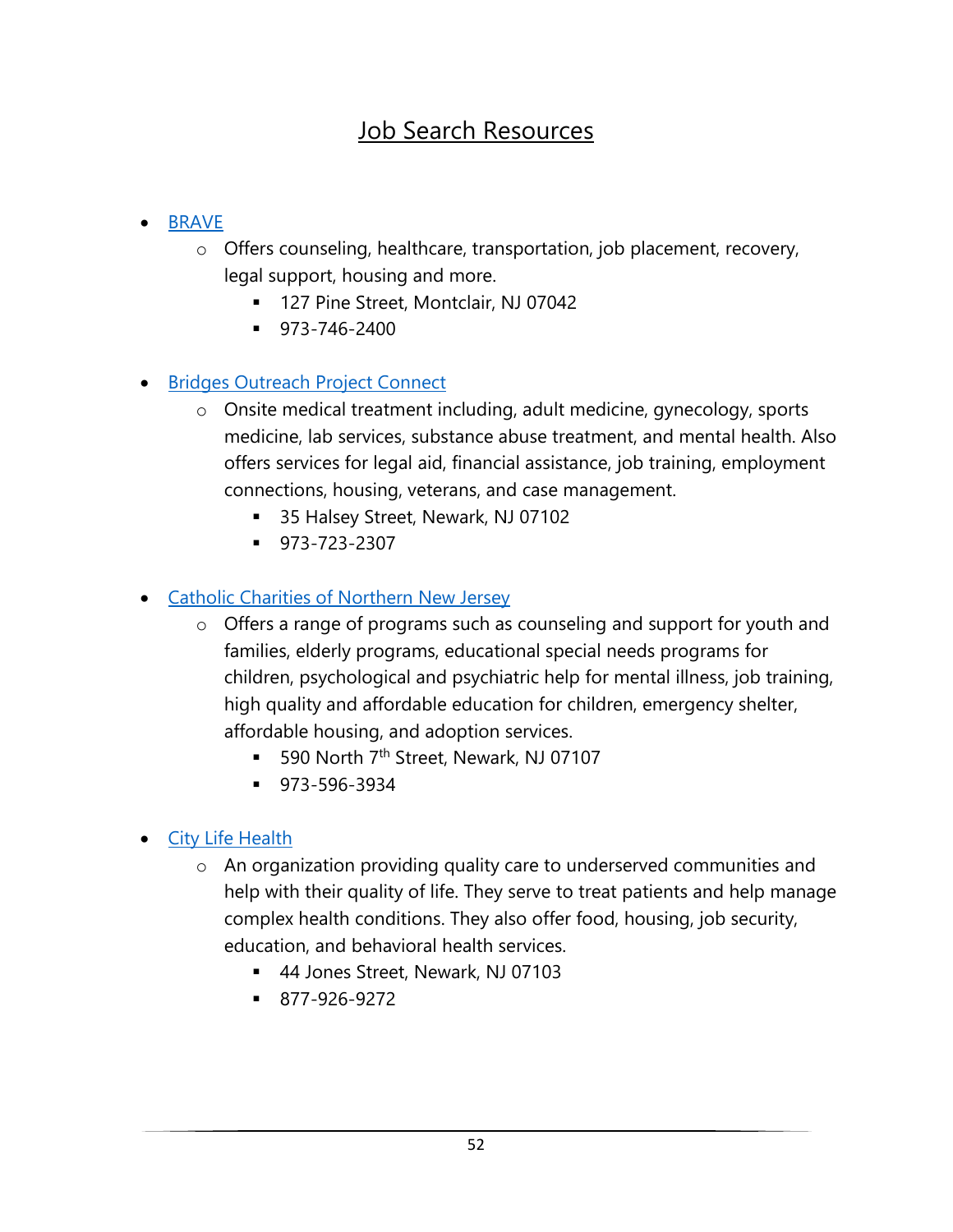# Job Search Resources

- BRAVE
  - Offers counseling, healthcare, transportation, job placement, recovery, legal support, housing and more.
    - 127 Pine Street, Montclair, NJ 07042
    - 973-746-2400

- Bridges Outreach Project Connect
  - Onsite medical treatment including, adult medicine, gynecology, sports medicine, lab services, substance abuse treatment, and mental health. Also offers services for legal aid, financial assistance, job training, employment connections, housing, veterans, and case management.
    - 35 Halsey Street, Newark, NJ 07102
    - 973-723-2307

- Catholic Charities of Northern New Jersey
  - Offers a range of programs such as counseling and support for youth and families, elderly programs, educational special needs programs for children, psychological and psychiatric help for mental illness, job training, high quality and affordable education for children, emergency shelter, affordable housing, and adoption services.
    - 590 North 7th Street, Newark, NJ 07107
    - 973-596-3934

- City Life Health
  - An organization providing quality care to underserved communities and help with their quality of life. They serve to treat patients and help manage complex health conditions. They also offer food, housing, job security, education, and behavioral health services.
    - 44 Jones Street, Newark, NJ 07103
    - 877-926-9272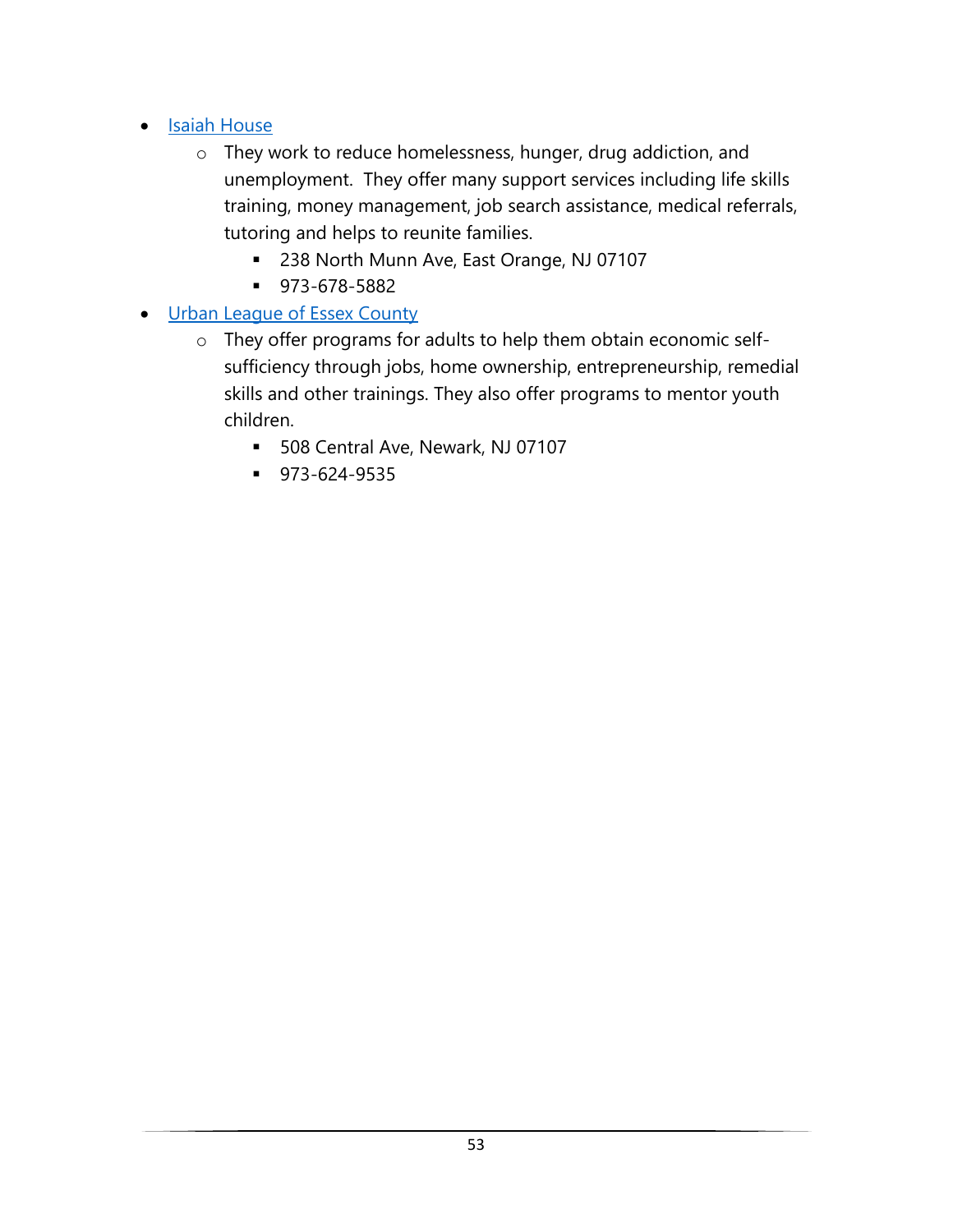- [Isaiah House]
    - They work to reduce homelessness, hunger, drug addiction, and unemployment. They offer many support services including life skills training, money management, job search assistance, medical referrals, tutoring and helps to reunite families.
        - 238 North Munn Ave, East Orange, NJ 07107
        - 973-678-5882
- [Urban League of Essex County]
    - They offer programs for adults to help them obtain economic self-sufficiency through jobs, home ownership, entrepreneurship, remedial skills and other trainings. They also offer programs to mentor youth children.
        - 508 Central Ave, Newark, NJ 07107
        - 973-624-9535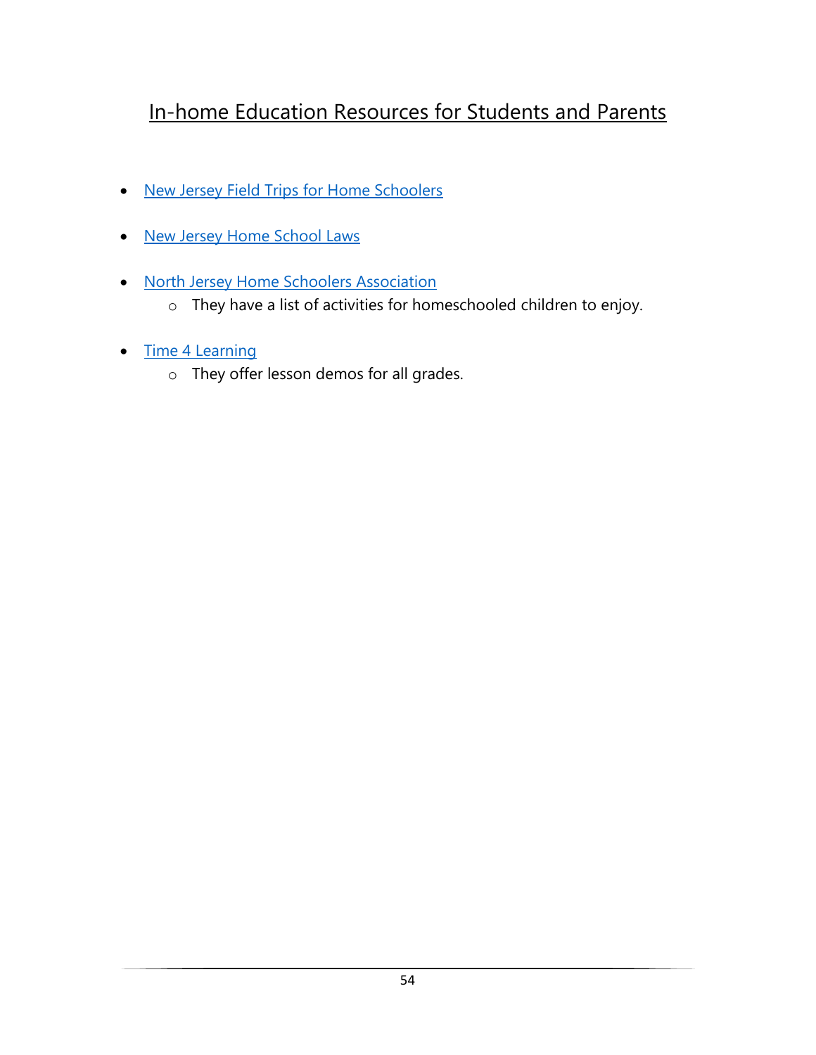# In-home Education Resources for Students and Parents

- New Jersey Field Trips for Home Schoolers
- New Jersey Home School Laws
- North Jersey Home Schoolers Association
  - They have a list of activities for homeschooled children to enjoy.
- Time 4 Learning
  - They offer lesson demos for all grades.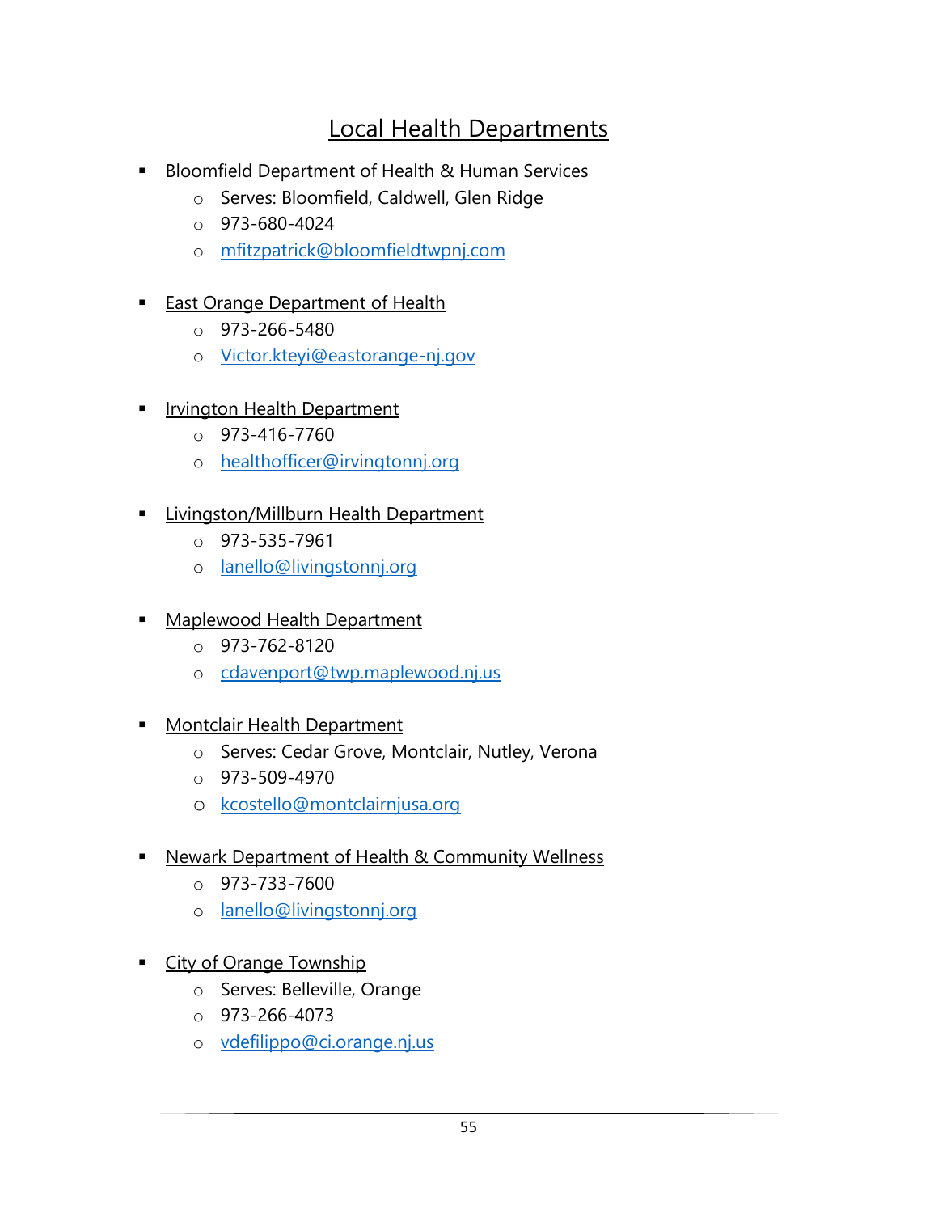# Local Health Departments

- Bloomfield Department of Health & Human Services
  - Serves: Bloomfield, Caldwell, Glen Ridge
  - 973-680-4024
  - mfitzpatrick@bloomfieldtwpnj.com

- East Orange Department of Health
  - 973-266-5480
  - Victor.kteyi@eastorange-nj.gov

- Irvington Health Department
  - 973-416-7760
  - healthofficer@irvingtonnj.org

- Livingston/Millburn Health Department
  - 973-535-7961
  - lanello@livingstonnj.org

- Maplewood Health Department
  - 973-762-8120
  - cdavenport@twp.maplewood.nj.us

- Montclair Health Department
  - Serves: Cedar Grove, Montclair, Nutley, Verona
  - 973-509-4970
  - kcostello@montclairnjusa.org

- Newark Department of Health & Community Wellness
  - 973-733-7600
  - lanello@livingstonnj.org

- City of Orange Township
  - Serves: Belleville, Orange
  - 973-266-4073
  - vdefilippo@ci.orange.nj.us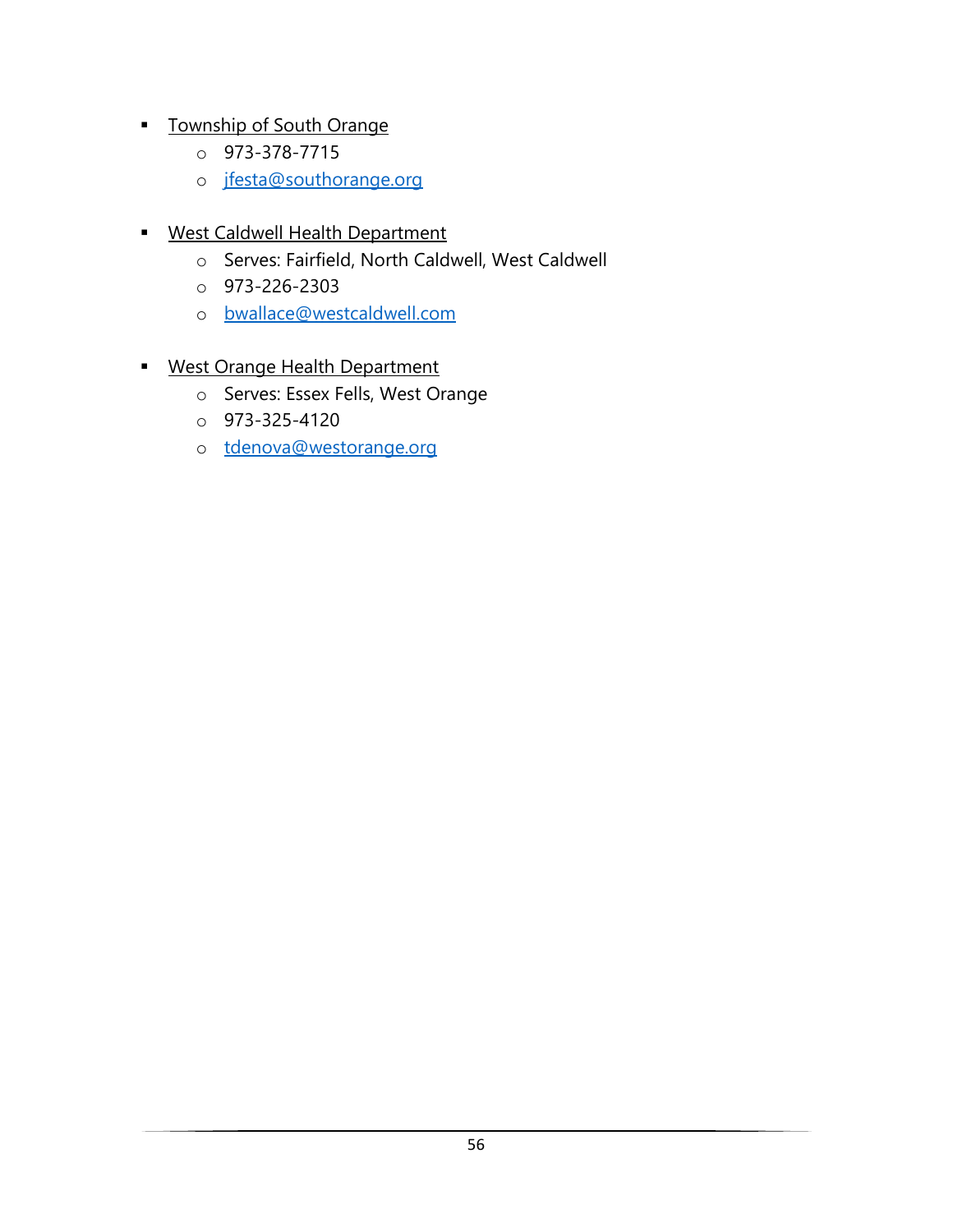- <u>Township of South Orange</u>
  - 973-378-7715
  - [jfesta@southorange.org](mailto:jfesta@southorange.org)

- <u>West Caldwell Health Department</u>
  - Serves: Fairfield, North Caldwell, West Caldwell
  - 973-226-2303
  - [bwallace@westcaldwell.com](mailto:bwallace@westcaldwell.com)

- <u>West Orange Health Department</u>
  - Serves: Essex Fells, West Orange
  - 973-325-4120
  - [tdenova@westorange.org](mailto:tdenova@westorange.org)